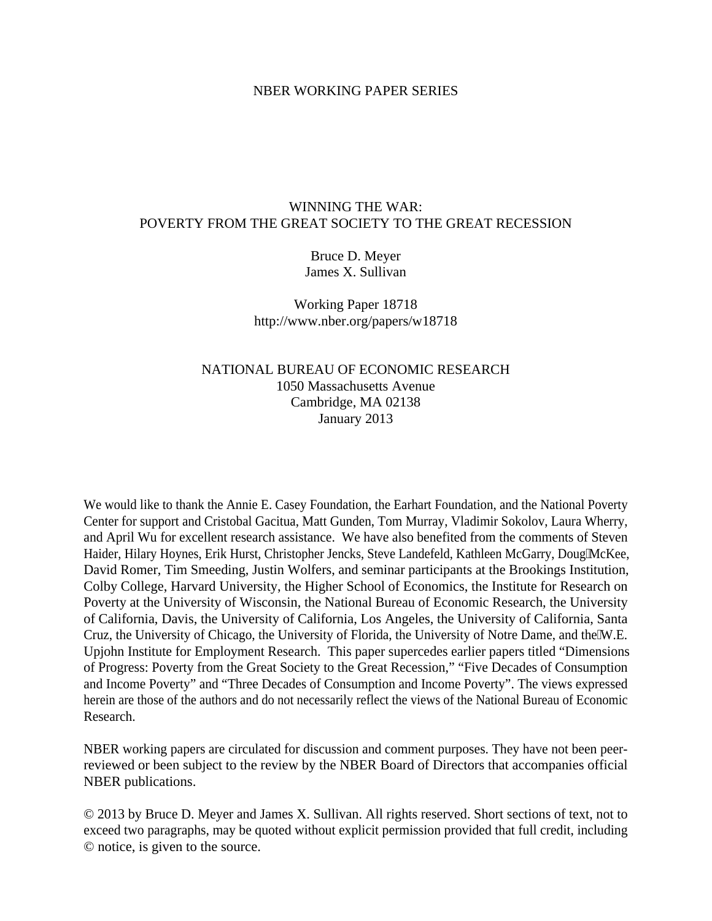NBER WORKING PAPER SERIES

# WINNING THE WAR:
# POVERTY FROM THE GREAT SOCIETY TO THE GREAT RECESSION

Bruce D. Meyer
James X. Sullivan

Working Paper 18718
http://www.nber.org/papers/w18718

NATIONAL BUREAU OF ECONOMIC RESEARCH
1050 Massachusetts Avenue
Cambridge, MA 02138
January 2013

We would like to thank the Annie E. Casey Foundation, the Earhart Foundation, and the National Poverty Center for support and Cristobal Gacitua, Matt Gunden, Tom Murray, Vladimir Sokolov, Laura Wherry, and April Wu for excellent research assistance. We have also benefited from the comments of Steven Haider, Hilary Hoynes, Erik Hurst, Christopher Jencks, Steve Landefeld, Kathleen McGarry, Doug McKee, David Romer, Tim Smeeding, Justin Wolfers, and seminar participants at the Brookings Institution, Colby College, Harvard University, the Higher School of Economics, the Institute for Research on Poverty at the University of Wisconsin, the National Bureau of Economic Research, the University of California, Davis, the University of California, Los Angeles, the University of California, Santa Cruz, the University of Chicago, the University of Florida, the University of Notre Dame, and the W.E. Upjohn Institute for Employment Research. This paper supercedes earlier papers titled "Dimensions of Progress: Poverty from the Great Society to the Great Recession," "Five Decades of Consumption and Income Poverty" and "Three Decades of Consumption and Income Poverty". The views expressed herein are those of the authors and do not necessarily reflect the views of the National Bureau of Economic Research.

NBER working papers are circulated for discussion and comment purposes. They have not been peer-reviewed or been subject to the review by the NBER Board of Directors that accompanies official NBER publications.

© 2013 by Bruce D. Meyer and James X. Sullivan. All rights reserved. Short sections of text, not to exceed two paragraphs, may be quoted without explicit permission provided that full credit, including © notice, is given to the source.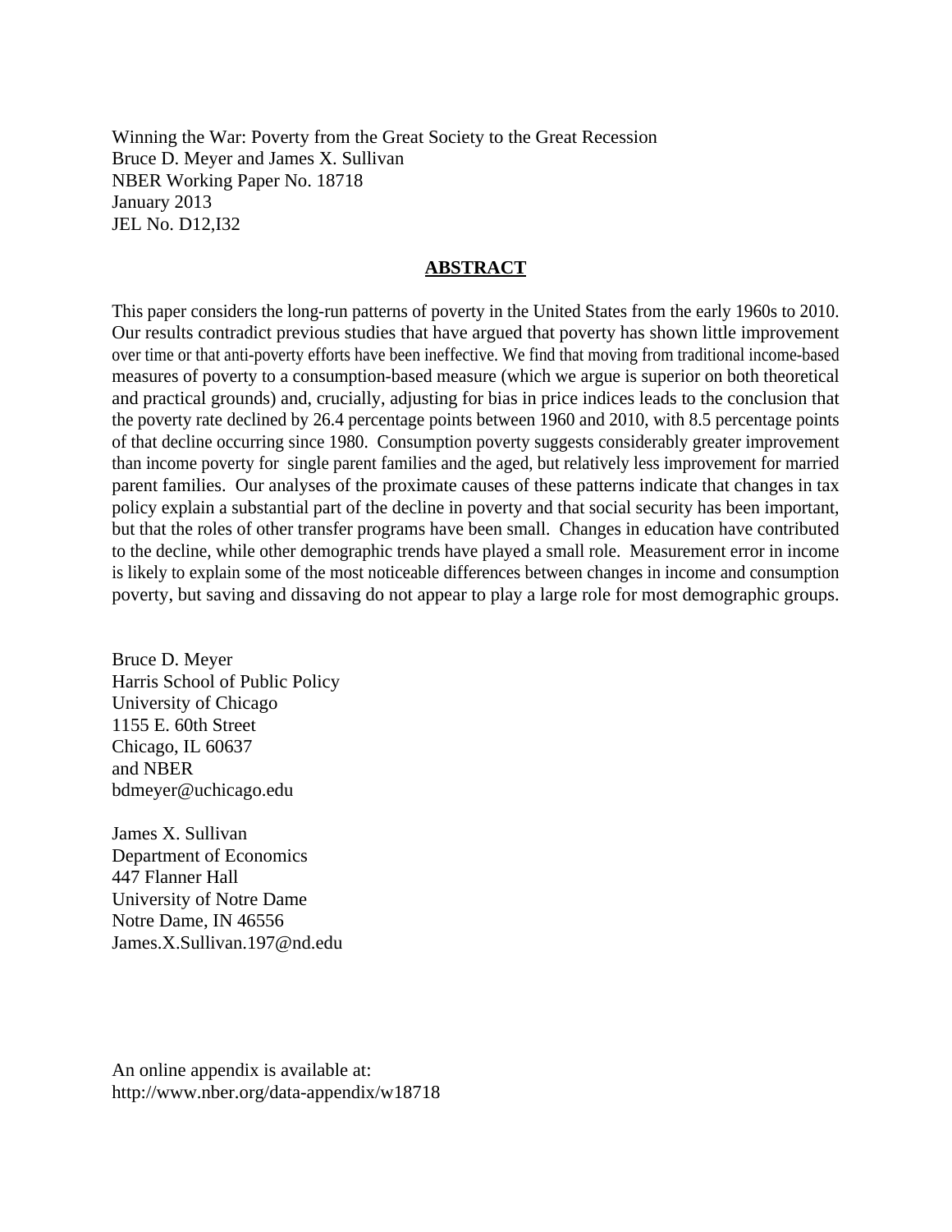Winning the War: Poverty from the Great Society to the Great Recession
Bruce D. Meyer and James X. Sullivan
NBER Working Paper No. 18718
January 2013
JEL No. D12,I32

## ABSTRACT

This paper considers the long-run patterns of poverty in the United States from the early 1960s to 2010. Our results contradict previous studies that have argued that poverty has shown little improvement over time or that anti-poverty efforts have been ineffective. We find that moving from traditional income-based measures of poverty to a consumption-based measure (which we argue is superior on both theoretical and practical grounds) and, crucially, adjusting for bias in price indices leads to the conclusion that the poverty rate declined by 26.4 percentage points between 1960 and 2010, with 8.5 percentage points of that decline occurring since 1980. Consumption poverty suggests considerably greater improvement than income poverty for single parent families and the aged, but relatively less improvement for married parent families. Our analyses of the proximate causes of these patterns indicate that changes in tax policy explain a substantial part of the decline in poverty and that social security has been important, but that the roles of other transfer programs have been small. Changes in education have contributed to the decline, while other demographic trends have played a small role. Measurement error in income is likely to explain some of the most noticeable differences between changes in income and consumption poverty, but saving and dissaving do not appear to play a large role for most demographic groups.

Bruce D. Meyer
Harris School of Public Policy
University of Chicago
1155 E. 60th Street
Chicago, IL 60637
and NBER
bdmeyer@uchicago.edu

James X. Sullivan
Department of Economics
447 Flanner Hall
University of Notre Dame
Notre Dame, IN 46556
James.X.Sullivan.197@nd.edu

An online appendix is available at:
http://www.nber.org/data-appendix/w18718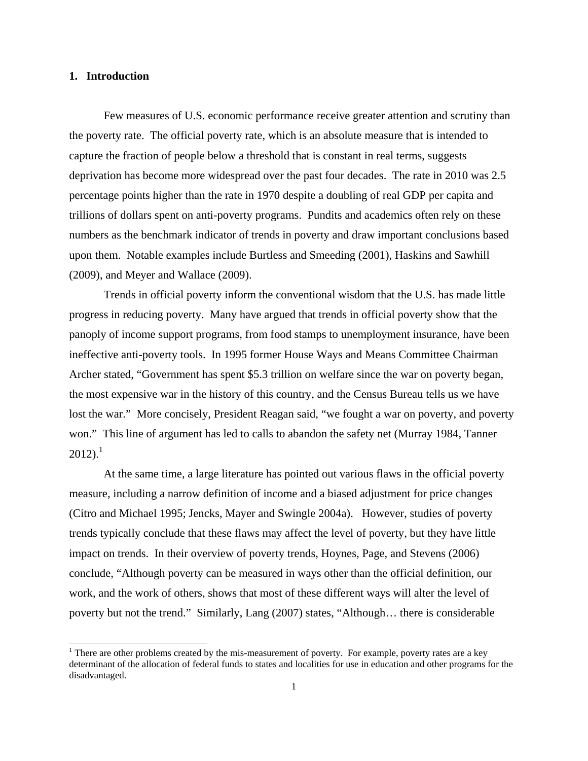## 1. Introduction

Few measures of U.S. economic performance receive greater attention and scrutiny than the poverty rate. The official poverty rate, which is an absolute measure that is intended to capture the fraction of people below a threshold that is constant in real terms, suggests deprivation has become more widespread over the past four decades. The rate in 2010 was 2.5 percentage points higher than the rate in 1970 despite a doubling of real GDP per capita and trillions of dollars spent on anti-poverty programs. Pundits and academics often rely on these numbers as the benchmark indicator of trends in poverty and draw important conclusions based upon them. Notable examples include Burtless and Smeeding (2001), Haskins and Sawhill (2009), and Meyer and Wallace (2009).

Trends in official poverty inform the conventional wisdom that the U.S. has made little progress in reducing poverty. Many have argued that trends in official poverty show that the panoply of income support programs, from food stamps to unemployment insurance, have been ineffective anti-poverty tools. In 1995 former House Ways and Means Committee Chairman Archer stated, "Government has spent $5.3 trillion on welfare since the war on poverty began, the most expensive war in the history of this country, and the Census Bureau tells us we have lost the war." More concisely, President Reagan said, "we fought a war on poverty, and poverty won." This line of argument has led to calls to abandon the safety net (Murray 1984, Tanner 2012).[1]

At the same time, a large literature has pointed out various flaws in the official poverty measure, including a narrow definition of income and a biased adjustment for price changes (Citro and Michael 1995; Jencks, Mayer and Swingle 2004a). However, studies of poverty trends typically conclude that these flaws may affect the level of poverty, but they have little impact on trends. In their overview of poverty trends, Hoynes, Page, and Stevens (2006) conclude, "Although poverty can be measured in ways other than the official definition, our work, and the work of others, shows that most of these different ways will alter the level of poverty but not the trend." Similarly, Lang (2007) states, "Although… there is considerable

[1] There are other problems created by the mis-measurement of poverty. For example, poverty rates are a key determinant of the allocation of federal funds to states and localities for use in education and other programs for the disadvantaged.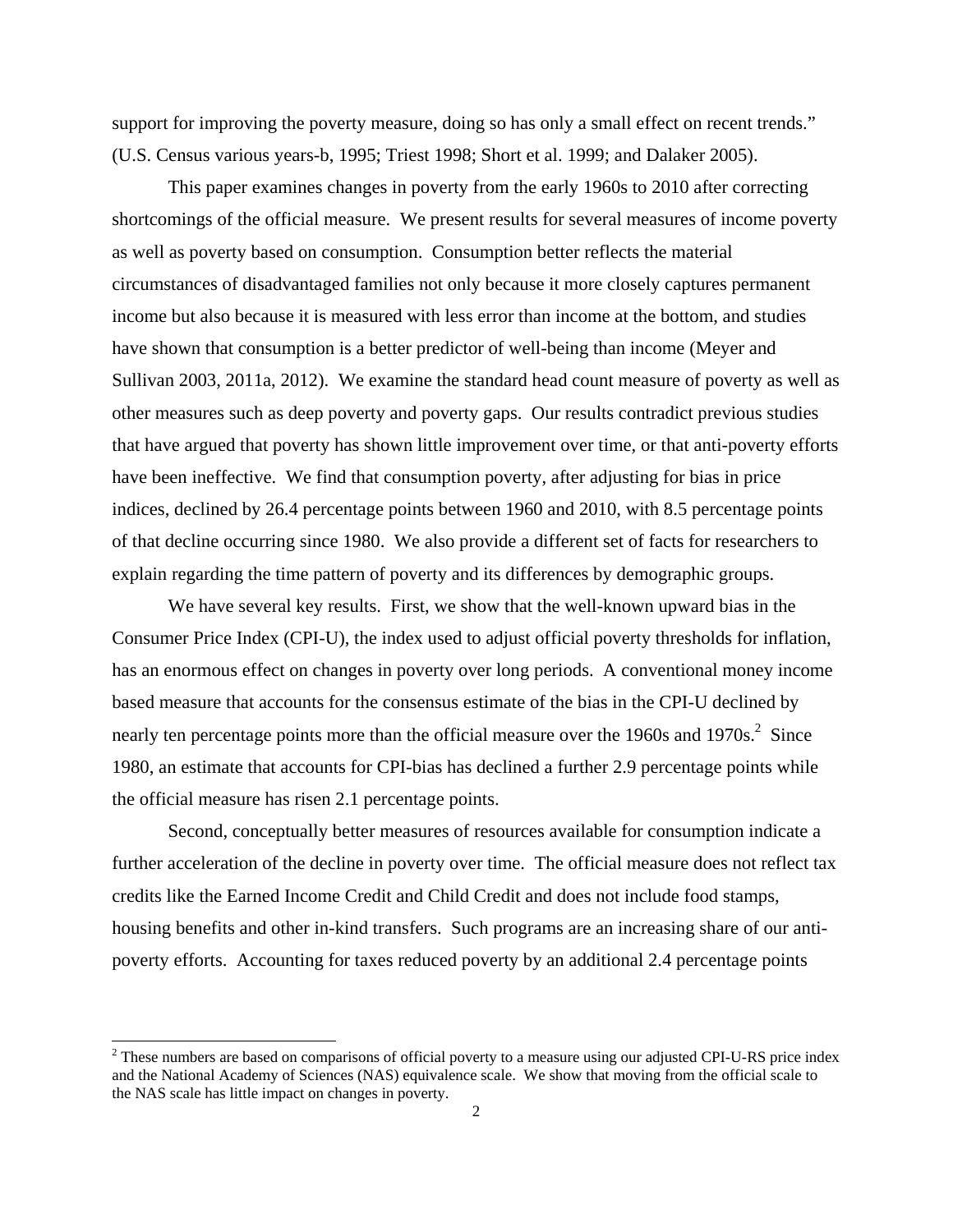support for improving the poverty measure, doing so has only a small effect on recent trends." (U.S. Census various years-b, 1995; Triest 1998; Short et al. 1999; and Dalaker 2005).

This paper examines changes in poverty from the early 1960s to 2010 after correcting shortcomings of the official measure. We present results for several measures of income poverty as well as poverty based on consumption. Consumption better reflects the material circumstances of disadvantaged families not only because it more closely captures permanent income but also because it is measured with less error than income at the bottom, and studies have shown that consumption is a better predictor of well-being than income (Meyer and Sullivan 2003, 2011a, 2012). We examine the standard head count measure of poverty as well as other measures such as deep poverty and poverty gaps. Our results contradict previous studies that have argued that poverty has shown little improvement over time, or that anti-poverty efforts have been ineffective. We find that consumption poverty, after adjusting for bias in price indices, declined by 26.4 percentage points between 1960 and 2010, with 8.5 percentage points of that decline occurring since 1980. We also provide a different set of facts for researchers to explain regarding the time pattern of poverty and its differences by demographic groups.

We have several key results. First, we show that the well-known upward bias in the Consumer Price Index (CPI-U), the index used to adjust official poverty thresholds for inflation, has an enormous effect on changes in poverty over long periods. A conventional money income based measure that accounts for the consensus estimate of the bias in the CPI-U declined by nearly ten percentage points more than the official measure over the 1960s and 1970s.[2] Since 1980, an estimate that accounts for CPI-bias has declined a further 2.9 percentage points while the official measure has risen 2.1 percentage points.

Second, conceptually better measures of resources available for consumption indicate a further acceleration of the decline in poverty over time. The official measure does not reflect tax credits like the Earned Income Credit and Child Credit and does not include food stamps, housing benefits and other in-kind transfers. Such programs are an increasing share of our anti-poverty efforts. Accounting for taxes reduced poverty by an additional 2.4 percentage points

[2] These numbers are based on comparisons of official poverty to a measure using our adjusted CPI-U-RS price index and the National Academy of Sciences (NAS) equivalence scale. We show that moving from the official scale to the NAS scale has little impact on changes in poverty.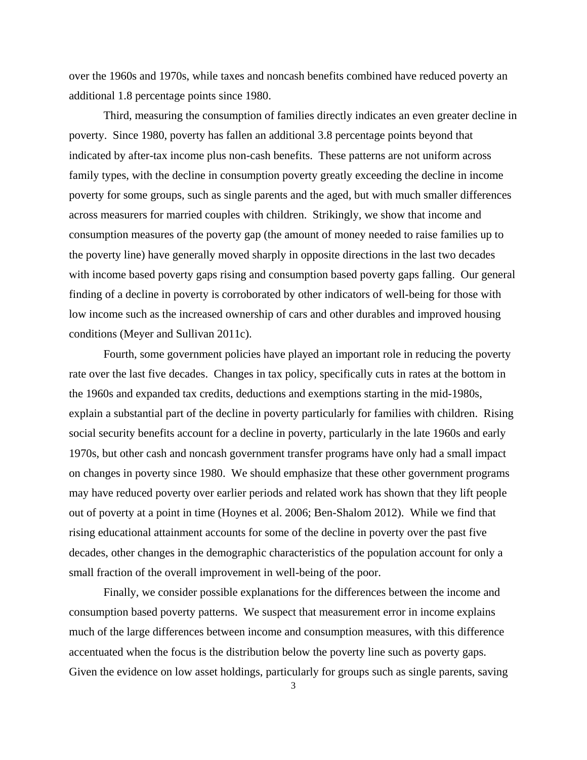over the 1960s and 1970s, while taxes and noncash benefits combined have reduced poverty an additional 1.8 percentage points since 1980.

Third, measuring the consumption of families directly indicates an even greater decline in poverty. Since 1980, poverty has fallen an additional 3.8 percentage points beyond that indicated by after-tax income plus non-cash benefits. These patterns are not uniform across family types, with the decline in consumption poverty greatly exceeding the decline in income poverty for some groups, such as single parents and the aged, but with much smaller differences across measurers for married couples with children. Strikingly, we show that income and consumption measures of the poverty gap (the amount of money needed to raise families up to the poverty line) have generally moved sharply in opposite directions in the last two decades with income based poverty gaps rising and consumption based poverty gaps falling. Our general finding of a decline in poverty is corroborated by other indicators of well-being for those with low income such as the increased ownership of cars and other durables and improved housing conditions (Meyer and Sullivan 2011c).

Fourth, some government policies have played an important role in reducing the poverty rate over the last five decades. Changes in tax policy, specifically cuts in rates at the bottom in the 1960s and expanded tax credits, deductions and exemptions starting in the mid-1980s, explain a substantial part of the decline in poverty particularly for families with children. Rising social security benefits account for a decline in poverty, particularly in the late 1960s and early 1970s, but other cash and noncash government transfer programs have only had a small impact on changes in poverty since 1980. We should emphasize that these other government programs may have reduced poverty over earlier periods and related work has shown that they lift people out of poverty at a point in time (Hoynes et al. 2006; Ben-Shalom 2012). While we find that rising educational attainment accounts for some of the decline in poverty over the past five decades, other changes in the demographic characteristics of the population account for only a small fraction of the overall improvement in well-being of the poor.

Finally, we consider possible explanations for the differences between the income and consumption based poverty patterns. We suspect that measurement error in income explains much of the large differences between income and consumption measures, with this difference accentuated when the focus is the distribution below the poverty line such as poverty gaps. Given the evidence on low asset holdings, particularly for groups such as single parents, saving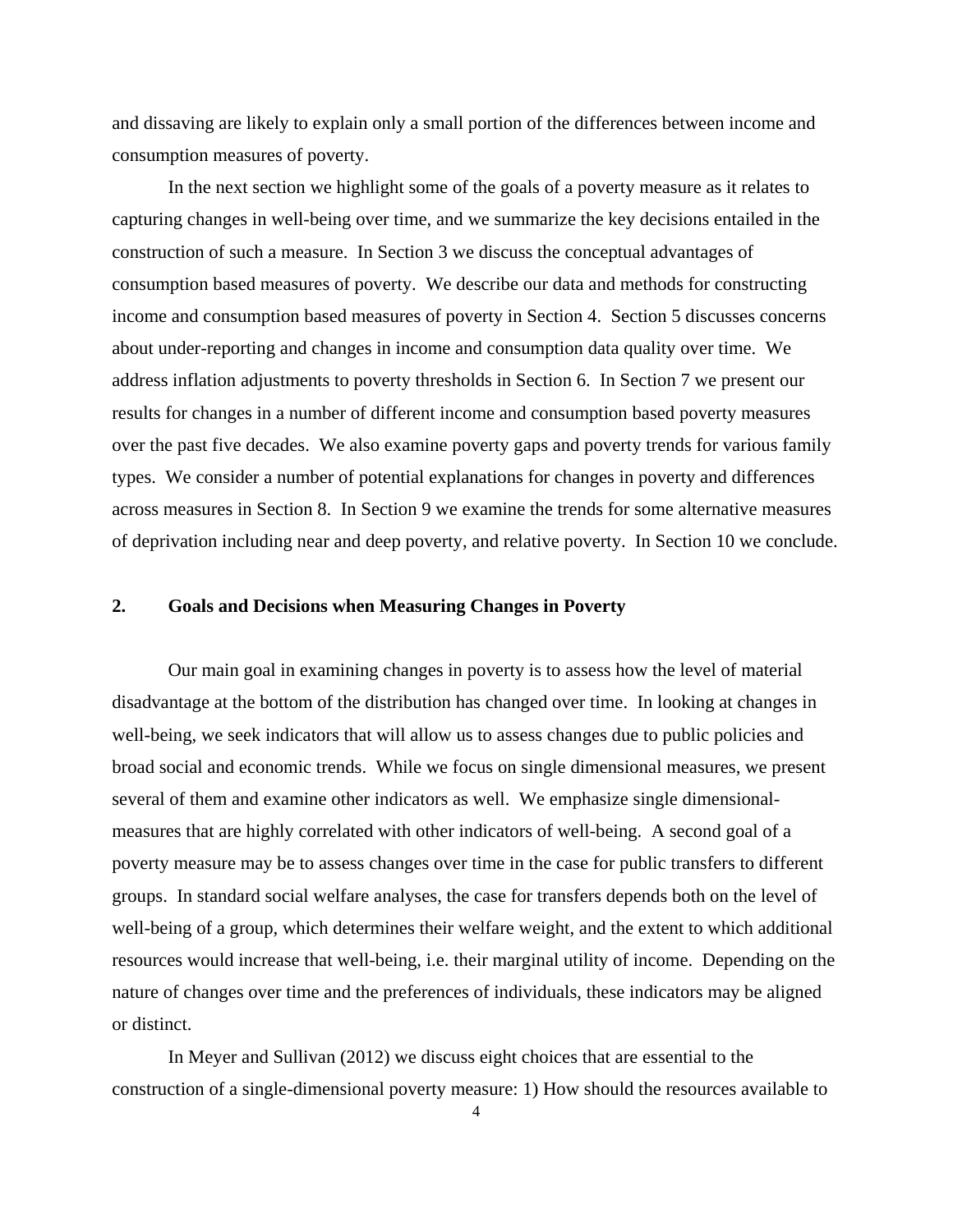and dissaving are likely to explain only a small portion of the differences between income and consumption measures of poverty.

In the next section we highlight some of the goals of a poverty measure as it relates to capturing changes in well-being over time, and we summarize the key decisions entailed in the construction of such a measure. In Section 3 we discuss the conceptual advantages of consumption based measures of poverty. We describe our data and methods for constructing income and consumption based measures of poverty in Section 4. Section 5 discusses concerns about under-reporting and changes in income and consumption data quality over time. We address inflation adjustments to poverty thresholds in Section 6. In Section 7 we present our results for changes in a number of different income and consumption based poverty measures over the past five decades. We also examine poverty gaps and poverty trends for various family types. We consider a number of potential explanations for changes in poverty and differences across measures in Section 8. In Section 9 we examine the trends for some alternative measures of deprivation including near and deep poverty, and relative poverty. In Section 10 we conclude.

## 2. Goals and Decisions when Measuring Changes in Poverty

Our main goal in examining changes in poverty is to assess how the level of material disadvantage at the bottom of the distribution has changed over time. In looking at changes in well-being, we seek indicators that will allow us to assess changes due to public policies and broad social and economic trends. While we focus on single dimensional measures, we present several of them and examine other indicators as well. We emphasize single dimensional-measures that are highly correlated with other indicators of well-being. A second goal of a poverty measure may be to assess changes over time in the case for public transfers to different groups. In standard social welfare analyses, the case for transfers depends both on the level of well-being of a group, which determines their welfare weight, and the extent to which additional resources would increase that well-being, i.e. their marginal utility of income. Depending on the nature of changes over time and the preferences of individuals, these indicators may be aligned or distinct.

In Meyer and Sullivan (2012) we discuss eight choices that are essential to the construction of a single-dimensional poverty measure: 1) How should the resources available to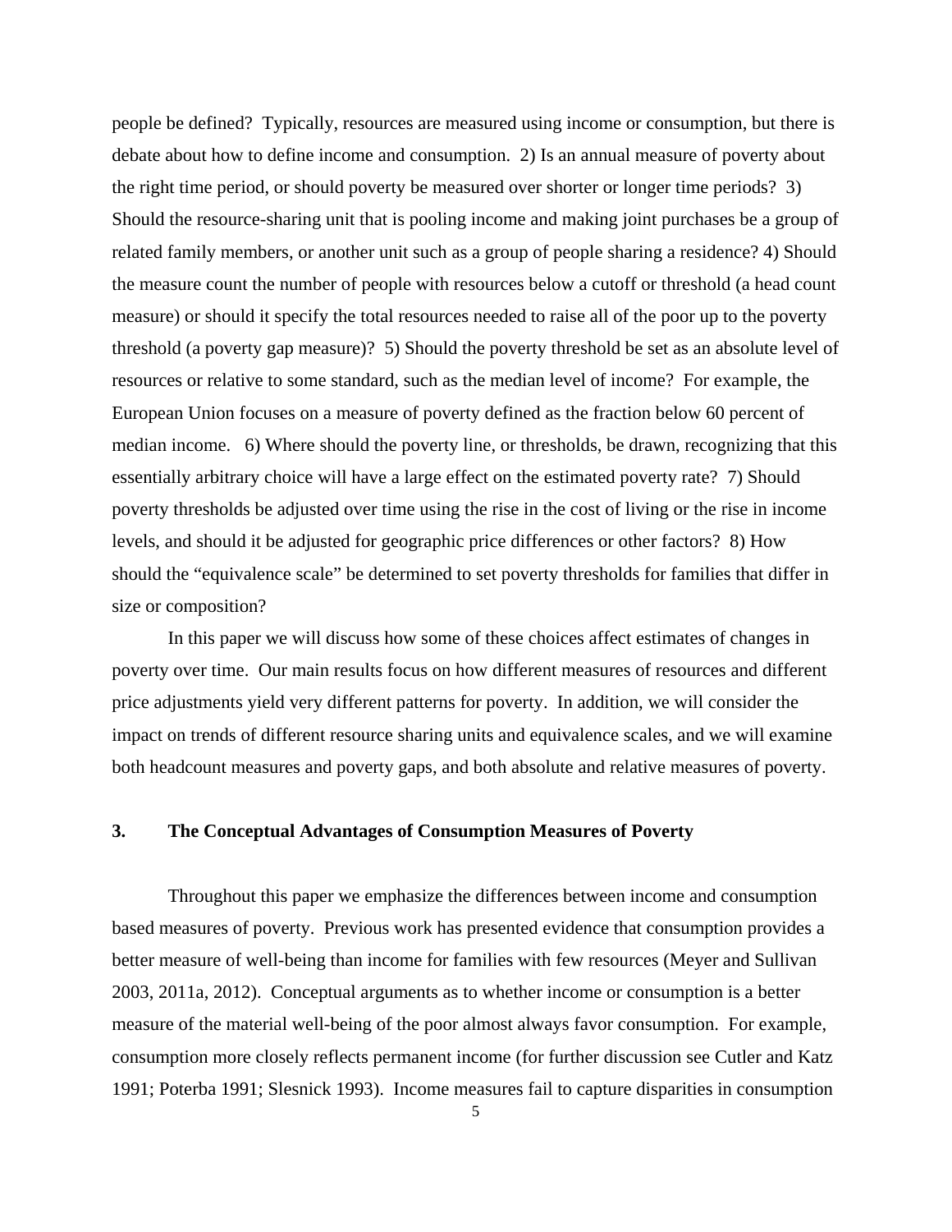people be defined? Typically, resources are measured using income or consumption, but there is debate about how to define income and consumption. 2) Is an annual measure of poverty about the right time period, or should poverty be measured over shorter or longer time periods? 3) Should the resource-sharing unit that is pooling income and making joint purchases be a group of related family members, or another unit such as a group of people sharing a residence? 4) Should the measure count the number of people with resources below a cutoff or threshold (a head count measure) or should it specify the total resources needed to raise all of the poor up to the poverty threshold (a poverty gap measure)? 5) Should the poverty threshold be set as an absolute level of resources or relative to some standard, such as the median level of income? For example, the European Union focuses on a measure of poverty defined as the fraction below 60 percent of median income. 6) Where should the poverty line, or thresholds, be drawn, recognizing that this essentially arbitrary choice will have a large effect on the estimated poverty rate? 7) Should poverty thresholds be adjusted over time using the rise in the cost of living or the rise in income levels, and should it be adjusted for geographic price differences or other factors? 8) How should the "equivalence scale" be determined to set poverty thresholds for families that differ in size or composition?

In this paper we will discuss how some of these choices affect estimates of changes in poverty over time. Our main results focus on how different measures of resources and different price adjustments yield very different patterns for poverty. In addition, we will consider the impact on trends of different resource sharing units and equivalence scales, and we will examine both headcount measures and poverty gaps, and both absolute and relative measures of poverty.

## 3. The Conceptual Advantages of Consumption Measures of Poverty

Throughout this paper we emphasize the differences between income and consumption based measures of poverty. Previous work has presented evidence that consumption provides a better measure of well-being than income for families with few resources (Meyer and Sullivan 2003, 2011a, 2012). Conceptual arguments as to whether income or consumption is a better measure of the material well-being of the poor almost always favor consumption. For example, consumption more closely reflects permanent income (for further discussion see Cutler and Katz 1991; Poterba 1991; Slesnick 1993). Income measures fail to capture disparities in consumption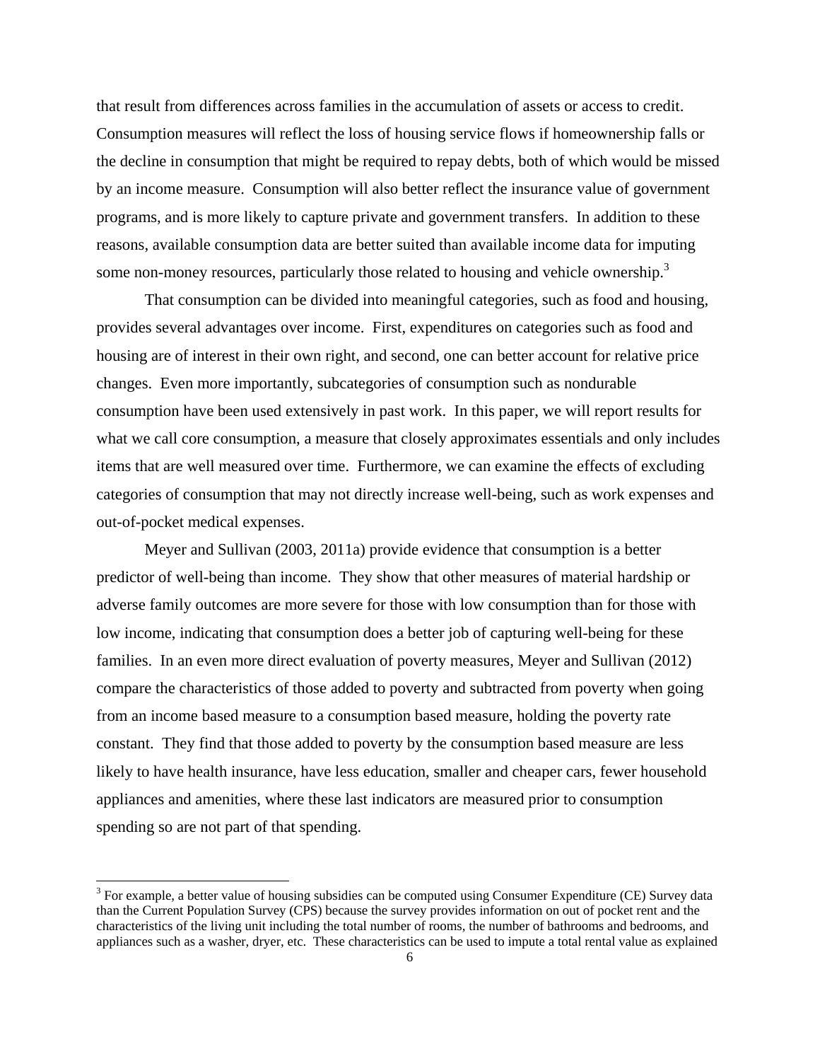that result from differences across families in the accumulation of assets or access to credit. Consumption measures will reflect the loss of housing service flows if homeownership falls or the decline in consumption that might be required to repay debts, both of which would be missed by an income measure. Consumption will also better reflect the insurance value of government programs, and is more likely to capture private and government transfers. In addition to these reasons, available consumption data are better suited than available income data for imputing some non-money resources, particularly those related to housing and vehicle ownership.[3]

That consumption can be divided into meaningful categories, such as food and housing, provides several advantages over income. First, expenditures on categories such as food and housing are of interest in their own right, and second, one can better account for relative price changes. Even more importantly, subcategories of consumption such as nondurable consumption have been used extensively in past work. In this paper, we will report results for what we call core consumption, a measure that closely approximates essentials and only includes items that are well measured over time. Furthermore, we can examine the effects of excluding categories of consumption that may not directly increase well-being, such as work expenses and out-of-pocket medical expenses.

Meyer and Sullivan (2003, 2011a) provide evidence that consumption is a better predictor of well-being than income. They show that other measures of material hardship or adverse family outcomes are more severe for those with low consumption than for those with low income, indicating that consumption does a better job of capturing well-being for these families. In an even more direct evaluation of poverty measures, Meyer and Sullivan (2012) compare the characteristics of those added to poverty and subtracted from poverty when going from an income based measure to a consumption based measure, holding the poverty rate constant. They find that those added to poverty by the consumption based measure are less likely to have health insurance, have less education, smaller and cheaper cars, fewer household appliances and amenities, where these last indicators are measured prior to consumption spending so are not part of that spending.

[3] For example, a better value of housing subsidies can be computed using Consumer Expenditure (CE) Survey data than the Current Population Survey (CPS) because the survey provides information on out of pocket rent and the characteristics of the living unit including the total number of rooms, the number of bathrooms and bedrooms, and appliances such as a washer, dryer, etc. These characteristics can be used to impute a total rental value as explained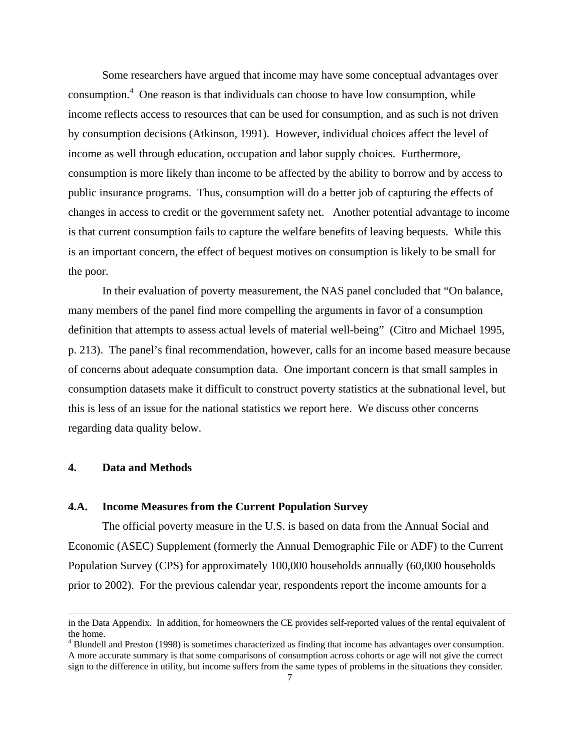Some researchers have argued that income may have some conceptual advantages over consumption.[4] One reason is that individuals can choose to have low consumption, while income reflects access to resources that can be used for consumption, and as such is not driven by consumption decisions (Atkinson, 1991). However, individual choices affect the level of income as well through education, occupation and labor supply choices. Furthermore, consumption is more likely than income to be affected by the ability to borrow and by access to public insurance programs. Thus, consumption will do a better job of capturing the effects of changes in access to credit or the government safety net. Another potential advantage to income is that current consumption fails to capture the welfare benefits of leaving bequests. While this is an important concern, the effect of bequest motives on consumption is likely to be small for the poor.

In their evaluation of poverty measurement, the NAS panel concluded that "On balance, many members of the panel find more compelling the arguments in favor of a consumption definition that attempts to assess actual levels of material well-being" (Citro and Michael 1995, p. 213). The panel's final recommendation, however, calls for an income based measure because of concerns about adequate consumption data. One important concern is that small samples in consumption datasets make it difficult to construct poverty statistics at the subnational level, but this is less of an issue for the national statistics we report here. We discuss other concerns regarding data quality below.

## 4. Data and Methods

### 4.A. Income Measures from the Current Population Survey

The official poverty measure in the U.S. is based on data from the Annual Social and Economic (ASEC) Supplement (formerly the Annual Demographic File or ADF) to the Current Population Survey (CPS) for approximately 100,000 households annually (60,000 households prior to 2002). For the previous calendar year, respondents report the income amounts for a

---

in the Data Appendix. In addition, for homeowners the CE provides self-reported values of the rental equivalent of the home.

[4] Blundell and Preston (1998) is sometimes characterized as finding that income has advantages over consumption. A more accurate summary is that some comparisons of consumption across cohorts or age will not give the correct sign to the difference in utility, but income suffers from the same types of problems in the situations they consider.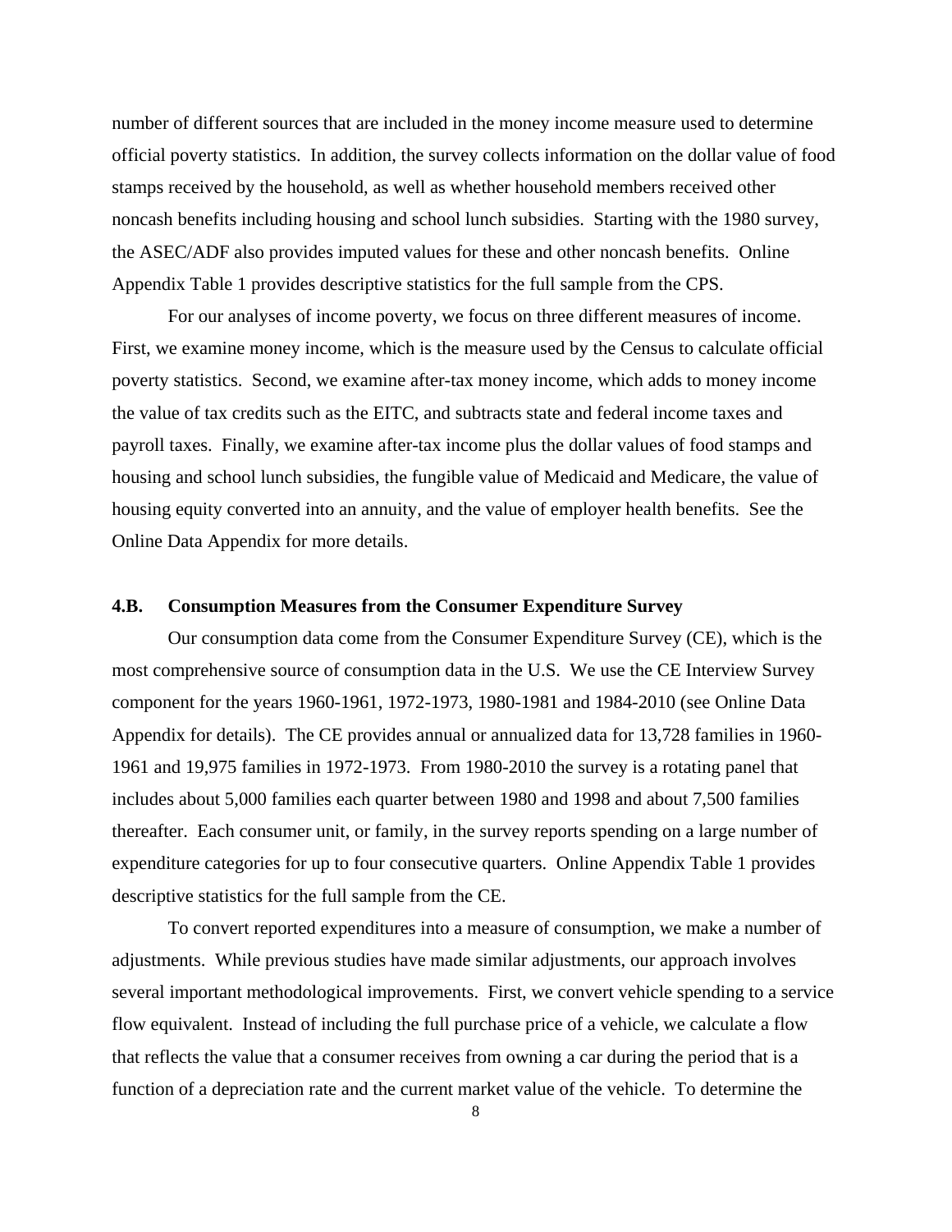number of different sources that are included in the money income measure used to determine official poverty statistics. In addition, the survey collects information on the dollar value of food stamps received by the household, as well as whether household members received other noncash benefits including housing and school lunch subsidies. Starting with the 1980 survey, the ASEC/ADF also provides imputed values for these and other noncash benefits. Online Appendix Table 1 provides descriptive statistics for the full sample from the CPS.

For our analyses of income poverty, we focus on three different measures of income. First, we examine money income, which is the measure used by the Census to calculate official poverty statistics. Second, we examine after-tax money income, which adds to money income the value of tax credits such as the EITC, and subtracts state and federal income taxes and payroll taxes. Finally, we examine after-tax income plus the dollar values of food stamps and housing and school lunch subsidies, the fungible value of Medicaid and Medicare, the value of housing equity converted into an annuity, and the value of employer health benefits. See the Online Data Appendix for more details.

### 4.B. Consumption Measures from the Consumer Expenditure Survey

Our consumption data come from the Consumer Expenditure Survey (CE), which is the most comprehensive source of consumption data in the U.S. We use the CE Interview Survey component for the years 1960-1961, 1972-1973, 1980-1981 and 1984-2010 (see Online Data Appendix for details). The CE provides annual or annualized data for 13,728 families in 1960-1961 and 19,975 families in 1972-1973. From 1980-2010 the survey is a rotating panel that includes about 5,000 families each quarter between 1980 and 1998 and about 7,500 families thereafter. Each consumer unit, or family, in the survey reports spending on a large number of expenditure categories for up to four consecutive quarters. Online Appendix Table 1 provides descriptive statistics for the full sample from the CE.

To convert reported expenditures into a measure of consumption, we make a number of adjustments. While previous studies have made similar adjustments, our approach involves several important methodological improvements. First, we convert vehicle spending to a service flow equivalent. Instead of including the full purchase price of a vehicle, we calculate a flow that reflects the value that a consumer receives from owning a car during the period that is a function of a depreciation rate and the current market value of the vehicle. To determine the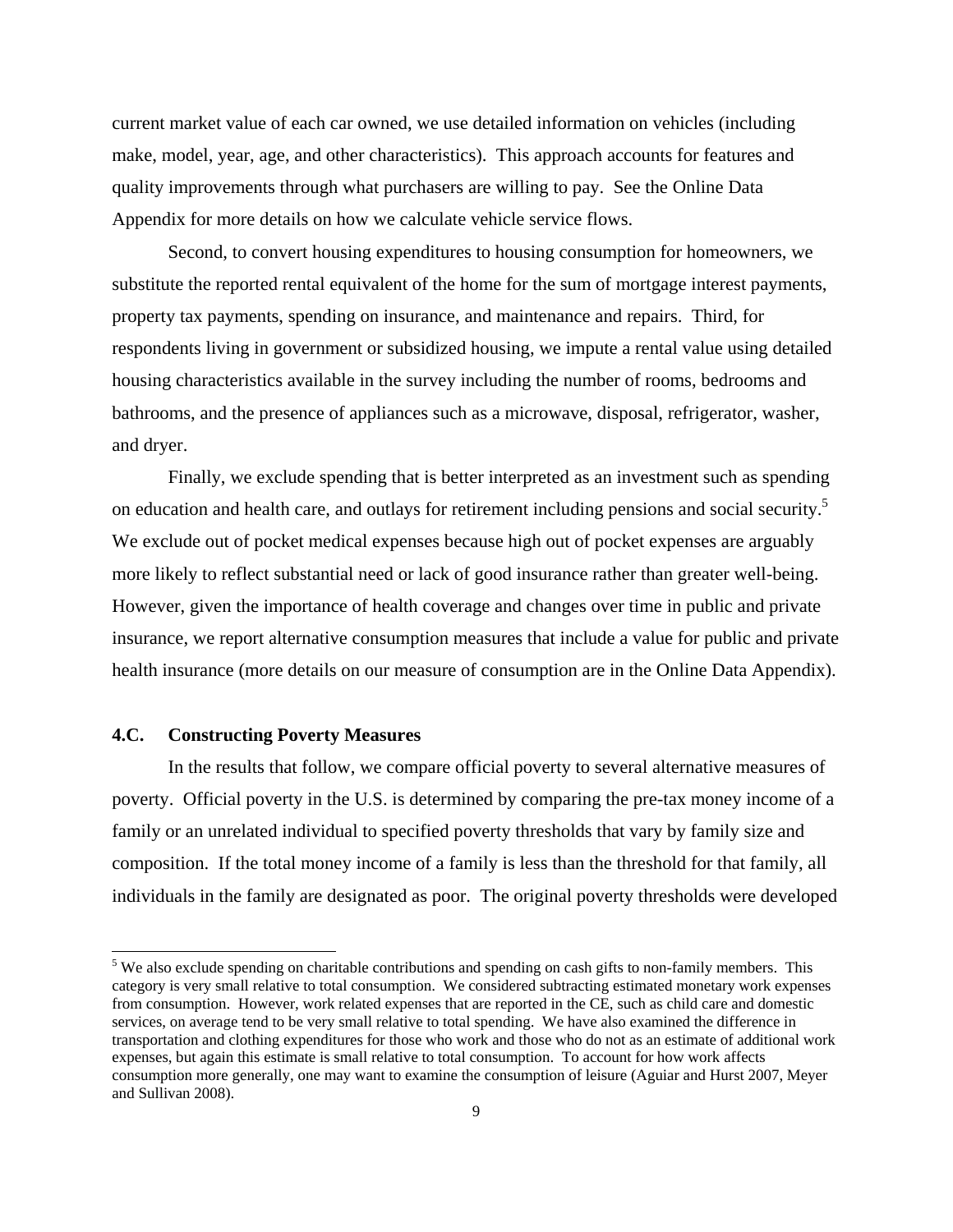current market value of each car owned, we use detailed information on vehicles (including make, model, year, age, and other characteristics). This approach accounts for features and quality improvements through what purchasers are willing to pay. See the Online Data Appendix for more details on how we calculate vehicle service flows.

Second, to convert housing expenditures to housing consumption for homeowners, we substitute the reported rental equivalent of the home for the sum of mortgage interest payments, property tax payments, spending on insurance, and maintenance and repairs. Third, for respondents living in government or subsidized housing, we impute a rental value using detailed housing characteristics available in the survey including the number of rooms, bedrooms and bathrooms, and the presence of appliances such as a microwave, disposal, refrigerator, washer, and dryer.

Finally, we exclude spending that is better interpreted as an investment such as spending on education and health care, and outlays for retirement including pensions and social security.[5] We exclude out of pocket medical expenses because high out of pocket expenses are arguably more likely to reflect substantial need or lack of good insurance rather than greater well-being. However, given the importance of health coverage and changes over time in public and private insurance, we report alternative consumption measures that include a value for public and private health insurance (more details on our measure of consumption are in the Online Data Appendix).

### 4.C. Constructing Poverty Measures

In the results that follow, we compare official poverty to several alternative measures of poverty. Official poverty in the U.S. is determined by comparing the pre-tax money income of a family or an unrelated individual to specified poverty thresholds that vary by family size and composition. If the total money income of a family is less than the threshold for that family, all individuals in the family are designated as poor. The original poverty thresholds were developed

[5] We also exclude spending on charitable contributions and spending on cash gifts to non-family members. This category is very small relative to total consumption. We considered subtracting estimated monetary work expenses from consumption. However, work related expenses that are reported in the CE, such as child care and domestic services, on average tend to be very small relative to total spending. We have also examined the difference in transportation and clothing expenditures for those who work and those who do not as an estimate of additional work expenses, but again this estimate is small relative to total consumption. To account for how work affects consumption more generally, one may want to examine the consumption of leisure (Aguiar and Hurst 2007, Meyer and Sullivan 2008).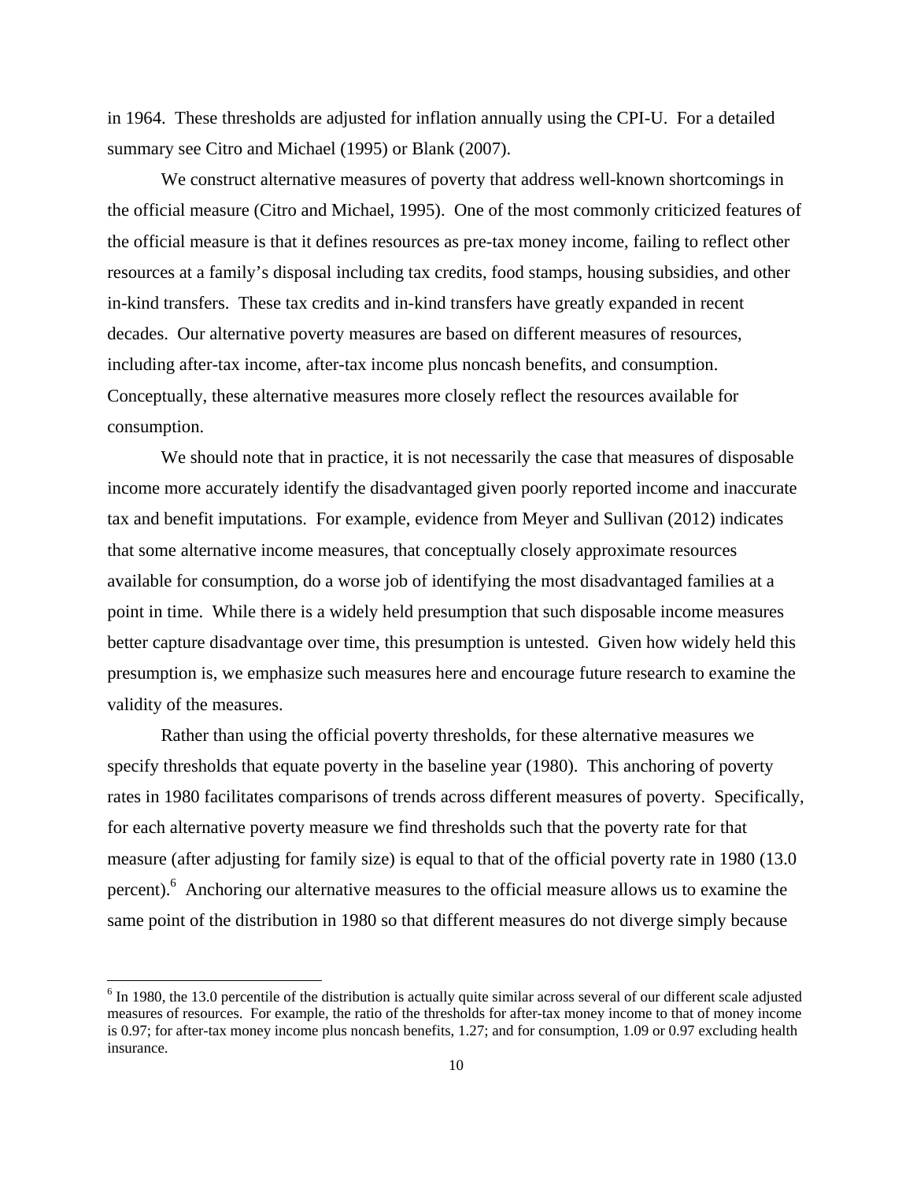in 1964. These thresholds are adjusted for inflation annually using the CPI-U. For a detailed summary see Citro and Michael (1995) or Blank (2007).

We construct alternative measures of poverty that address well-known shortcomings in the official measure (Citro and Michael, 1995). One of the most commonly criticized features of the official measure is that it defines resources as pre-tax money income, failing to reflect other resources at a family's disposal including tax credits, food stamps, housing subsidies, and other in-kind transfers. These tax credits and in-kind transfers have greatly expanded in recent decades. Our alternative poverty measures are based on different measures of resources, including after-tax income, after-tax income plus noncash benefits, and consumption. Conceptually, these alternative measures more closely reflect the resources available for consumption.

We should note that in practice, it is not necessarily the case that measures of disposable income more accurately identify the disadvantaged given poorly reported income and inaccurate tax and benefit imputations. For example, evidence from Meyer and Sullivan (2012) indicates that some alternative income measures, that conceptually closely approximate resources available for consumption, do a worse job of identifying the most disadvantaged families at a point in time. While there is a widely held presumption that such disposable income measures better capture disadvantage over time, this presumption is untested. Given how widely held this presumption is, we emphasize such measures here and encourage future research to examine the validity of the measures.

Rather than using the official poverty thresholds, for these alternative measures we specify thresholds that equate poverty in the baseline year (1980). This anchoring of poverty rates in 1980 facilitates comparisons of trends across different measures of poverty. Specifically, for each alternative poverty measure we find thresholds such that the poverty rate for that measure (after adjusting for family size) is equal to that of the official poverty rate in 1980 (13.0 percent).[6] Anchoring our alternative measures to the official measure allows us to examine the same point of the distribution in 1980 so that different measures do not diverge simply because

[6] In 1980, the 13.0 percentile of the distribution is actually quite similar across several of our different scale adjusted measures of resources. For example, the ratio of the thresholds for after-tax money income to that of money income is 0.97; for after-tax money income plus noncash benefits, 1.27; and for consumption, 1.09 or 0.97 excluding health insurance.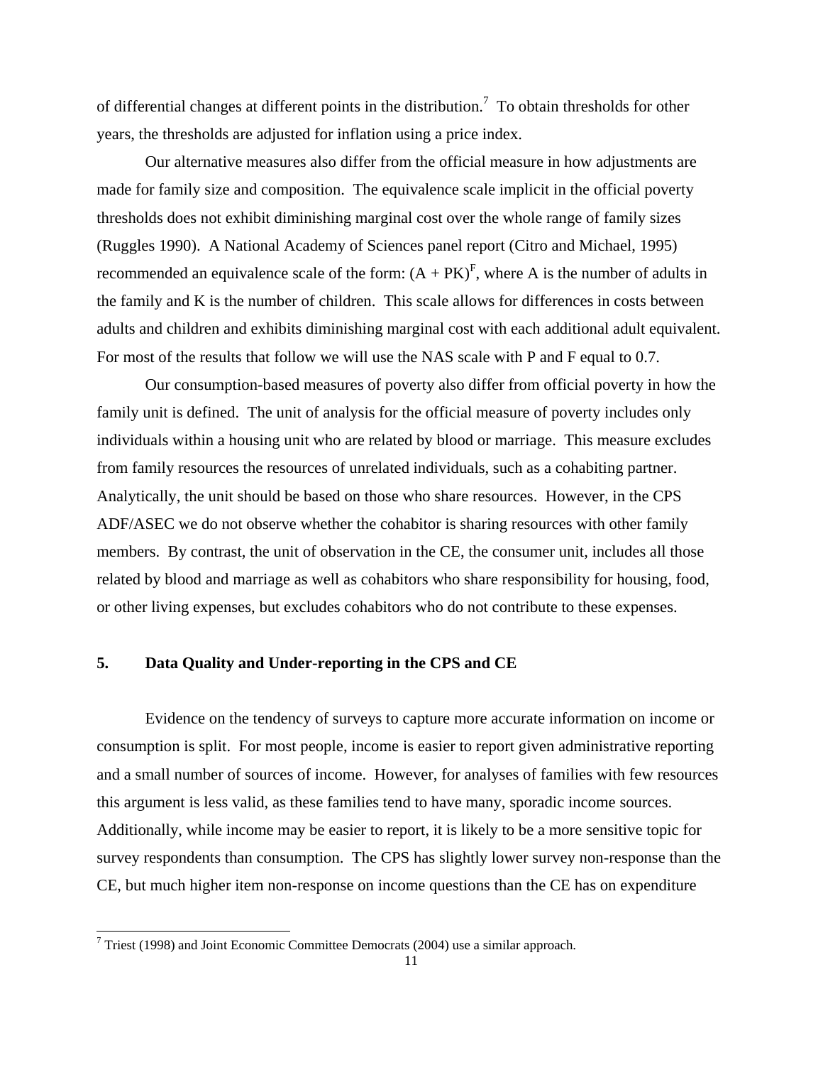of differential changes at different points in the distribution.[7] To obtain thresholds for other years, the thresholds are adjusted for inflation using a price index.

Our alternative measures also differ from the official measure in how adjustments are made for family size and composition. The equivalence scale implicit in the official poverty thresholds does not exhibit diminishing marginal cost over the whole range of family sizes (Ruggles 1990). A National Academy of Sciences panel report (Citro and Michael, 1995) recommended an equivalence scale of the form: $(A + PK)^F$, where A is the number of adults in the family and K is the number of children. This scale allows for differences in costs between adults and children and exhibits diminishing marginal cost with each additional adult equivalent. For most of the results that follow we will use the NAS scale with P and F equal to 0.7.

Our consumption-based measures of poverty also differ from official poverty in how the family unit is defined. The unit of analysis for the official measure of poverty includes only individuals within a housing unit who are related by blood or marriage. This measure excludes from family resources the resources of unrelated individuals, such as a cohabiting partner. Analytically, the unit should be based on those who share resources. However, in the CPS ADF/ASEC we do not observe whether the cohabitor is sharing resources with other family members. By contrast, the unit of observation in the CE, the consumer unit, includes all those related by blood and marriage as well as cohabitors who share responsibility for housing, food, or other living expenses, but excludes cohabitors who do not contribute to these expenses.

## 5. Data Quality and Under-reporting in the CPS and CE

Evidence on the tendency of surveys to capture more accurate information on income or consumption is split. For most people, income is easier to report given administrative reporting and a small number of sources of income. However, for analyses of families with few resources this argument is less valid, as these families tend to have many, sporadic income sources. Additionally, while income may be easier to report, it is likely to be a more sensitive topic for survey respondents than consumption. The CPS has slightly lower survey non-response than the CE, but much higher item non-response on income questions than the CE has on expenditure

[7] Triest (1998) and Joint Economic Committee Democrats (2004) use a similar approach.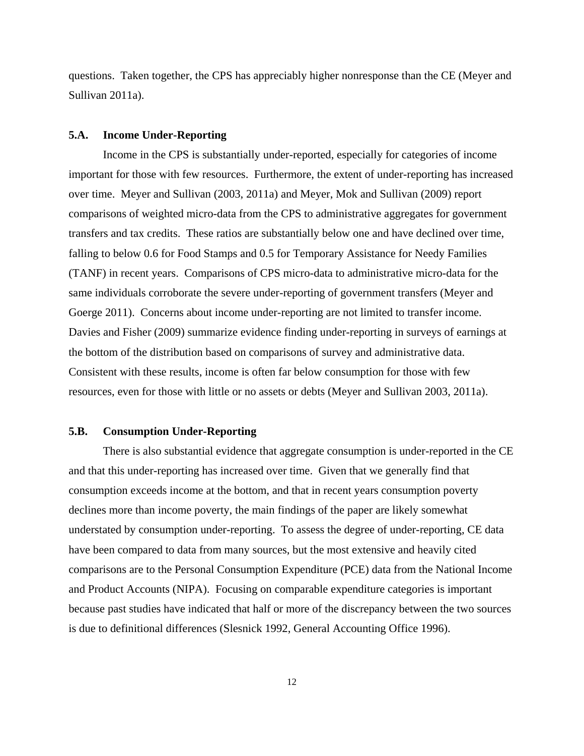questions. Taken together, the CPS has appreciably higher nonresponse than the CE (Meyer and Sullivan 2011a).

### 5.A. Income Under-Reporting

Income in the CPS is substantially under-reported, especially for categories of income important for those with few resources. Furthermore, the extent of under-reporting has increased over time. Meyer and Sullivan (2003, 2011a) and Meyer, Mok and Sullivan (2009) report comparisons of weighted micro-data from the CPS to administrative aggregates for government transfers and tax credits. These ratios are substantially below one and have declined over time, falling to below 0.6 for Food Stamps and 0.5 for Temporary Assistance for Needy Families (TANF) in recent years. Comparisons of CPS micro-data to administrative micro-data for the same individuals corroborate the severe under-reporting of government transfers (Meyer and Goerge 2011). Concerns about income under-reporting are not limited to transfer income. Davies and Fisher (2009) summarize evidence finding under-reporting in surveys of earnings at the bottom of the distribution based on comparisons of survey and administrative data. Consistent with these results, income is often far below consumption for those with few resources, even for those with little or no assets or debts (Meyer and Sullivan 2003, 2011a).

### 5.B. Consumption Under-Reporting

There is also substantial evidence that aggregate consumption is under-reported in the CE and that this under-reporting has increased over time. Given that we generally find that consumption exceeds income at the bottom, and that in recent years consumption poverty declines more than income poverty, the main findings of the paper are likely somewhat understated by consumption under-reporting. To assess the degree of under-reporting, CE data have been compared to data from many sources, but the most extensive and heavily cited comparisons are to the Personal Consumption Expenditure (PCE) data from the National Income and Product Accounts (NIPA). Focusing on comparable expenditure categories is important because past studies have indicated that half or more of the discrepancy between the two sources is due to definitional differences (Slesnick 1992, General Accounting Office 1996).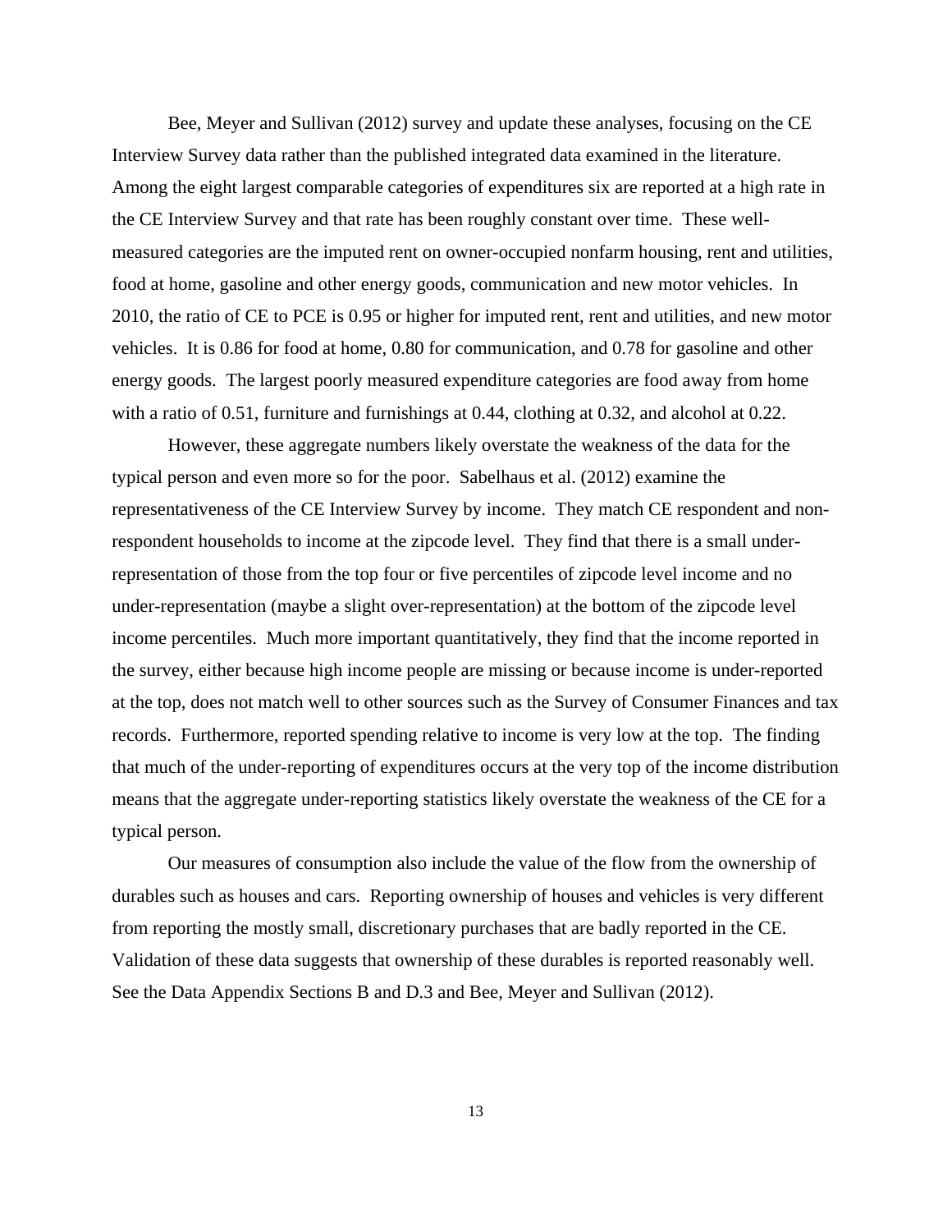Bee, Meyer and Sullivan (2012) survey and update these analyses, focusing on the CE Interview Survey data rather than the published integrated data examined in the literature. Among the eight largest comparable categories of expenditures six are reported at a high rate in the CE Interview Survey and that rate has been roughly constant over time. These well-measured categories are the imputed rent on owner-occupied nonfarm housing, rent and utilities, food at home, gasoline and other energy goods, communication and new motor vehicles. In 2010, the ratio of CE to PCE is 0.95 or higher for imputed rent, rent and utilities, and new motor vehicles. It is 0.86 for food at home, 0.80 for communication, and 0.78 for gasoline and other energy goods. The largest poorly measured expenditure categories are food away from home with a ratio of 0.51, furniture and furnishings at 0.44, clothing at 0.32, and alcohol at 0.22.

However, these aggregate numbers likely overstate the weakness of the data for the typical person and even more so for the poor. Sabelhaus et al. (2012) examine the representativeness of the CE Interview Survey by income. They match CE respondent and non-respondent households to income at the zipcode level. They find that there is a small under-representation of those from the top four or five percentiles of zipcode level income and no under-representation (maybe a slight over-representation) at the bottom of the zipcode level income percentiles. Much more important quantitatively, they find that the income reported in the survey, either because high income people are missing or because income is under-reported at the top, does not match well to other sources such as the Survey of Consumer Finances and tax records. Furthermore, reported spending relative to income is very low at the top. The finding that much of the under-reporting of expenditures occurs at the very top of the income distribution means that the aggregate under-reporting statistics likely overstate the weakness of the CE for a typical person.

Our measures of consumption also include the value of the flow from the ownership of durables such as houses and cars. Reporting ownership of houses and vehicles is very different from reporting the mostly small, discretionary purchases that are badly reported in the CE. Validation of these data suggests that ownership of these durables is reported reasonably well. See the Data Appendix Sections B and D.3 and Bee, Meyer and Sullivan (2012).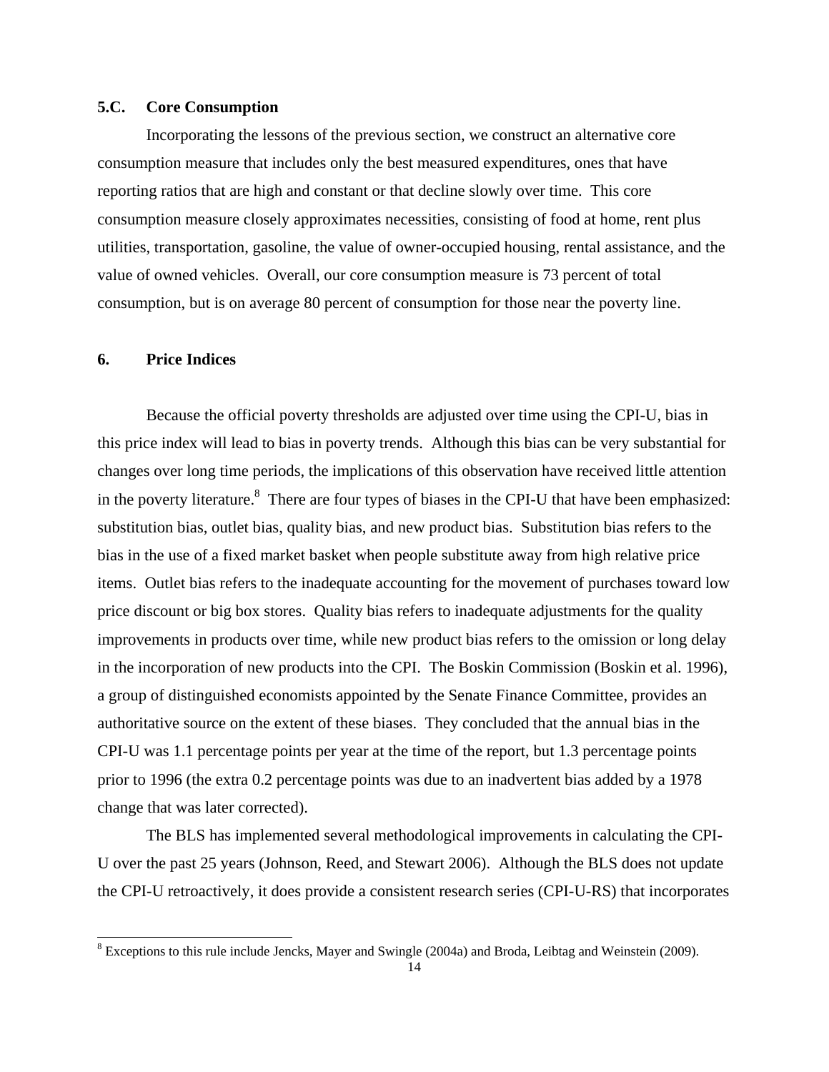### 5.C. Core Consumption

Incorporating the lessons of the previous section, we construct an alternative core consumption measure that includes only the best measured expenditures, ones that have reporting ratios that are high and constant or that decline slowly over time. This core consumption measure closely approximates necessities, consisting of food at home, rent plus utilities, transportation, gasoline, the value of owner-occupied housing, rental assistance, and the value of owned vehicles. Overall, our core consumption measure is 73 percent of total consumption, but is on average 80 percent of consumption for those near the poverty line.

## 6. Price Indices

Because the official poverty thresholds are adjusted over time using the CPI-U, bias in this price index will lead to bias in poverty trends. Although this bias can be very substantial for changes over long time periods, the implications of this observation have received little attention in the poverty literature.[8] There are four types of biases in the CPI-U that have been emphasized: substitution bias, outlet bias, quality bias, and new product bias. Substitution bias refers to the bias in the use of a fixed market basket when people substitute away from high relative price items. Outlet bias refers to the inadequate accounting for the movement of purchases toward low price discount or big box stores. Quality bias refers to inadequate adjustments for the quality improvements in products over time, while new product bias refers to the omission or long delay in the incorporation of new products into the CPI. The Boskin Commission (Boskin et al. 1996), a group of distinguished economists appointed by the Senate Finance Committee, provides an authoritative source on the extent of these biases. They concluded that the annual bias in the CPI-U was 1.1 percentage points per year at the time of the report, but 1.3 percentage points prior to 1996 (the extra 0.2 percentage points was due to an inadvertent bias added by a 1978 change that was later corrected).

The BLS has implemented several methodological improvements in calculating the CPI-U over the past 25 years (Johnson, Reed, and Stewart 2006). Although the BLS does not update the CPI-U retroactively, it does provide a consistent research series (CPI-U-RS) that incorporates

[8] Exceptions to this rule include Jencks, Mayer and Swingle (2004a) and Broda, Leibtag and Weinstein (2009).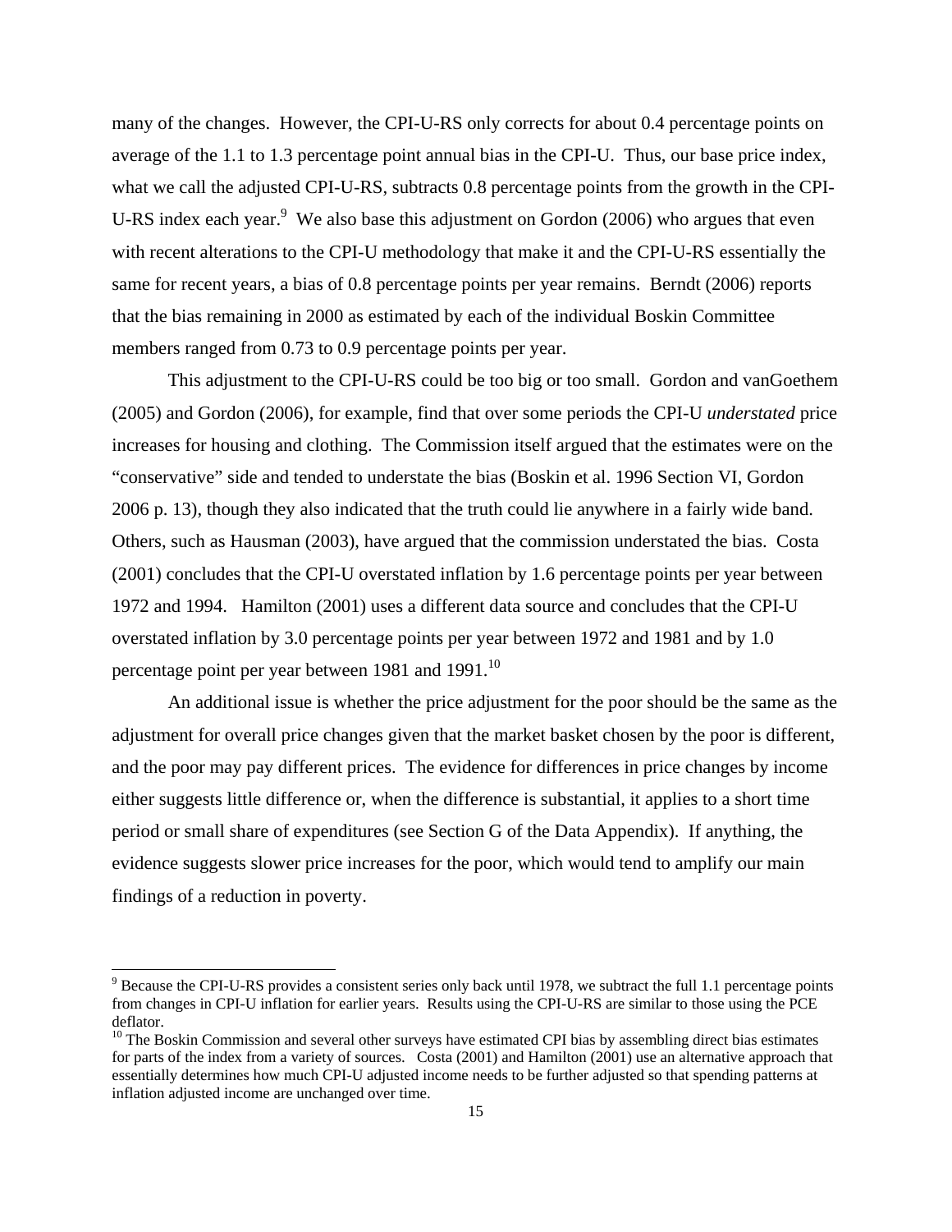many of the changes. However, the CPI-U-RS only corrects for about 0.4 percentage points on average of the 1.1 to 1.3 percentage point annual bias in the CPI-U. Thus, our base price index, what we call the adjusted CPI-U-RS, subtracts 0.8 percentage points from the growth in the CPI-U-RS index each year.[9] We also base this adjustment on Gordon (2006) who argues that even with recent alterations to the CPI-U methodology that make it and the CPI-U-RS essentially the same for recent years, a bias of 0.8 percentage points per year remains. Berndt (2006) reports that the bias remaining in 2000 as estimated by each of the individual Boskin Committee members ranged from 0.73 to 0.9 percentage points per year.

This adjustment to the CPI-U-RS could be too big or too small. Gordon and vanGoethem (2005) and Gordon (2006), for example, find that over some periods the CPI-U *understated* price increases for housing and clothing. The Commission itself argued that the estimates were on the "conservative" side and tended to understate the bias (Boskin et al. 1996 Section VI, Gordon 2006 p. 13), though they also indicated that the truth could lie anywhere in a fairly wide band. Others, such as Hausman (2003), have argued that the commission understated the bias. Costa (2001) concludes that the CPI-U overstated inflation by 1.6 percentage points per year between 1972 and 1994. Hamilton (2001) uses a different data source and concludes that the CPI-U overstated inflation by 3.0 percentage points per year between 1972 and 1981 and by 1.0 percentage point per year between 1981 and 1991.[10]

An additional issue is whether the price adjustment for the poor should be the same as the adjustment for overall price changes given that the market basket chosen by the poor is different, and the poor may pay different prices. The evidence for differences in price changes by income either suggests little difference or, when the difference is substantial, it applies to a short time period or small share of expenditures (see Section G of the Data Appendix). If anything, the evidence suggests slower price increases for the poor, which would tend to amplify our main findings of a reduction in poverty.

---

[9] Because the CPI-U-RS provides a consistent series only back until 1978, we subtract the full 1.1 percentage points from changes in CPI-U inflation for earlier years. Results using the CPI-U-RS are similar to those using the PCE deflator.

[10] The Boskin Commission and several other surveys have estimated CPI bias by assembling direct bias estimates for parts of the index from a variety of sources. Costa (2001) and Hamilton (2001) use an alternative approach that essentially determines how much CPI-U adjusted income needs to be further adjusted so that spending patterns at inflation adjusted income are unchanged over time.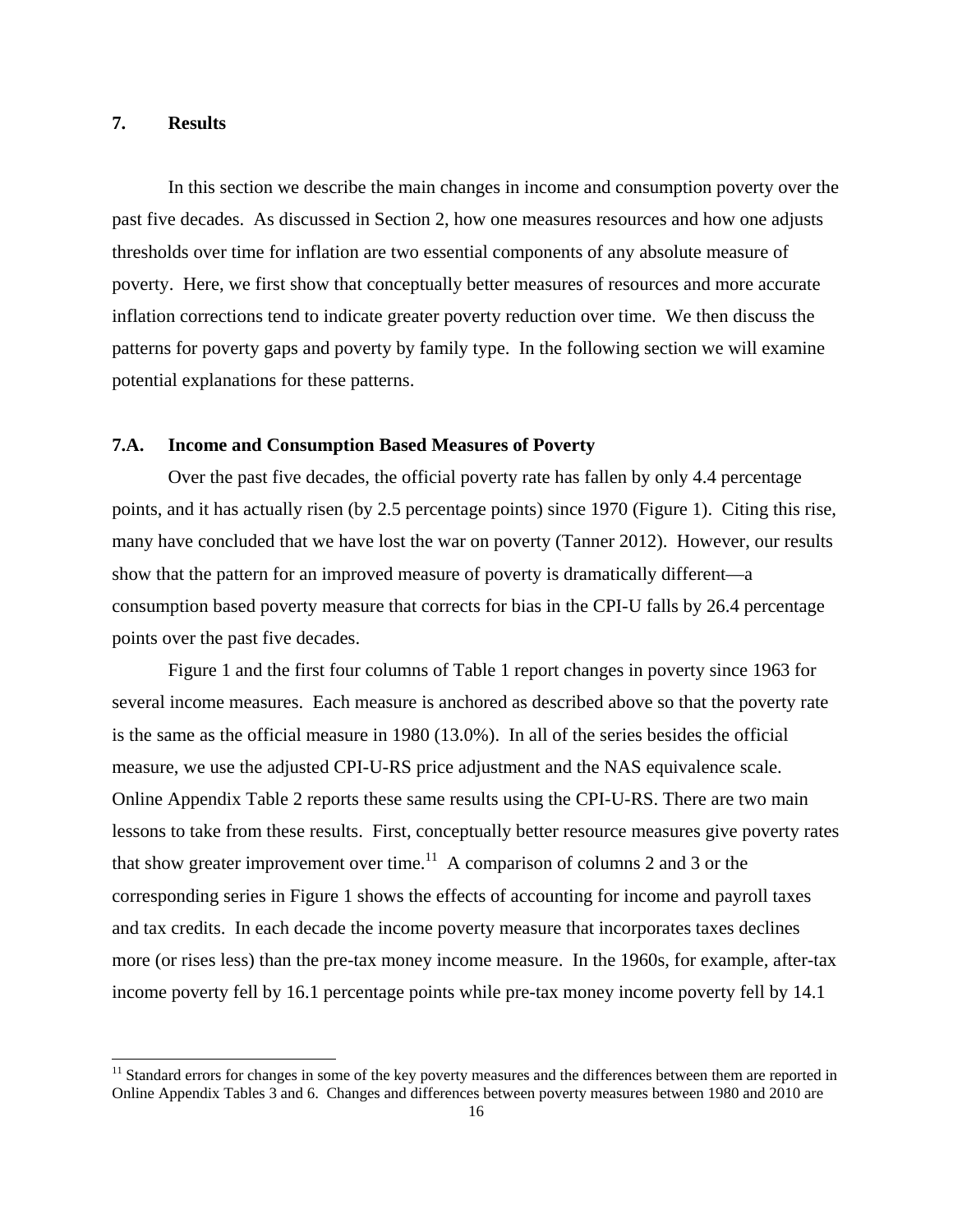## 7. Results

In this section we describe the main changes in income and consumption poverty over the past five decades. As discussed in Section 2, how one measures resources and how one adjusts thresholds over time for inflation are two essential components of any absolute measure of poverty. Here, we first show that conceptually better measures of resources and more accurate inflation corrections tend to indicate greater poverty reduction over time. We then discuss the patterns for poverty gaps and poverty by family type. In the following section we will examine potential explanations for these patterns.

### 7.A. Income and Consumption Based Measures of Poverty

Over the past five decades, the official poverty rate has fallen by only 4.4 percentage points, and it has actually risen (by 2.5 percentage points) since 1970 (Figure 1). Citing this rise, many have concluded that we have lost the war on poverty (Tanner 2012). However, our results show that the pattern for an improved measure of poverty is dramatically different—a consumption based poverty measure that corrects for bias in the CPI-U falls by 26.4 percentage points over the past five decades.

Figure 1 and the first four columns of Table 1 report changes in poverty since 1963 for several income measures. Each measure is anchored as described above so that the poverty rate is the same as the official measure in 1980 (13.0%). In all of the series besides the official measure, we use the adjusted CPI-U-RS price adjustment and the NAS equivalence scale. Online Appendix Table 2 reports these same results using the CPI-U-RS. There are two main lessons to take from these results. First, conceptually better resource measures give poverty rates that show greater improvement over time.[11] A comparison of columns 2 and 3 or the corresponding series in Figure 1 shows the effects of accounting for income and payroll taxes and tax credits. In each decade the income poverty measure that incorporates taxes declines more (or rises less) than the pre-tax money income measure. In the 1960s, for example, after-tax income poverty fell by 16.1 percentage points while pre-tax money income poverty fell by 14.1

[11] Standard errors for changes in some of the key poverty measures and the differences between them are reported in Online Appendix Tables 3 and 6. Changes and differences between poverty measures between 1980 and 2010 are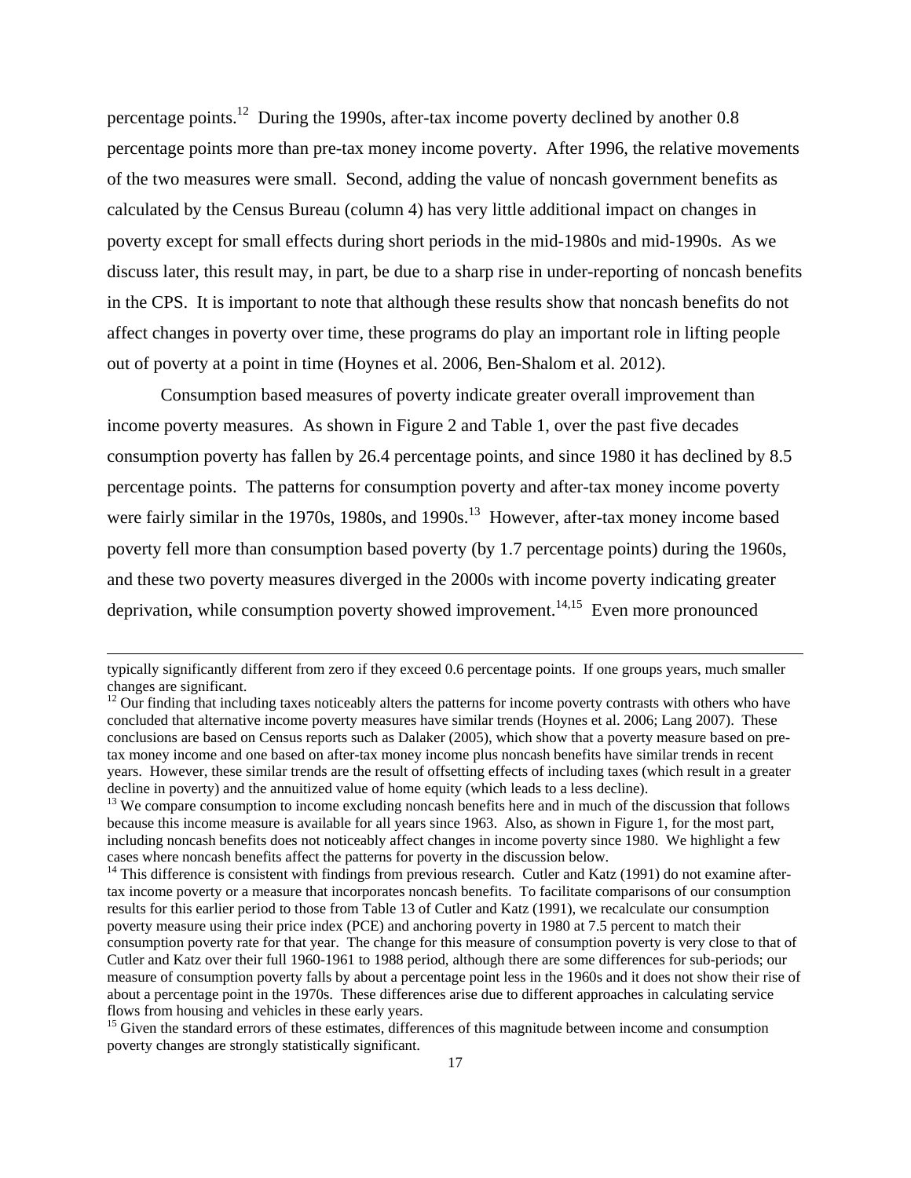percentage points.[12] During the 1990s, after-tax income poverty declined by another 0.8 percentage points more than pre-tax money income poverty. After 1996, the relative movements of the two measures were small. Second, adding the value of noncash government benefits as calculated by the Census Bureau (column 4) has very little additional impact on changes in poverty except for small effects during short periods in the mid-1980s and mid-1990s. As we discuss later, this result may, in part, be due to a sharp rise in under-reporting of noncash benefits in the CPS. It is important to note that although these results show that noncash benefits do not affect changes in poverty over time, these programs do play an important role in lifting people out of poverty at a point in time (Hoynes et al. 2006, Ben-Shalom et al. 2012).

Consumption based measures of poverty indicate greater overall improvement than income poverty measures. As shown in Figure 2 and Table 1, over the past five decades consumption poverty has fallen by 26.4 percentage points, and since 1980 it has declined by 8.5 percentage points. The patterns for consumption poverty and after-tax money income poverty were fairly similar in the 1970s, 1980s, and 1990s.[13] However, after-tax money income based poverty fell more than consumption based poverty (by 1.7 percentage points) during the 1960s, and these two poverty measures diverged in the 2000s with income poverty indicating greater deprivation, while consumption poverty showed improvement.[14,15] Even more pronounced

---

typically significantly different from zero if they exceed 0.6 percentage points. If one groups years, much smaller changes are significant.

[12] Our finding that including taxes noticeably alters the patterns for income poverty contrasts with others who have concluded that alternative income poverty measures have similar trends (Hoynes et al. 2006; Lang 2007). These conclusions are based on Census reports such as Dalaker (2005), which show that a poverty measure based on pre-tax money income and one based on after-tax money income plus noncash benefits have similar trends in recent years. However, these similar trends are the result of offsetting effects of including taxes (which result in a greater decline in poverty) and the annuitized value of home equity (which leads to a less decline).

[13] We compare consumption to income excluding noncash benefits here and in much of the discussion that follows because this income measure is available for all years since 1963. Also, as shown in Figure 1, for the most part, including noncash benefits does not noticeably affect changes in income poverty since 1980. We highlight a few cases where noncash benefits affect the patterns for poverty in the discussion below.

[14] This difference is consistent with findings from previous research. Cutler and Katz (1991) do not examine after-tax income poverty or a measure that incorporates noncash benefits. To facilitate comparisons of our consumption results for this earlier period to those from Table 13 of Cutler and Katz (1991), we recalculate our consumption poverty measure using their price index (PCE) and anchoring poverty in 1980 at 7.5 percent to match their consumption poverty rate for that year. The change for this measure of consumption poverty is very close to that of Cutler and Katz over their full 1960-1961 to 1988 period, although there are some differences for sub-periods; our measure of consumption poverty falls by about a percentage point less in the 1960s and it does not show their rise of about a percentage point in the 1970s. These differences arise due to different approaches in calculating service flows from housing and vehicles in these early years.

[15] Given the standard errors of these estimates, differences of this magnitude between income and consumption poverty changes are strongly statistically significant.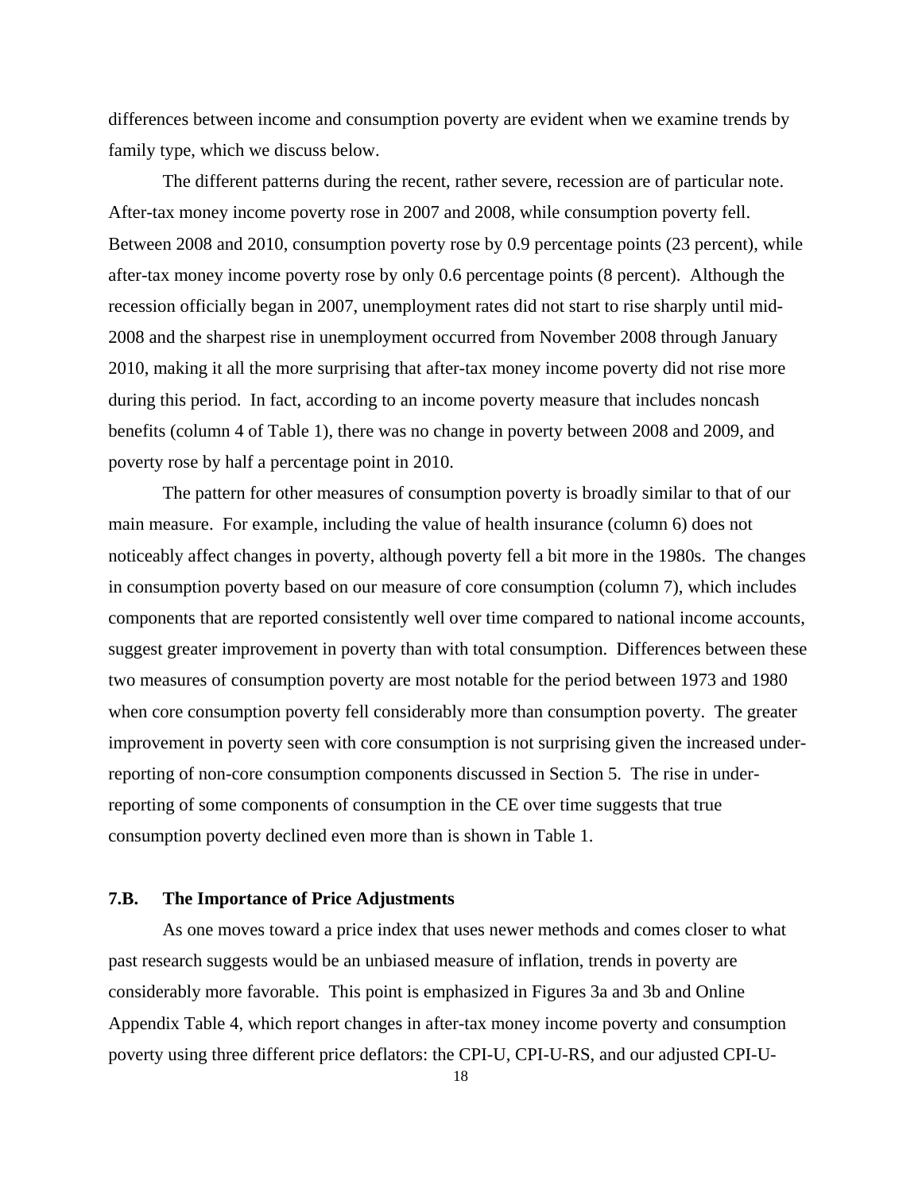differences between income and consumption poverty are evident when we examine trends by family type, which we discuss below.

The different patterns during the recent, rather severe, recession are of particular note. After-tax money income poverty rose in 2007 and 2008, while consumption poverty fell. Between 2008 and 2010, consumption poverty rose by 0.9 percentage points (23 percent), while after-tax money income poverty rose by only 0.6 percentage points (8 percent). Although the recession officially began in 2007, unemployment rates did not start to rise sharply until mid-2008 and the sharpest rise in unemployment occurred from November 2008 through January 2010, making it all the more surprising that after-tax money income poverty did not rise more during this period. In fact, according to an income poverty measure that includes noncash benefits (column 4 of Table 1), there was no change in poverty between 2008 and 2009, and poverty rose by half a percentage point in 2010.

The pattern for other measures of consumption poverty is broadly similar to that of our main measure. For example, including the value of health insurance (column 6) does not noticeably affect changes in poverty, although poverty fell a bit more in the 1980s. The changes in consumption poverty based on our measure of core consumption (column 7), which includes components that are reported consistently well over time compared to national income accounts, suggest greater improvement in poverty than with total consumption. Differences between these two measures of consumption poverty are most notable for the period between 1973 and 1980 when core consumption poverty fell considerably more than consumption poverty. The greater improvement in poverty seen with core consumption is not surprising given the increased under-reporting of non-core consumption components discussed in Section 5. The rise in under-reporting of some components of consumption in the CE over time suggests that true consumption poverty declined even more than is shown in Table 1.

### 7.B. The Importance of Price Adjustments

As one moves toward a price index that uses newer methods and comes closer to what past research suggests would be an unbiased measure of inflation, trends in poverty are considerably more favorable. This point is emphasized in Figures 3a and 3b and Online Appendix Table 4, which report changes in after-tax money income poverty and consumption poverty using three different price deflators: the CPI-U, CPI-U-RS, and our adjusted CPI-U-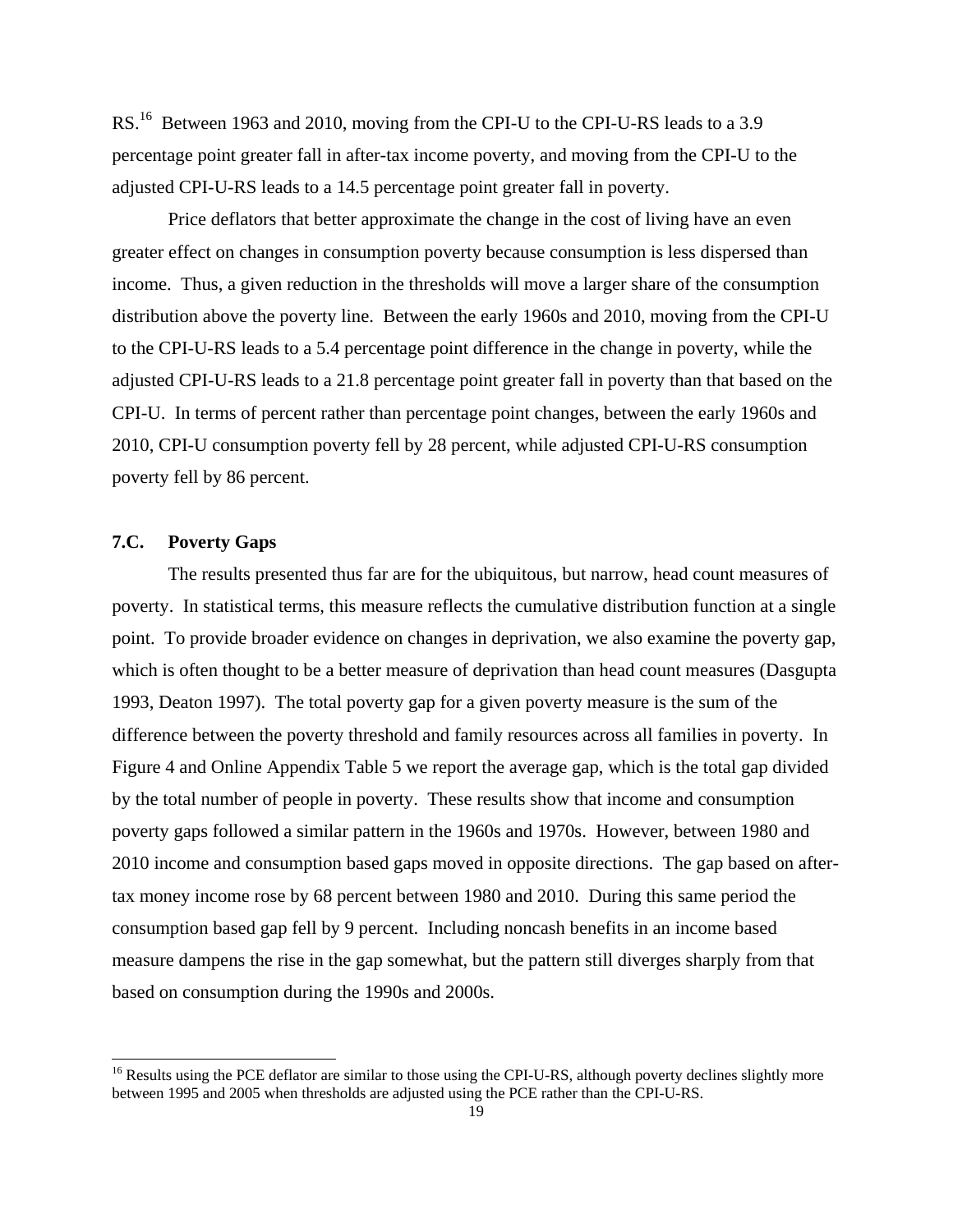RS.[16] Between 1963 and 2010, moving from the CPI-U to the CPI-U-RS leads to a 3.9 percentage point greater fall in after-tax income poverty, and moving from the CPI-U to the adjusted CPI-U-RS leads to a 14.5 percentage point greater fall in poverty.

Price deflators that better approximate the change in the cost of living have an even greater effect on changes in consumption poverty because consumption is less dispersed than income. Thus, a given reduction in the thresholds will move a larger share of the consumption distribution above the poverty line. Between the early 1960s and 2010, moving from the CPI-U to the CPI-U-RS leads to a 5.4 percentage point difference in the change in poverty, while the adjusted CPI-U-RS leads to a 21.8 percentage point greater fall in poverty than that based on the CPI-U. In terms of percent rather than percentage point changes, between the early 1960s and 2010, CPI-U consumption poverty fell by 28 percent, while adjusted CPI-U-RS consumption poverty fell by 86 percent.

### 7.C. Poverty Gaps

The results presented thus far are for the ubiquitous, but narrow, head count measures of poverty. In statistical terms, this measure reflects the cumulative distribution function at a single point. To provide broader evidence on changes in deprivation, we also examine the poverty gap, which is often thought to be a better measure of deprivation than head count measures (Dasgupta 1993, Deaton 1997). The total poverty gap for a given poverty measure is the sum of the difference between the poverty threshold and family resources across all families in poverty. In Figure 4 and Online Appendix Table 5 we report the average gap, which is the total gap divided by the total number of people in poverty. These results show that income and consumption poverty gaps followed a similar pattern in the 1960s and 1970s. However, between 1980 and 2010 income and consumption based gaps moved in opposite directions. The gap based on after-tax money income rose by 68 percent between 1980 and 2010. During this same period the consumption based gap fell by 9 percent. Including noncash benefits in an income based measure dampens the rise in the gap somewhat, but the pattern still diverges sharply from that based on consumption during the 1990s and 2000s.

[16] Results using the PCE deflator are similar to those using the CPI-U-RS, although poverty declines slightly more between 1995 and 2005 when thresholds are adjusted using the PCE rather than the CPI-U-RS.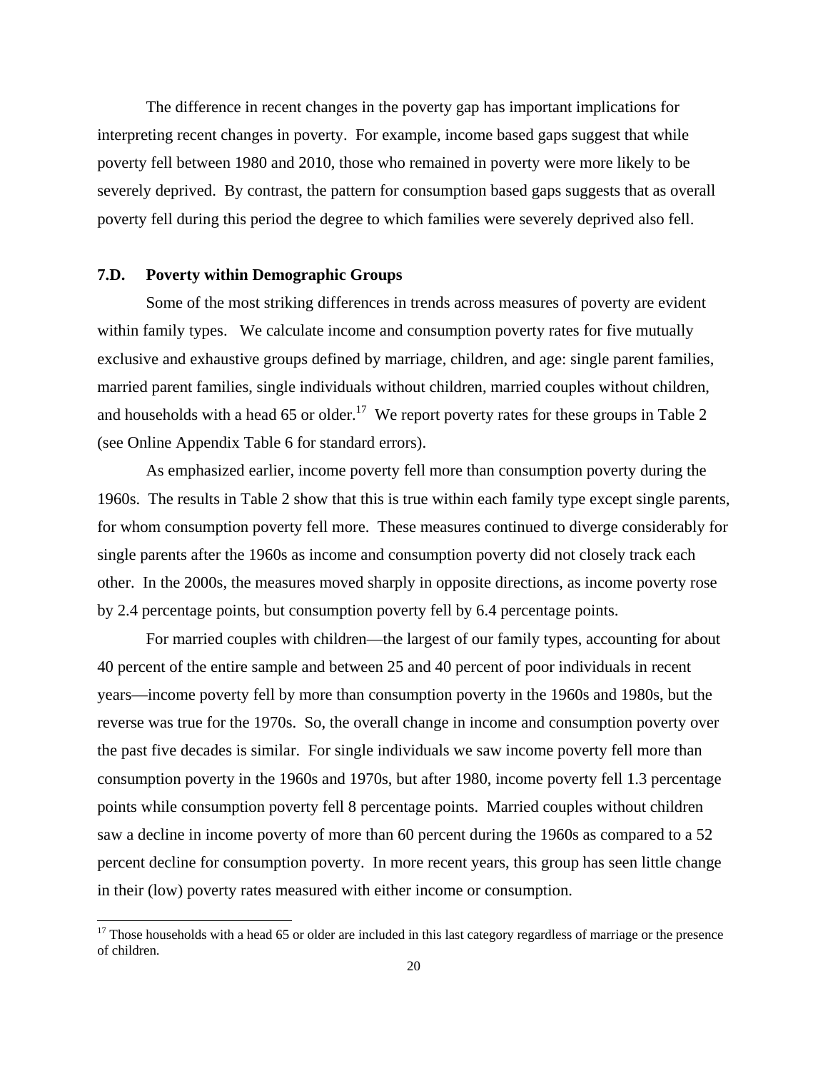The difference in recent changes in the poverty gap has important implications for interpreting recent changes in poverty. For example, income based gaps suggest that while poverty fell between 1980 and 2010, those who remained in poverty were more likely to be severely deprived. By contrast, the pattern for consumption based gaps suggests that as overall poverty fell during this period the degree to which families were severely deprived also fell.

### 7.D. Poverty within Demographic Groups

Some of the most striking differences in trends across measures of poverty are evident within family types. We calculate income and consumption poverty rates for five mutually exclusive and exhaustive groups defined by marriage, children, and age: single parent families, married parent families, single individuals without children, married couples without children, and households with a head 65 or older.[17] We report poverty rates for these groups in Table 2 (see Online Appendix Table 6 for standard errors).

As emphasized earlier, income poverty fell more than consumption poverty during the 1960s. The results in Table 2 show that this is true within each family type except single parents, for whom consumption poverty fell more. These measures continued to diverge considerably for single parents after the 1960s as income and consumption poverty did not closely track each other. In the 2000s, the measures moved sharply in opposite directions, as income poverty rose by 2.4 percentage points, but consumption poverty fell by 6.4 percentage points.

For married couples with children—the largest of our family types, accounting for about 40 percent of the entire sample and between 25 and 40 percent of poor individuals in recent years—income poverty fell by more than consumption poverty in the 1960s and 1980s, but the reverse was true for the 1970s. So, the overall change in income and consumption poverty over the past five decades is similar. For single individuals we saw income poverty fell more than consumption poverty in the 1960s and 1970s, but after 1980, income poverty fell 1.3 percentage points while consumption poverty fell 8 percentage points. Married couples without children saw a decline in income poverty of more than 60 percent during the 1960s as compared to a 52 percent decline for consumption poverty. In more recent years, this group has seen little change in their (low) poverty rates measured with either income or consumption.

[17] Those households with a head 65 or older are included in this last category regardless of marriage or the presence of children.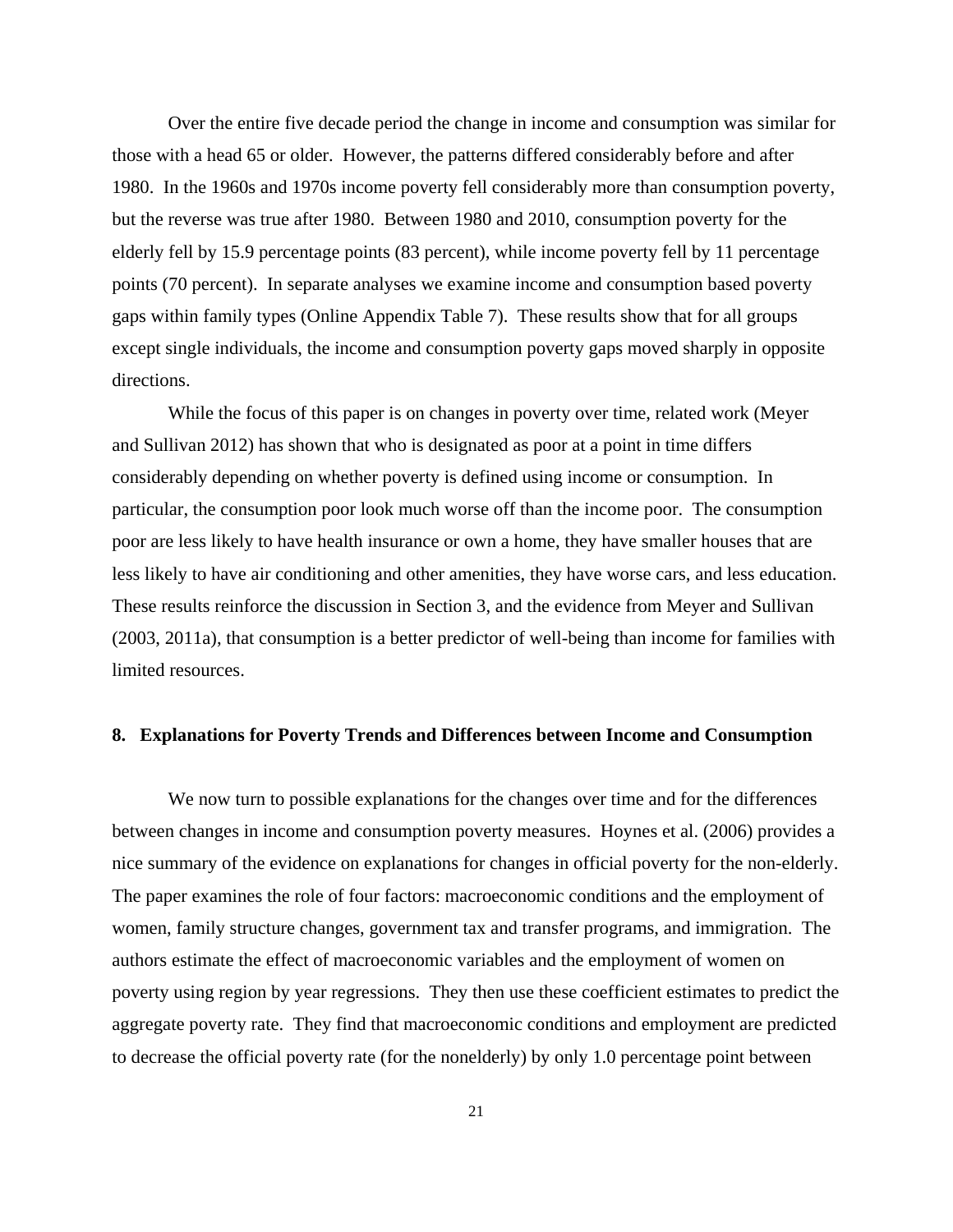Over the entire five decade period the change in income and consumption was similar for those with a head 65 or older. However, the patterns differed considerably before and after 1980. In the 1960s and 1970s income poverty fell considerably more than consumption poverty, but the reverse was true after 1980. Between 1980 and 2010, consumption poverty for the elderly fell by 15.9 percentage points (83 percent), while income poverty fell by 11 percentage points (70 percent). In separate analyses we examine income and consumption based poverty gaps within family types (Online Appendix Table 7). These results show that for all groups except single individuals, the income and consumption poverty gaps moved sharply in opposite directions.

While the focus of this paper is on changes in poverty over time, related work (Meyer and Sullivan 2012) has shown that who is designated as poor at a point in time differs considerably depending on whether poverty is defined using income or consumption. In particular, the consumption poor look much worse off than the income poor. The consumption poor are less likely to have health insurance or own a home, they have smaller houses that are less likely to have air conditioning and other amenities, they have worse cars, and less education. These results reinforce the discussion in Section 3, and the evidence from Meyer and Sullivan (2003, 2011a), that consumption is a better predictor of well-being than income for families with limited resources.

## 8. Explanations for Poverty Trends and Differences between Income and Consumption

We now turn to possible explanations for the changes over time and for the differences between changes in income and consumption poverty measures. Hoynes et al. (2006) provides a nice summary of the evidence on explanations for changes in official poverty for the non-elderly. The paper examines the role of four factors: macroeconomic conditions and the employment of women, family structure changes, government tax and transfer programs, and immigration. The authors estimate the effect of macroeconomic variables and the employment of women on poverty using region by year regressions. They then use these coefficient estimates to predict the aggregate poverty rate. They find that macroeconomic conditions and employment are predicted to decrease the official poverty rate (for the nonelderly) by only 1.0 percentage point between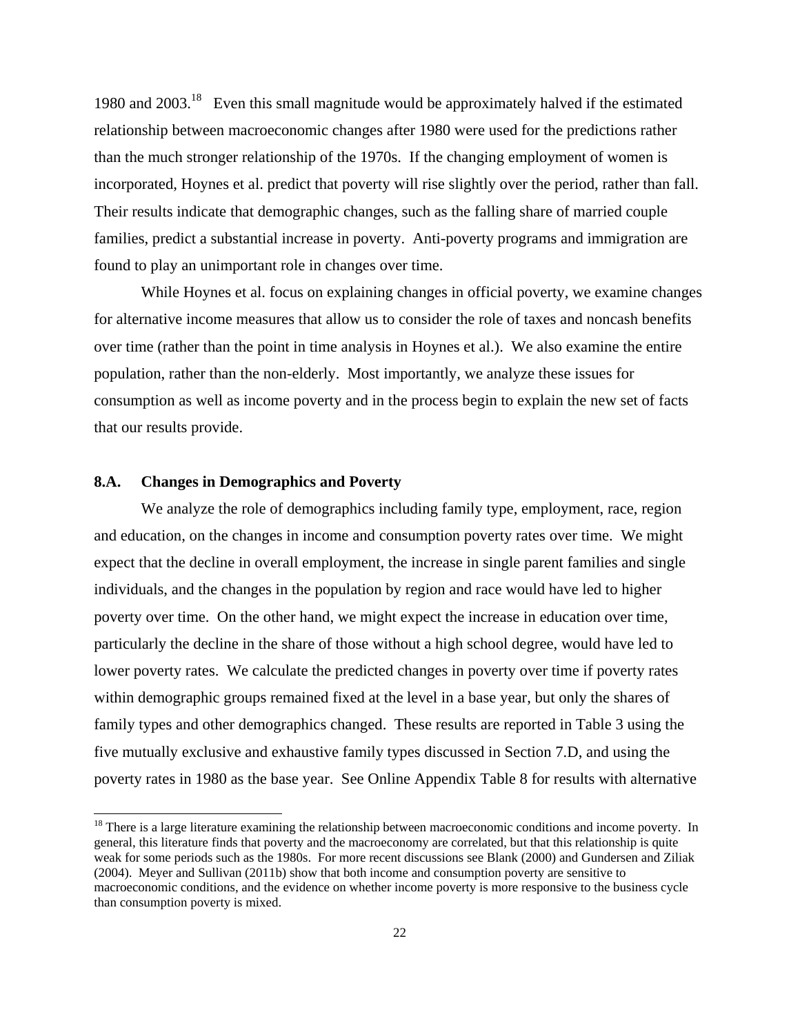1980 and 2003.[18] Even this small magnitude would be approximately halved if the estimated relationship between macroeconomic changes after 1980 were used for the predictions rather than the much stronger relationship of the 1970s. If the changing employment of women is incorporated, Hoynes et al. predict that poverty will rise slightly over the period, rather than fall. Their results indicate that demographic changes, such as the falling share of married couple families, predict a substantial increase in poverty. Anti-poverty programs and immigration are found to play an unimportant role in changes over time.

While Hoynes et al. focus on explaining changes in official poverty, we examine changes for alternative income measures that allow us to consider the role of taxes and noncash benefits over time (rather than the point in time analysis in Hoynes et al.). We also examine the entire population, rather than the non-elderly. Most importantly, we analyze these issues for consumption as well as income poverty and in the process begin to explain the new set of facts that our results provide.

### 8.A. Changes in Demographics and Poverty

We analyze the role of demographics including family type, employment, race, region and education, on the changes in income and consumption poverty rates over time. We might expect that the decline in overall employment, the increase in single parent families and single individuals, and the changes in the population by region and race would have led to higher poverty over time. On the other hand, we might expect the increase in education over time, particularly the decline in the share of those without a high school degree, would have led to lower poverty rates. We calculate the predicted changes in poverty over time if poverty rates within demographic groups remained fixed at the level in a base year, but only the shares of family types and other demographics changed. These results are reported in Table 3 using the five mutually exclusive and exhaustive family types discussed in Section 7.D, and using the poverty rates in 1980 as the base year. See Online Appendix Table 8 for results with alternative

[18] There is a large literature examining the relationship between macroeconomic conditions and income poverty. In general, this literature finds that poverty and the macroeconomy are correlated, but that this relationship is quite weak for some periods such as the 1980s. For more recent discussions see Blank (2000) and Gundersen and Ziliak (2004). Meyer and Sullivan (2011b) show that both income and consumption poverty are sensitive to macroeconomic conditions, and the evidence on whether income poverty is more responsive to the business cycle than consumption poverty is mixed.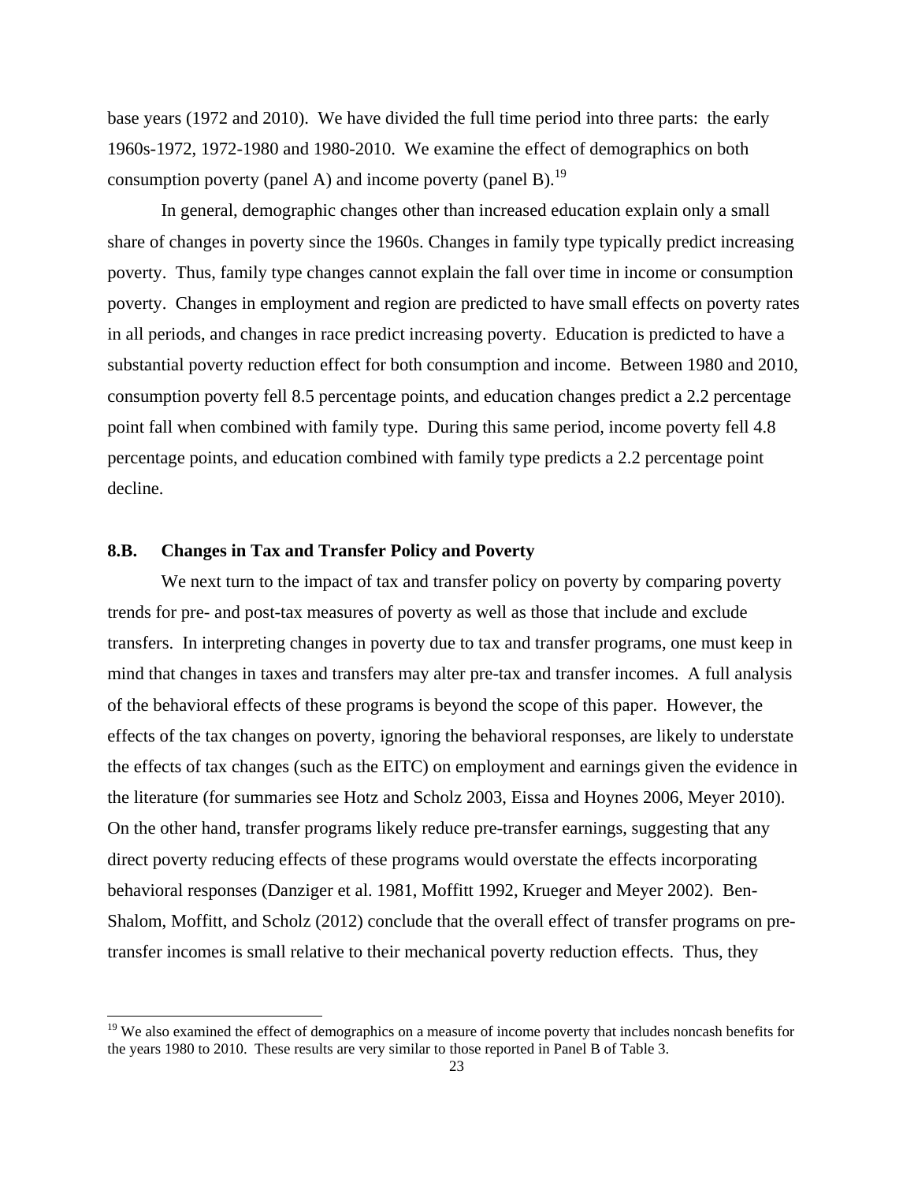base years (1972 and 2010). We have divided the full time period into three parts: the early 1960s-1972, 1972-1980 and 1980-2010. We examine the effect of demographics on both consumption poverty (panel A) and income poverty (panel B).[19]

In general, demographic changes other than increased education explain only a small share of changes in poverty since the 1960s. Changes in family type typically predict increasing poverty. Thus, family type changes cannot explain the fall over time in income or consumption poverty. Changes in employment and region are predicted to have small effects on poverty rates in all periods, and changes in race predict increasing poverty. Education is predicted to have a substantial poverty reduction effect for both consumption and income. Between 1980 and 2010, consumption poverty fell 8.5 percentage points, and education changes predict a 2.2 percentage point fall when combined with family type. During this same period, income poverty fell 4.8 percentage points, and education combined with family type predicts a 2.2 percentage point decline.

### 8.B. Changes in Tax and Transfer Policy and Poverty

We next turn to the impact of tax and transfer policy on poverty by comparing poverty trends for pre- and post-tax measures of poverty as well as those that include and exclude transfers. In interpreting changes in poverty due to tax and transfer programs, one must keep in mind that changes in taxes and transfers may alter pre-tax and transfer incomes. A full analysis of the behavioral effects of these programs is beyond the scope of this paper. However, the effects of the tax changes on poverty, ignoring the behavioral responses, are likely to understate the effects of tax changes (such as the EITC) on employment and earnings given the evidence in the literature (for summaries see Hotz and Scholz 2003, Eissa and Hoynes 2006, Meyer 2010). On the other hand, transfer programs likely reduce pre-transfer earnings, suggesting that any direct poverty reducing effects of these programs would overstate the effects incorporating behavioral responses (Danziger et al. 1981, Moffitt 1992, Krueger and Meyer 2002). Ben-Shalom, Moffitt, and Scholz (2012) conclude that the overall effect of transfer programs on pre-transfer incomes is small relative to their mechanical poverty reduction effects. Thus, they

[19] We also examined the effect of demographics on a measure of income poverty that includes noncash benefits for the years 1980 to 2010. These results are very similar to those reported in Panel B of Table 3.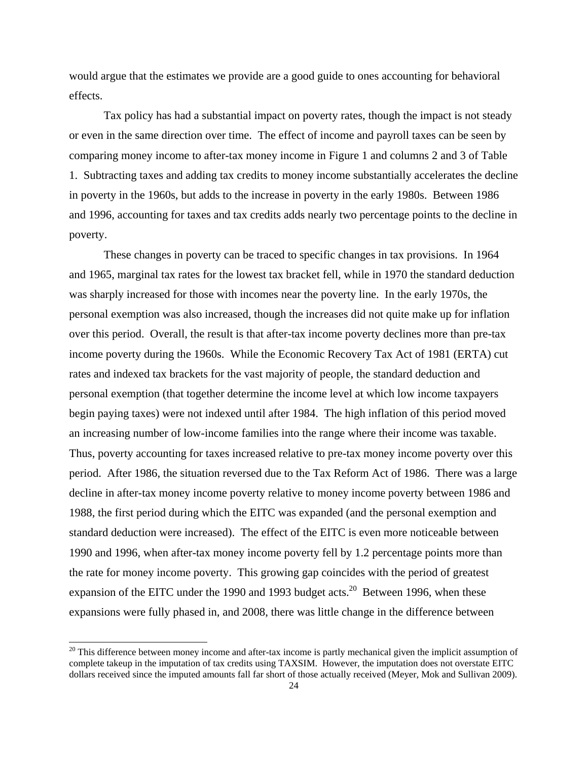would argue that the estimates we provide are a good guide to ones accounting for behavioral effects.

Tax policy has had a substantial impact on poverty rates, though the impact is not steady or even in the same direction over time. The effect of income and payroll taxes can be seen by comparing money income to after-tax money income in Figure 1 and columns 2 and 3 of Table 1. Subtracting taxes and adding tax credits to money income substantially accelerates the decline in poverty in the 1960s, but adds to the increase in poverty in the early 1980s. Between 1986 and 1996, accounting for taxes and tax credits adds nearly two percentage points to the decline in poverty.

These changes in poverty can be traced to specific changes in tax provisions. In 1964 and 1965, marginal tax rates for the lowest tax bracket fell, while in 1970 the standard deduction was sharply increased for those with incomes near the poverty line. In the early 1970s, the personal exemption was also increased, though the increases did not quite make up for inflation over this period. Overall, the result is that after-tax income poverty declines more than pre-tax income poverty during the 1960s. While the Economic Recovery Tax Act of 1981 (ERTA) cut rates and indexed tax brackets for the vast majority of people, the standard deduction and personal exemption (that together determine the income level at which low income taxpayers begin paying taxes) were not indexed until after 1984. The high inflation of this period moved an increasing number of low-income families into the range where their income was taxable. Thus, poverty accounting for taxes increased relative to pre-tax money income poverty over this period. After 1986, the situation reversed due to the Tax Reform Act of 1986. There was a large decline in after-tax money income poverty relative to money income poverty between 1986 and 1988, the first period during which the EITC was expanded (and the personal exemption and standard deduction were increased). The effect of the EITC is even more noticeable between 1990 and 1996, when after-tax money income poverty fell by 1.2 percentage points more than the rate for money income poverty. This growing gap coincides with the period of greatest expansion of the EITC under the 1990 and 1993 budget acts.[20] Between 1996, when these expansions were fully phased in, and 2008, there was little change in the difference between

[20] This difference between money income and after-tax income is partly mechanical given the implicit assumption of complete takeup in the imputation of tax credits using TAXSIM. However, the imputation does not overstate EITC dollars received since the imputed amounts fall far short of those actually received (Meyer, Mok and Sullivan 2009).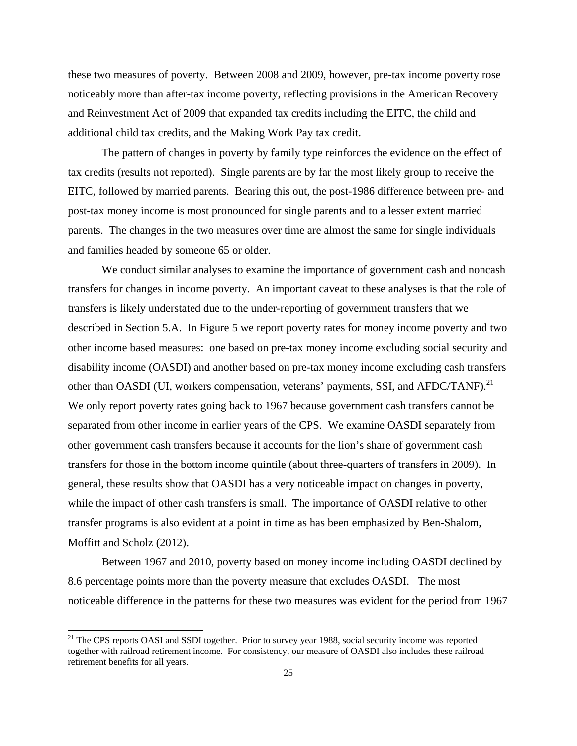these two measures of poverty. Between 2008 and 2009, however, pre-tax income poverty rose noticeably more than after-tax income poverty, reflecting provisions in the American Recovery and Reinvestment Act of 2009 that expanded tax credits including the EITC, the child and additional child tax credits, and the Making Work Pay tax credit.

The pattern of changes in poverty by family type reinforces the evidence on the effect of tax credits (results not reported). Single parents are by far the most likely group to receive the EITC, followed by married parents. Bearing this out, the post-1986 difference between pre- and post-tax money income is most pronounced for single parents and to a lesser extent married parents. The changes in the two measures over time are almost the same for single individuals and families headed by someone 65 or older.

We conduct similar analyses to examine the importance of government cash and noncash transfers for changes in income poverty. An important caveat to these analyses is that the role of transfers is likely understated due to the under-reporting of government transfers that we described in Section 5.A. In Figure 5 we report poverty rates for money income poverty and two other income based measures: one based on pre-tax money income excluding social security and disability income (OASDI) and another based on pre-tax money income excluding cash transfers other than OASDI (UI, workers compensation, veterans' payments, SSI, and AFDC/TANF).[21] We only report poverty rates going back to 1967 because government cash transfers cannot be separated from other income in earlier years of the CPS. We examine OASDI separately from other government cash transfers because it accounts for the lion's share of government cash transfers for those in the bottom income quintile (about three-quarters of transfers in 2009). In general, these results show that OASDI has a very noticeable impact on changes in poverty, while the impact of other cash transfers is small. The importance of OASDI relative to other transfer programs is also evident at a point in time as has been emphasized by Ben-Shalom, Moffitt and Scholz (2012).

Between 1967 and 2010, poverty based on money income including OASDI declined by 8.6 percentage points more than the poverty measure that excludes OASDI. The most noticeable difference in the patterns for these two measures was evident for the period from 1967

[21] The CPS reports OASI and SSDI together. Prior to survey year 1988, social security income was reported together with railroad retirement income. For consistency, our measure of OASDI also includes these railroad retirement benefits for all years.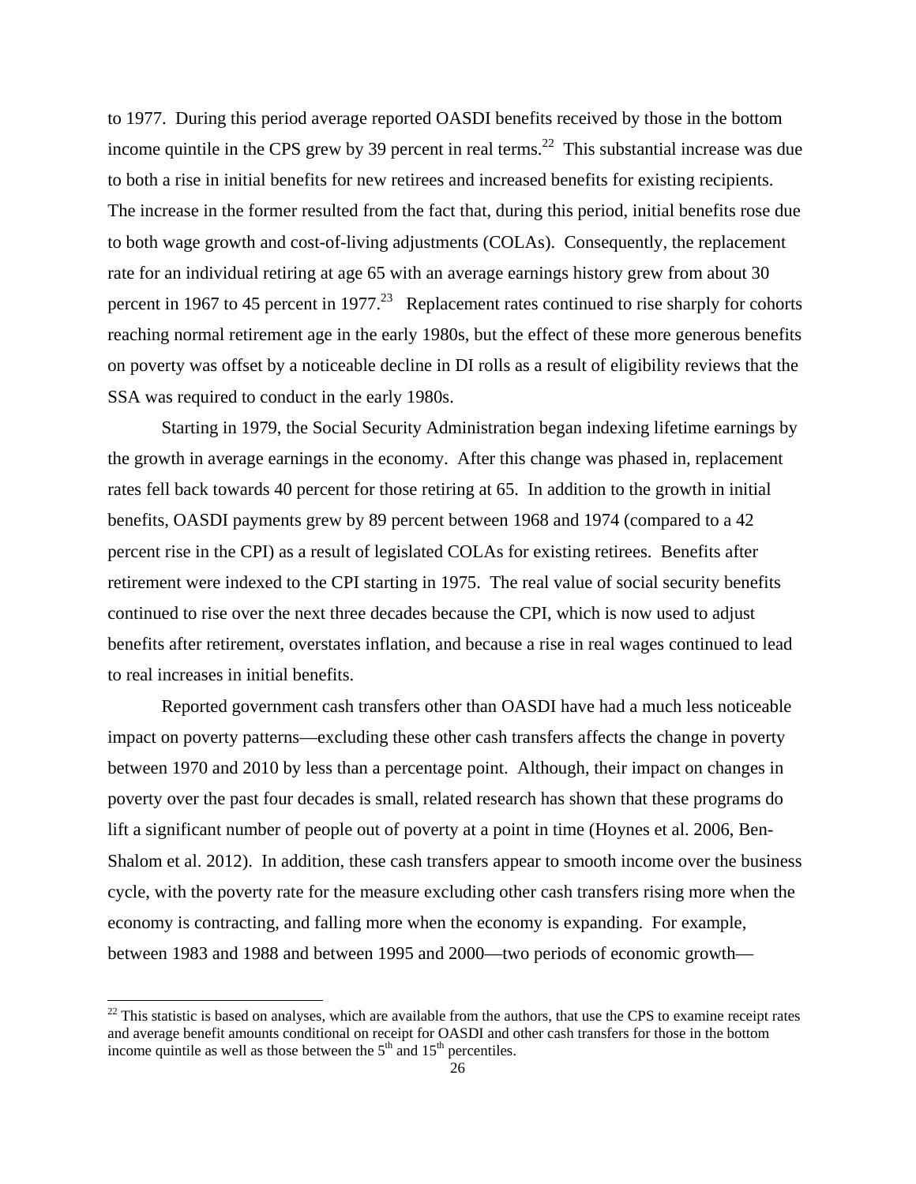to 1977. During this period average reported OASDI benefits received by those in the bottom income quintile in the CPS grew by 39 percent in real terms.[22] This substantial increase was due to both a rise in initial benefits for new retirees and increased benefits for existing recipients. The increase in the former resulted from the fact that, during this period, initial benefits rose due to both wage growth and cost-of-living adjustments (COLAs). Consequently, the replacement rate for an individual retiring at age 65 with an average earnings history grew from about 30 percent in 1967 to 45 percent in 1977.[23] Replacement rates continued to rise sharply for cohorts reaching normal retirement age in the early 1980s, but the effect of these more generous benefits on poverty was offset by a noticeable decline in DI rolls as a result of eligibility reviews that the SSA was required to conduct in the early 1980s.

Starting in 1979, the Social Security Administration began indexing lifetime earnings by the growth in average earnings in the economy. After this change was phased in, replacement rates fell back towards 40 percent for those retiring at 65. In addition to the growth in initial benefits, OASDI payments grew by 89 percent between 1968 and 1974 (compared to a 42 percent rise in the CPI) as a result of legislated COLAs for existing retirees. Benefits after retirement were indexed to the CPI starting in 1975. The real value of social security benefits continued to rise over the next three decades because the CPI, which is now used to adjust benefits after retirement, overstates inflation, and because a rise in real wages continued to lead to real increases in initial benefits.

Reported government cash transfers other than OASDI have had a much less noticeable impact on poverty patterns—excluding these other cash transfers affects the change in poverty between 1970 and 2010 by less than a percentage point. Although, their impact on changes in poverty over the past four decades is small, related research has shown that these programs do lift a significant number of people out of poverty at a point in time (Hoynes et al. 2006, Ben-Shalom et al. 2012). In addition, these cash transfers appear to smooth income over the business cycle, with the poverty rate for the measure excluding other cash transfers rising more when the economy is contracting, and falling more when the economy is expanding. For example, between 1983 and 1988 and between 1995 and 2000—two periods of economic growth—

[22] This statistic is based on analyses, which are available from the authors, that use the CPS to examine receipt rates and average benefit amounts conditional on receipt for OASDI and other cash transfers for those in the bottom income quintile as well as those between the 5th and 15th percentiles.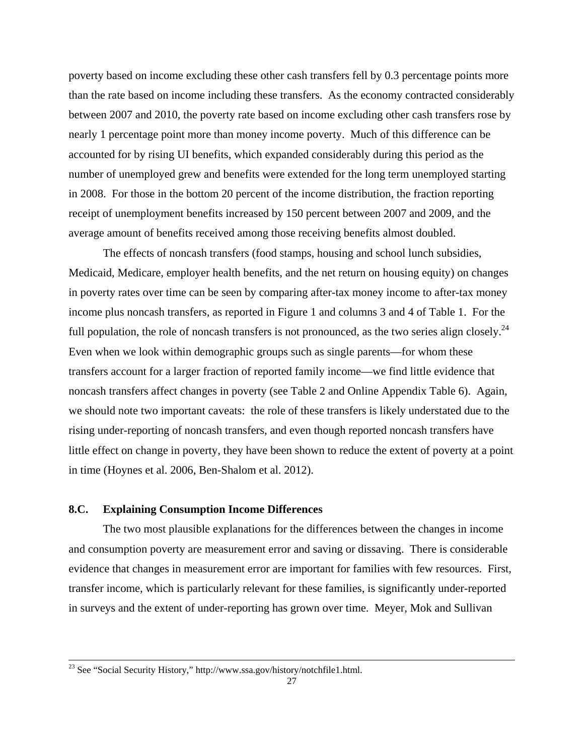poverty based on income excluding these other cash transfers fell by 0.3 percentage points more than the rate based on income including these transfers. As the economy contracted considerably between 2007 and 2010, the poverty rate based on income excluding other cash transfers rose by nearly 1 percentage point more than money income poverty. Much of this difference can be accounted for by rising UI benefits, which expanded considerably during this period as the number of unemployed grew and benefits were extended for the long term unemployed starting in 2008. For those in the bottom 20 percent of the income distribution, the fraction reporting receipt of unemployment benefits increased by 150 percent between 2007 and 2009, and the average amount of benefits received among those receiving benefits almost doubled.

The effects of noncash transfers (food stamps, housing and school lunch subsidies, Medicaid, Medicare, employer health benefits, and the net return on housing equity) on changes in poverty rates over time can be seen by comparing after-tax money income to after-tax money income plus noncash transfers, as reported in Figure 1 and columns 3 and 4 of Table 1. For the full population, the role of noncash transfers is not pronounced, as the two series align closely.[24] Even when we look within demographic groups such as single parents—for whom these transfers account for a larger fraction of reported family income—we find little evidence that noncash transfers affect changes in poverty (see Table 2 and Online Appendix Table 6). Again, we should note two important caveats: the role of these transfers is likely understated due to the rising under-reporting of noncash transfers, and even though reported noncash transfers have little effect on change in poverty, they have been shown to reduce the extent of poverty at a point in time (Hoynes et al. 2006, Ben-Shalom et al. 2012).

### 8.C. Explaining Consumption Income Differences

The two most plausible explanations for the differences between the changes in income and consumption poverty are measurement error and saving or dissaving. There is considerable evidence that changes in measurement error are important for families with few resources. First, transfer income, which is particularly relevant for these families, is significantly under-reported in surveys and the extent of under-reporting has grown over time. Meyer, Mok and Sullivan

---

[23] See "Social Security History," http://www.ssa.gov/history/notchfile1.html.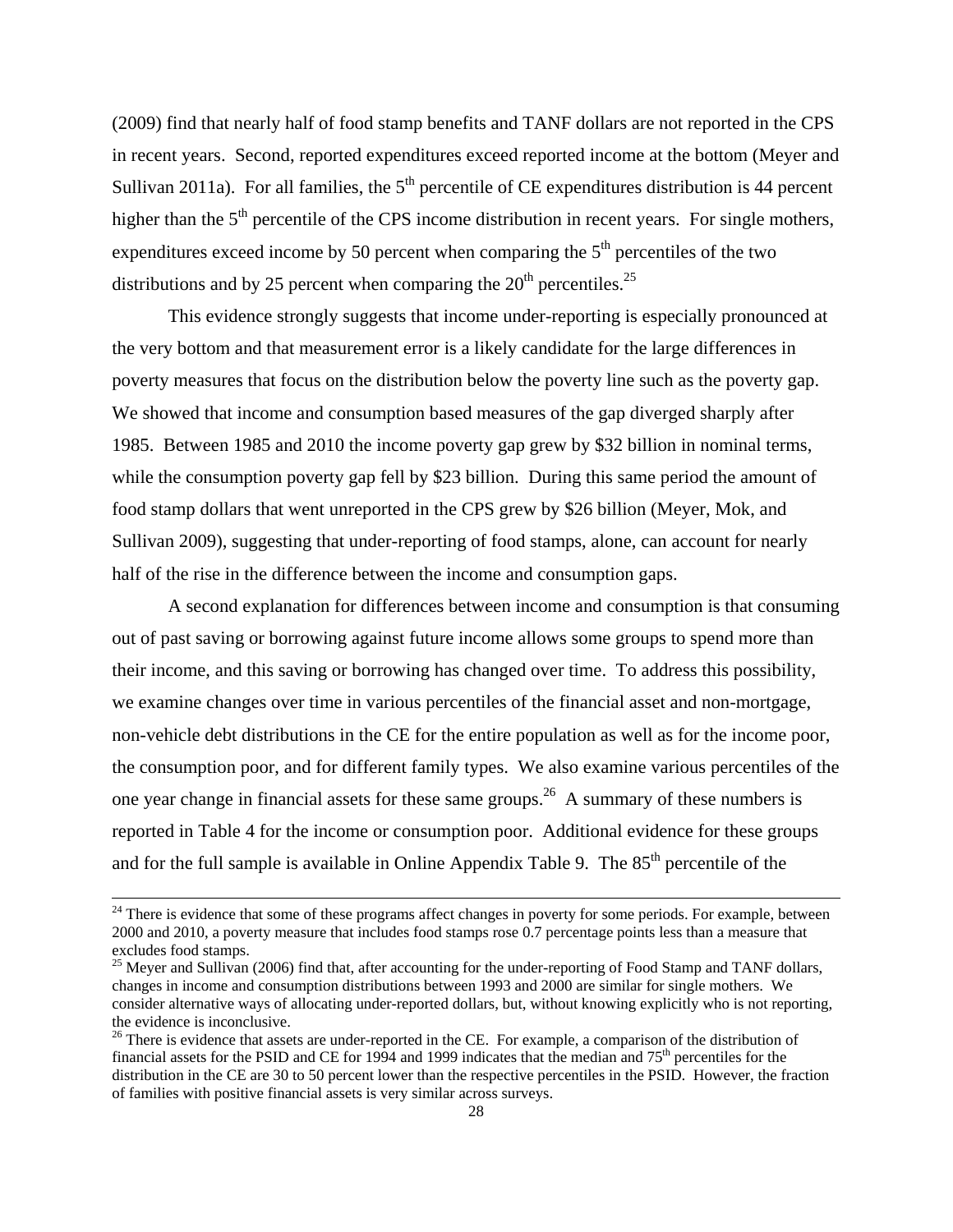(2009) find that nearly half of food stamp benefits and TANF dollars are not reported in the CPS in recent years. Second, reported expenditures exceed reported income at the bottom (Meyer and Sullivan 2011a). For all families, the 5th percentile of CE expenditures distribution is 44 percent higher than the 5th percentile of the CPS income distribution in recent years. For single mothers, expenditures exceed income by 50 percent when comparing the 5th percentiles of the two distributions and by 25 percent when comparing the 20th percentiles.[25]

This evidence strongly suggests that income under-reporting is especially pronounced at the very bottom and that measurement error is a likely candidate for the large differences in poverty measures that focus on the distribution below the poverty line such as the poverty gap. We showed that income and consumption based measures of the gap diverged sharply after 1985. Between 1985 and 2010 the income poverty gap grew by $32 billion in nominal terms, while the consumption poverty gap fell by $23 billion. During this same period the amount of food stamp dollars that went unreported in the CPS grew by $26 billion (Meyer, Mok, and Sullivan 2009), suggesting that under-reporting of food stamps, alone, can account for nearly half of the rise in the difference between the income and consumption gaps.

A second explanation for differences between income and consumption is that consuming out of past saving or borrowing against future income allows some groups to spend more than their income, and this saving or borrowing has changed over time. To address this possibility, we examine changes over time in various percentiles of the financial asset and non-mortgage, non-vehicle debt distributions in the CE for the entire population as well as for the income poor, the consumption poor, and for different family types. We also examine various percentiles of the one year change in financial assets for these same groups.[26] A summary of these numbers is reported in Table 4 for the income or consumption poor. Additional evidence for these groups and for the full sample is available in Online Appendix Table 9. The 85th percentile of the

---

[24] There is evidence that some of these programs affect changes in poverty for some periods. For example, between 2000 and 2010, a poverty measure that includes food stamps rose 0.7 percentage points less than a measure that excludes food stamps.

[25] Meyer and Sullivan (2006) find that, after accounting for the under-reporting of Food Stamp and TANF dollars, changes in income and consumption distributions between 1993 and 2000 are similar for single mothers. We consider alternative ways of allocating under-reported dollars, but, without knowing explicitly who is not reporting, the evidence is inconclusive.

[26] There is evidence that assets are under-reported in the CE. For example, a comparison of the distribution of financial assets for the PSID and CE for 1994 and 1999 indicates that the median and 75th percentiles for the distribution in the CE are 30 to 50 percent lower than the respective percentiles in the PSID. However, the fraction of families with positive financial assets is very similar across surveys.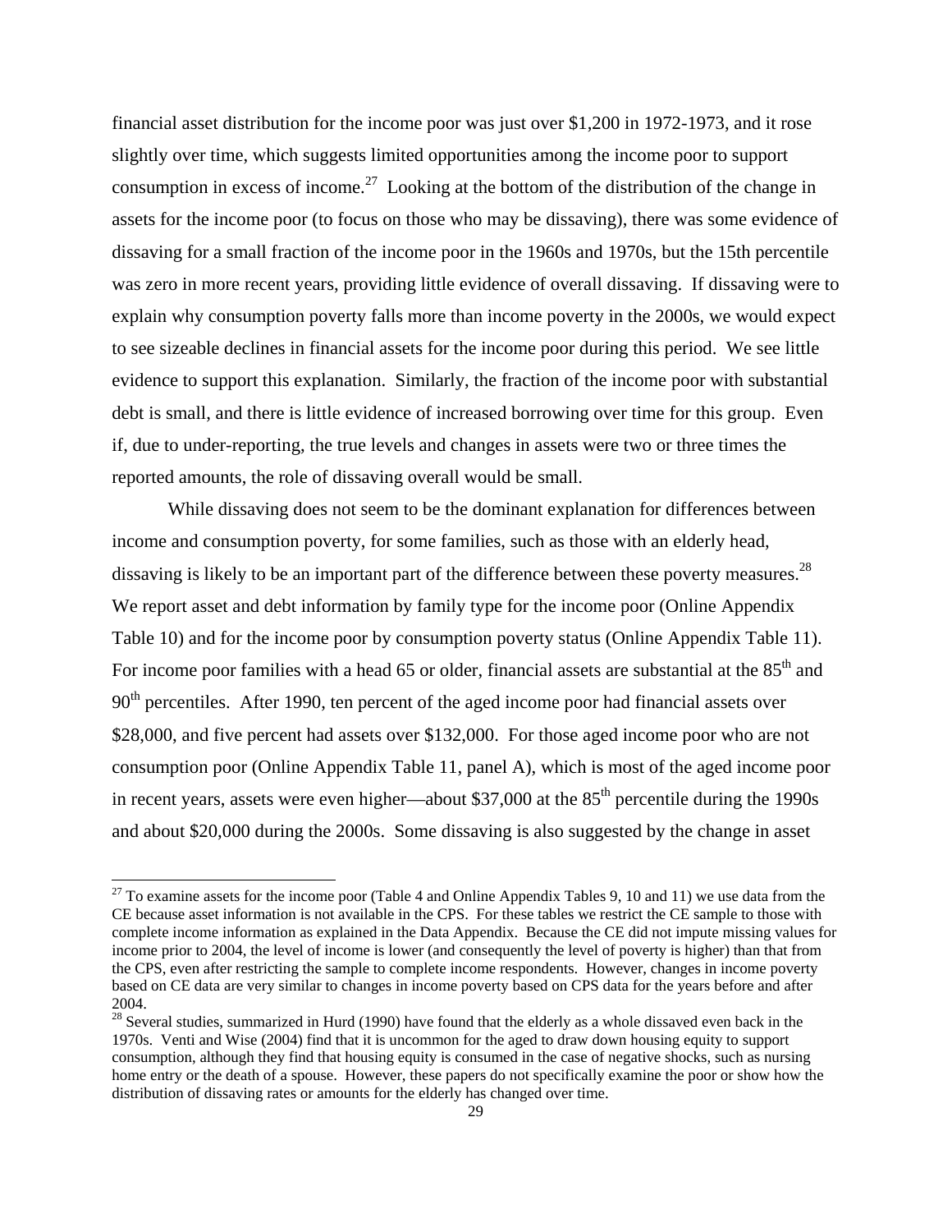financial asset distribution for the income poor was just over $1,200 in 1972-1973, and it rose slightly over time, which suggests limited opportunities among the income poor to support consumption in excess of income.[27] Looking at the bottom of the distribution of the change in assets for the income poor (to focus on those who may be dissaving), there was some evidence of dissaving for a small fraction of the income poor in the 1960s and 1970s, but the 15th percentile was zero in more recent years, providing little evidence of overall dissaving. If dissaving were to explain why consumption poverty falls more than income poverty in the 2000s, we would expect to see sizeable declines in financial assets for the income poor during this period. We see little evidence to support this explanation. Similarly, the fraction of the income poor with substantial debt is small, and there is little evidence of increased borrowing over time for this group. Even if, due to under-reporting, the true levels and changes in assets were two or three times the reported amounts, the role of dissaving overall would be small.

While dissaving does not seem to be the dominant explanation for differences between income and consumption poverty, for some families, such as those with an elderly head, dissaving is likely to be an important part of the difference between these poverty measures.[28] We report asset and debt information by family type for the income poor (Online Appendix Table 10) and for the income poor by consumption poverty status (Online Appendix Table 11). For income poor families with a head 65 or older, financial assets are substantial at the 85th and 90th percentiles. After 1990, ten percent of the aged income poor had financial assets over $28,000, and five percent had assets over $132,000. For those aged income poor who are not consumption poor (Online Appendix Table 11, panel A), which is most of the aged income poor in recent years, assets were even higher—about $37,000 at the 85th percentile during the 1990s and about $20,000 during the 2000s. Some dissaving is also suggested by the change in asset

---

[27] To examine assets for the income poor (Table 4 and Online Appendix Tables 9, 10 and 11) we use data from the CE because asset information is not available in the CPS. For these tables we restrict the CE sample to those with complete income information as explained in the Data Appendix. Because the CE did not impute missing values for income prior to 2004, the level of income is lower (and consequently the level of poverty is higher) than that from the CPS, even after restricting the sample to complete income respondents. However, changes in income poverty based on CE data are very similar to changes in income poverty based on CPS data for the years before and after 2004.

[28] Several studies, summarized in Hurd (1990) have found that the elderly as a whole dissaved even back in the 1970s. Venti and Wise (2004) find that it is uncommon for the aged to draw down housing equity to support consumption, although they find that housing equity is consumed in the case of negative shocks, such as nursing home entry or the death of a spouse. However, these papers do not specifically examine the poor or show how the distribution of dissaving rates or amounts for the elderly has changed over time.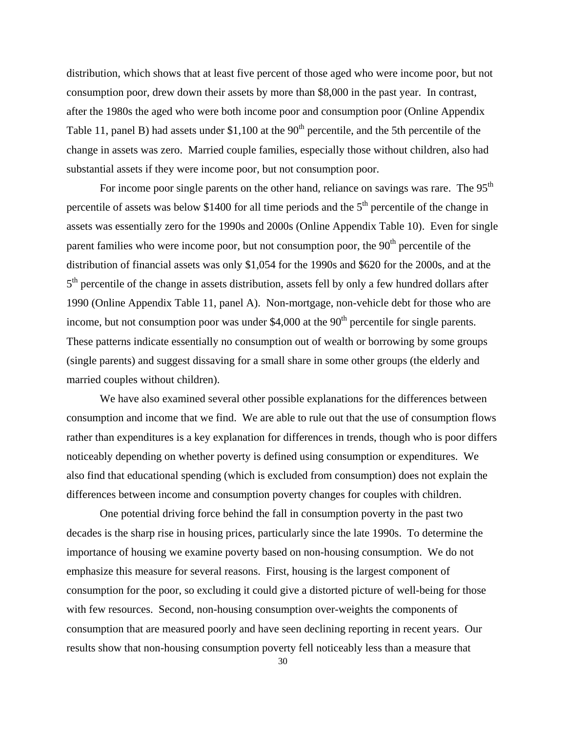distribution, which shows that at least five percent of those aged who were income poor, but not consumption poor, drew down their assets by more than $8,000 in the past year. In contrast, after the 1980s the aged who were both income poor and consumption poor (Online Appendix Table 11, panel B) had assets under $1,100 at the 90th percentile, and the 5th percentile of the change in assets was zero. Married couple families, especially those without children, also had substantial assets if they were income poor, but not consumption poor.

For income poor single parents on the other hand, reliance on savings was rare. The 95th percentile of assets was below $1400 for all time periods and the 5th percentile of the change in assets was essentially zero for the 1990s and 2000s (Online Appendix Table 10). Even for single parent families who were income poor, but not consumption poor, the 90th percentile of the distribution of financial assets was only $1,054 for the 1990s and $620 for the 2000s, and at the 5th percentile of the change in assets distribution, assets fell by only a few hundred dollars after 1990 (Online Appendix Table 11, panel A). Non-mortgage, non-vehicle debt for those who are income, but not consumption poor was under $4,000 at the 90th percentile for single parents. These patterns indicate essentially no consumption out of wealth or borrowing by some groups (single parents) and suggest dissaving for a small share in some other groups (the elderly and married couples without children).

We have also examined several other possible explanations for the differences between consumption and income that we find. We are able to rule out that the use of consumption flows rather than expenditures is a key explanation for differences in trends, though who is poor differs noticeably depending on whether poverty is defined using consumption or expenditures. We also find that educational spending (which is excluded from consumption) does not explain the differences between income and consumption poverty changes for couples with children.

One potential driving force behind the fall in consumption poverty in the past two decades is the sharp rise in housing prices, particularly since the late 1990s. To determine the importance of housing we examine poverty based on non-housing consumption. We do not emphasize this measure for several reasons. First, housing is the largest component of consumption for the poor, so excluding it could give a distorted picture of well-being for those with few resources. Second, non-housing consumption over-weights the components of consumption that are measured poorly and have seen declining reporting in recent years. Our results show that non-housing consumption poverty fell noticeably less than a measure that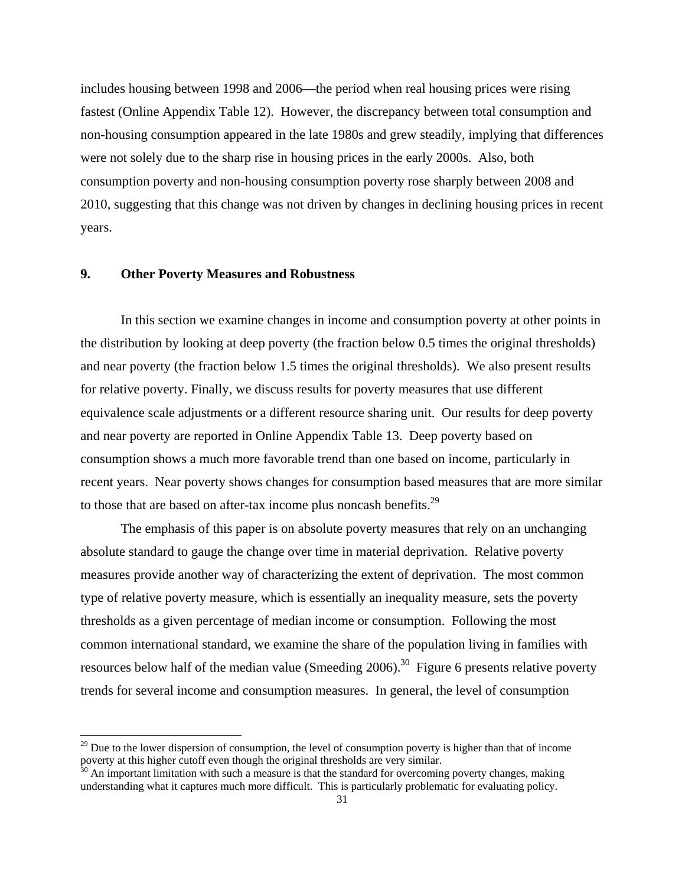includes housing between 1998 and 2006—the period when real housing prices were rising fastest (Online Appendix Table 12). However, the discrepancy between total consumption and non-housing consumption appeared in the late 1980s and grew steadily, implying that differences were not solely due to the sharp rise in housing prices in the early 2000s. Also, both consumption poverty and non-housing consumption poverty rose sharply between 2008 and 2010, suggesting that this change was not driven by changes in declining housing prices in recent years.

## 9. Other Poverty Measures and Robustness

In this section we examine changes in income and consumption poverty at other points in the distribution by looking at deep poverty (the fraction below 0.5 times the original thresholds) and near poverty (the fraction below 1.5 times the original thresholds). We also present results for relative poverty. Finally, we discuss results for poverty measures that use different equivalence scale adjustments or a different resource sharing unit. Our results for deep poverty and near poverty are reported in Online Appendix Table 13. Deep poverty based on consumption shows a much more favorable trend than one based on income, particularly in recent years. Near poverty shows changes for consumption based measures that are more similar to those that are based on after-tax income plus noncash benefits.[29]

The emphasis of this paper is on absolute poverty measures that rely on an unchanging absolute standard to gauge the change over time in material deprivation. Relative poverty measures provide another way of characterizing the extent of deprivation. The most common type of relative poverty measure, which is essentially an inequality measure, sets the poverty thresholds as a given percentage of median income or consumption. Following the most common international standard, we examine the share of the population living in families with resources below half of the median value (Smeeding 2006).[30] Figure 6 presents relative poverty trends for several income and consumption measures. In general, the level of consumption

[29] Due to the lower dispersion of consumption, the level of consumption poverty is higher than that of income poverty at this higher cutoff even though the original thresholds are very similar.

[30] An important limitation with such a measure is that the standard for overcoming poverty changes, making understanding what it captures much more difficult. This is particularly problematic for evaluating policy.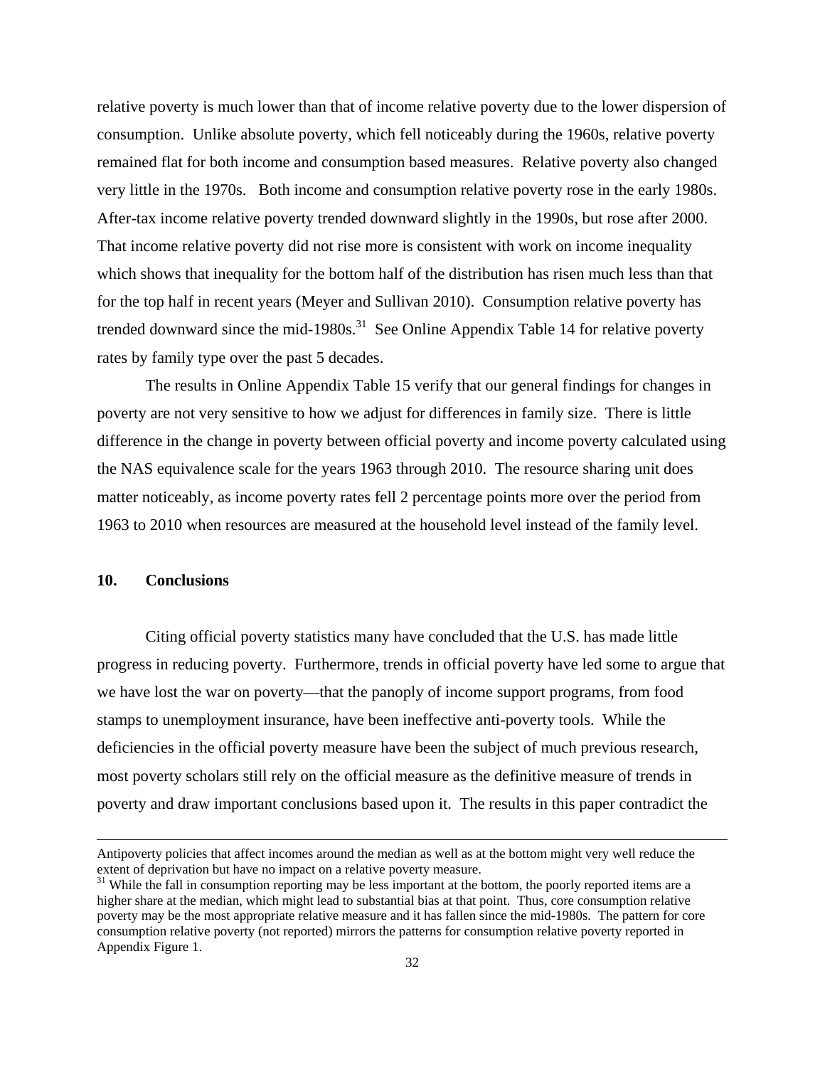relative poverty is much lower than that of income relative poverty due to the lower dispersion of consumption. Unlike absolute poverty, which fell noticeably during the 1960s, relative poverty remained flat for both income and consumption based measures. Relative poverty also changed very little in the 1970s. Both income and consumption relative poverty rose in the early 1980s. After-tax income relative poverty trended downward slightly in the 1990s, but rose after 2000. That income relative poverty did not rise more is consistent with work on income inequality which shows that inequality for the bottom half of the distribution has risen much less than that for the top half in recent years (Meyer and Sullivan 2010). Consumption relative poverty has trended downward since the mid-1980s.[31] See Online Appendix Table 14 for relative poverty rates by family type over the past 5 decades.

The results in Online Appendix Table 15 verify that our general findings for changes in poverty are not very sensitive to how we adjust for differences in family size. There is little difference in the change in poverty between official poverty and income poverty calculated using the NAS equivalence scale for the years 1963 through 2010. The resource sharing unit does matter noticeably, as income poverty rates fell 2 percentage points more over the period from 1963 to 2010 when resources are measured at the household level instead of the family level.

## 10. Conclusions

Citing official poverty statistics many have concluded that the U.S. has made little progress in reducing poverty. Furthermore, trends in official poverty have led some to argue that we have lost the war on poverty—that the panoply of income support programs, from food stamps to unemployment insurance, have been ineffective anti-poverty tools. While the deficiencies in the official poverty measure have been the subject of much previous research, most poverty scholars still rely on the official measure as the definitive measure of trends in poverty and draw important conclusions based upon it. The results in this paper contradict the

---

Antipoverty policies that affect incomes around the median as well as at the bottom might very well reduce the extent of deprivation but have no impact on a relative poverty measure.

[31] While the fall in consumption reporting may be less important at the bottom, the poorly reported items are a higher share at the median, which might lead to substantial bias at that point. Thus, core consumption relative poverty may be the most appropriate relative measure and it has fallen since the mid-1980s. The pattern for core consumption relative poverty (not reported) mirrors the patterns for consumption relative poverty reported in Appendix Figure 1.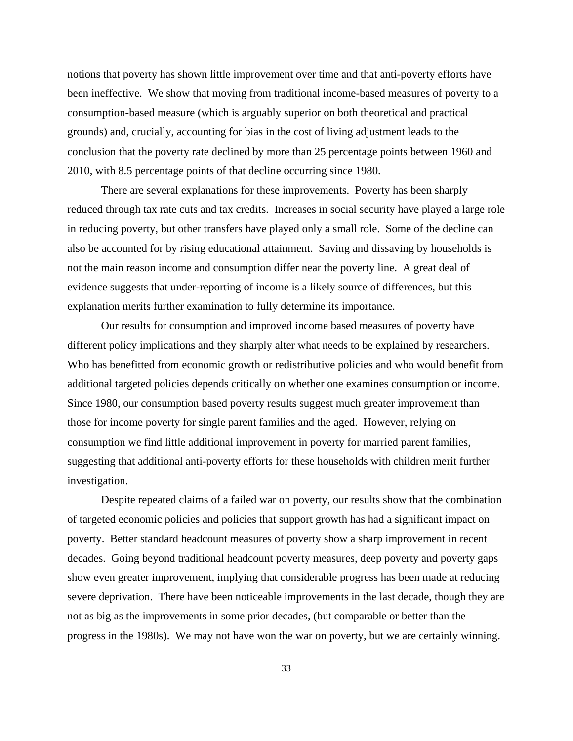notions that poverty has shown little improvement over time and that anti-poverty efforts have been ineffective. We show that moving from traditional income-based measures of poverty to a consumption-based measure (which is arguably superior on both theoretical and practical grounds) and, crucially, accounting for bias in the cost of living adjustment leads to the conclusion that the poverty rate declined by more than 25 percentage points between 1960 and 2010, with 8.5 percentage points of that decline occurring since 1980.

There are several explanations for these improvements. Poverty has been sharply reduced through tax rate cuts and tax credits. Increases in social security have played a large role in reducing poverty, but other transfers have played only a small role. Some of the decline can also be accounted for by rising educational attainment. Saving and dissaving by households is not the main reason income and consumption differ near the poverty line. A great deal of evidence suggests that under-reporting of income is a likely source of differences, but this explanation merits further examination to fully determine its importance.

Our results for consumption and improved income based measures of poverty have different policy implications and they sharply alter what needs to be explained by researchers. Who has benefitted from economic growth or redistributive policies and who would benefit from additional targeted policies depends critically on whether one examines consumption or income. Since 1980, our consumption based poverty results suggest much greater improvement than those for income poverty for single parent families and the aged. However, relying on consumption we find little additional improvement in poverty for married parent families, suggesting that additional anti-poverty efforts for these households with children merit further investigation.

Despite repeated claims of a failed war on poverty, our results show that the combination of targeted economic policies and policies that support growth has had a significant impact on poverty. Better standard headcount measures of poverty show a sharp improvement in recent decades. Going beyond traditional headcount poverty measures, deep poverty and poverty gaps show even greater improvement, implying that considerable progress has been made at reducing severe deprivation. There have been noticeable improvements in the last decade, though they are not as big as the improvements in some prior decades, (but comparable or better than the progress in the 1980s). We may not have won the war on poverty, but we are certainly winning.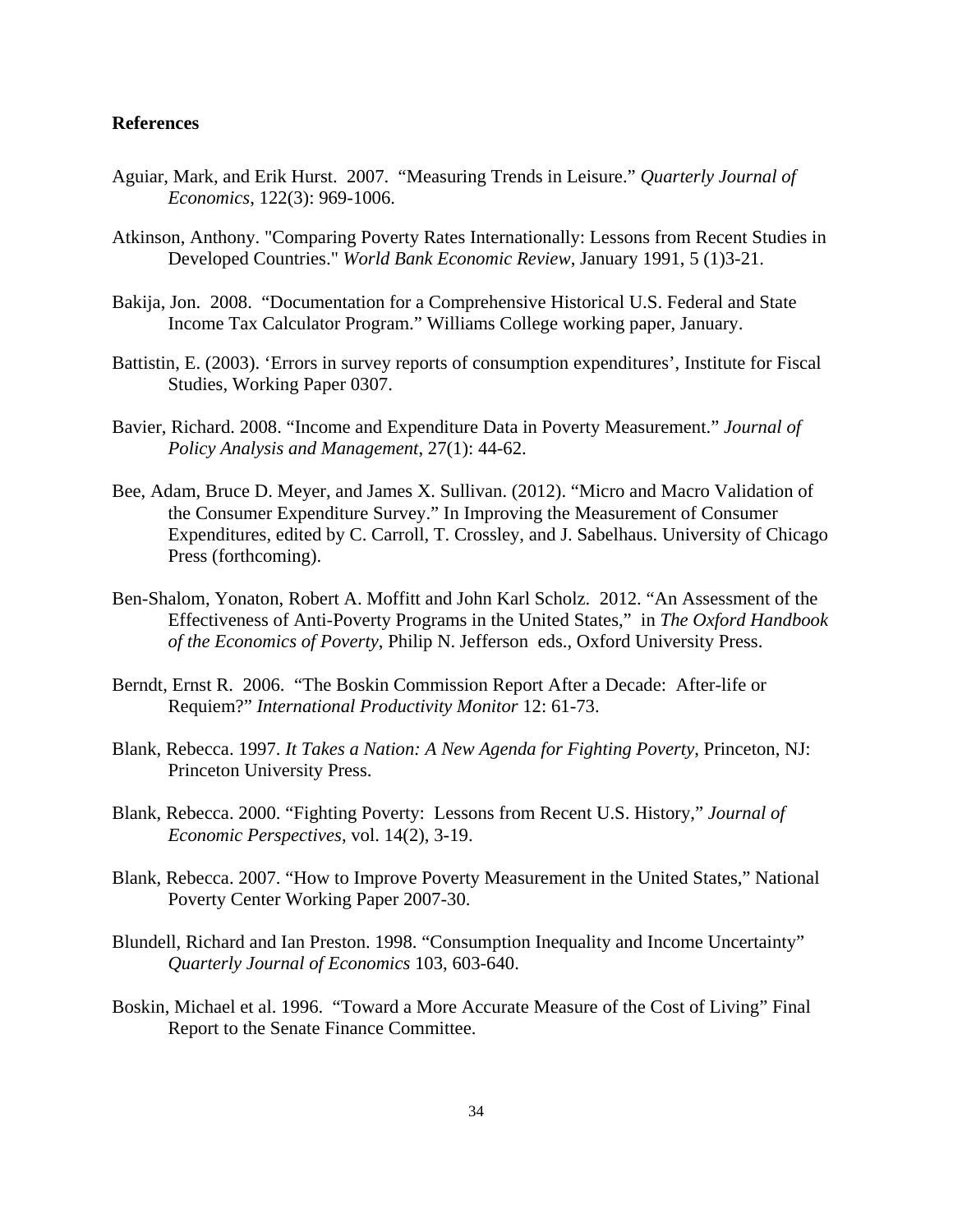## References

Aguiar, Mark, and Erik Hurst. 2007. "Measuring Trends in Leisure." *Quarterly Journal of Economics*, 122(3): 969-1006.

Atkinson, Anthony. "Comparing Poverty Rates Internationally: Lessons from Recent Studies in Developed Countries." *World Bank Economic Review*, January 1991, 5 (1)3-21.

Bakija, Jon. 2008. "Documentation for a Comprehensive Historical U.S. Federal and State Income Tax Calculator Program." Williams College working paper, January.

Battistin, E. (2003). 'Errors in survey reports of consumption expenditures', Institute for Fiscal Studies, Working Paper 0307.

Bavier, Richard. 2008. "Income and Expenditure Data in Poverty Measurement." *Journal of Policy Analysis and Management*, 27(1): 44-62.

Bee, Adam, Bruce D. Meyer, and James X. Sullivan. (2012). "Micro and Macro Validation of the Consumer Expenditure Survey." In Improving the Measurement of Consumer Expenditures, edited by C. Carroll, T. Crossley, and J. Sabelhaus. University of Chicago Press (forthcoming).

Ben-Shalom, Yonaton, Robert A. Moffitt and John Karl Scholz. 2012. "An Assessment of the Effectiveness of Anti-Poverty Programs in the United States," in *The Oxford Handbook of the Economics of Poverty*, Philip N. Jefferson eds., Oxford University Press.

Berndt, Ernst R. 2006. "The Boskin Commission Report After a Decade: After-life or Requiem?" *International Productivity Monitor* 12: 61-73.

Blank, Rebecca. 1997. *It Takes a Nation: A New Agenda for Fighting Poverty*, Princeton, NJ: Princeton University Press.

Blank, Rebecca. 2000. "Fighting Poverty: Lessons from Recent U.S. History," *Journal of Economic Perspectives*, vol. 14(2), 3-19.

Blank, Rebecca. 2007. "How to Improve Poverty Measurement in the United States," National Poverty Center Working Paper 2007-30.

Blundell, Richard and Ian Preston. 1998. "Consumption Inequality and Income Uncertainty" *Quarterly Journal of Economics* 103, 603-640.

Boskin, Michael et al. 1996. "Toward a More Accurate Measure of the Cost of Living" Final Report to the Senate Finance Committee.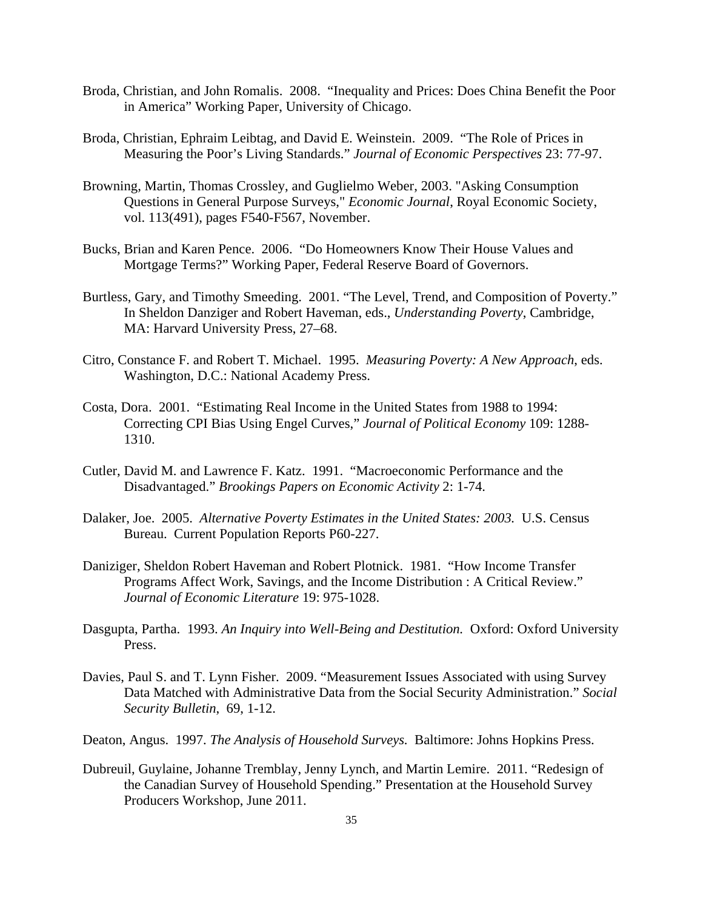Broda, Christian, and John Romalis. 2008. "Inequality and Prices: Does China Benefit the Poor in America" Working Paper, University of Chicago.

Broda, Christian, Ephraim Leibtag, and David E. Weinstein. 2009. "The Role of Prices in Measuring the Poor's Living Standards." *Journal of Economic Perspectives* 23: 77-97.

Browning, Martin, Thomas Crossley, and Guglielmo Weber, 2003. "Asking Consumption Questions in General Purpose Surveys," *Economic Journal*, Royal Economic Society, vol. 113(491), pages F540-F567, November.

Bucks, Brian and Karen Pence. 2006. "Do Homeowners Know Their House Values and Mortgage Terms?" Working Paper, Federal Reserve Board of Governors.

Burtless, Gary, and Timothy Smeeding. 2001. "The Level, Trend, and Composition of Poverty." In Sheldon Danziger and Robert Haveman, eds., *Understanding Poverty*, Cambridge, MA: Harvard University Press, 27–68.

Citro, Constance F. and Robert T. Michael. 1995. *Measuring Poverty: A New Approach*, eds. Washington, D.C.: National Academy Press.

Costa, Dora. 2001. "Estimating Real Income in the United States from 1988 to 1994: Correcting CPI Bias Using Engel Curves," *Journal of Political Economy* 109: 1288-1310.

Cutler, David M. and Lawrence F. Katz. 1991. "Macroeconomic Performance and the Disadvantaged." *Brookings Papers on Economic Activity* 2: 1-74.

Dalaker, Joe. 2005. *Alternative Poverty Estimates in the United States: 2003.* U.S. Census Bureau. Current Population Reports P60-227.

Daniziger, Sheldon Robert Haveman and Robert Plotnick. 1981. "How Income Transfer Programs Affect Work, Savings, and the Income Distribution : A Critical Review." *Journal of Economic Literature* 19: 975-1028.

Dasgupta, Partha. 1993. *An Inquiry into Well-Being and Destitution.* Oxford: Oxford University Press.

Davies, Paul S. and T. Lynn Fisher. 2009. "Measurement Issues Associated with using Survey Data Matched with Administrative Data from the Social Security Administration." *Social Security Bulletin,* 69, 1-12.

Deaton, Angus. 1997. *The Analysis of Household Surveys.* Baltimore: Johns Hopkins Press.

Dubreuil, Guylaine, Johanne Tremblay, Jenny Lynch, and Martin Lemire. 2011. "Redesign of the Canadian Survey of Household Spending." Presentation at the Household Survey Producers Workshop, June 2011.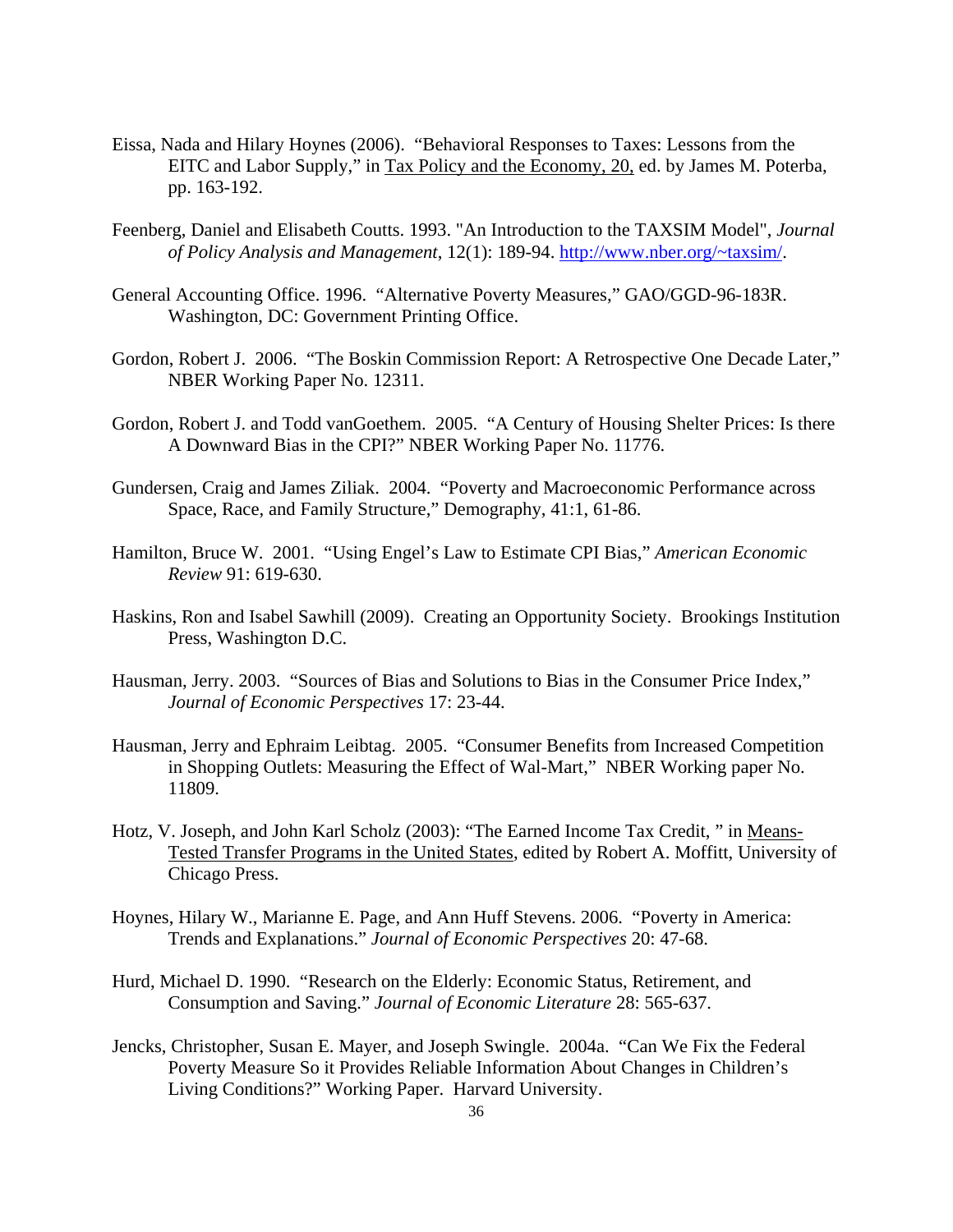Eissa, Nada and Hilary Hoynes (2006). "Behavioral Responses to Taxes: Lessons from the EITC and Labor Supply," in Tax Policy and the Economy, 20, ed. by James M. Poterba, pp. 163-192.

Feenberg, Daniel and Elisabeth Coutts. 1993. "An Introduction to the TAXSIM Model", *Journal of Policy Analysis and Management*, 12(1): 189-94. http://www.nber.org/~taxsim/.

General Accounting Office. 1996. "Alternative Poverty Measures," GAO/GGD-96-183R. Washington, DC: Government Printing Office.

Gordon, Robert J. 2006. "The Boskin Commission Report: A Retrospective One Decade Later," NBER Working Paper No. 12311.

Gordon, Robert J. and Todd vanGoethem. 2005. "A Century of Housing Shelter Prices: Is there A Downward Bias in the CPI?" NBER Working Paper No. 11776.

Gundersen, Craig and James Ziliak. 2004. "Poverty and Macroeconomic Performance across Space, Race, and Family Structure," Demography, 41:1, 61-86.

Hamilton, Bruce W. 2001. "Using Engel's Law to Estimate CPI Bias," *American Economic Review* 91: 619-630.

Haskins, Ron and Isabel Sawhill (2009). Creating an Opportunity Society. Brookings Institution Press, Washington D.C.

Hausman, Jerry. 2003. "Sources of Bias and Solutions to Bias in the Consumer Price Index," *Journal of Economic Perspectives* 17: 23-44.

Hausman, Jerry and Ephraim Leibtag. 2005. "Consumer Benefits from Increased Competition in Shopping Outlets: Measuring the Effect of Wal-Mart," NBER Working paper No. 11809.

Hotz, V. Joseph, and John Karl Scholz (2003): "The Earned Income Tax Credit, " in Means-Tested Transfer Programs in the United States, edited by Robert A. Moffitt, University of Chicago Press.

Hoynes, Hilary W., Marianne E. Page, and Ann Huff Stevens. 2006. "Poverty in America: Trends and Explanations." *Journal of Economic Perspectives* 20: 47-68.

Hurd, Michael D. 1990. "Research on the Elderly: Economic Status, Retirement, and Consumption and Saving." *Journal of Economic Literature* 28: 565-637.

Jencks, Christopher, Susan E. Mayer, and Joseph Swingle. 2004a. "Can We Fix the Federal Poverty Measure So it Provides Reliable Information About Changes in Children's Living Conditions?" Working Paper. Harvard University.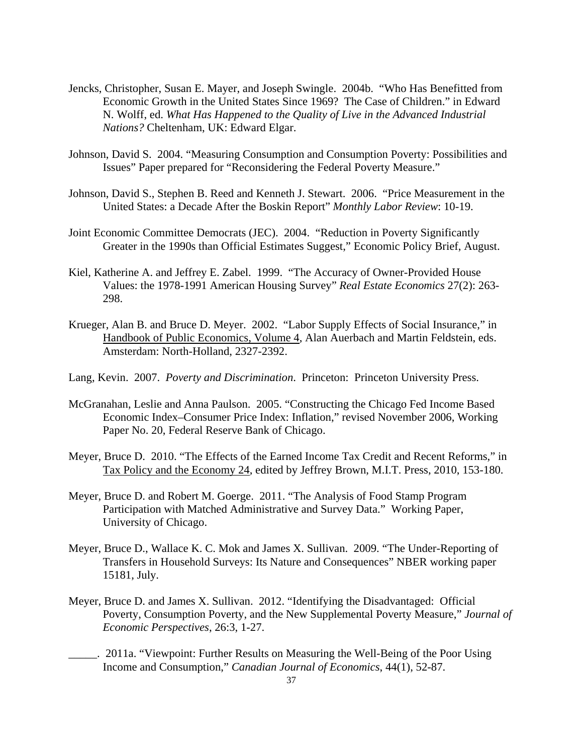Jencks, Christopher, Susan E. Mayer, and Joseph Swingle. 2004b. "Who Has Benefitted from Economic Growth in the United States Since 1969? The Case of Children." in Edward N. Wolff, ed. *What Has Happened to the Quality of Live in the Advanced Industrial Nations?* Cheltenham, UK: Edward Elgar.

Johnson, David S. 2004. "Measuring Consumption and Consumption Poverty: Possibilities and Issues" Paper prepared for "Reconsidering the Federal Poverty Measure."

Johnson, David S., Stephen B. Reed and Kenneth J. Stewart. 2006. "Price Measurement in the United States: a Decade After the Boskin Report" *Monthly Labor Review*: 10-19.

Joint Economic Committee Democrats (JEC). 2004. "Reduction in Poverty Significantly Greater in the 1990s than Official Estimates Suggest," Economic Policy Brief, August.

Kiel, Katherine A. and Jeffrey E. Zabel. 1999. "The Accuracy of Owner-Provided House Values: the 1978-1991 American Housing Survey" *Real Estate Economics* 27(2): 263-298.

Krueger, Alan B. and Bruce D. Meyer. 2002. "Labor Supply Effects of Social Insurance," in Handbook of Public Economics, Volume 4, Alan Auerbach and Martin Feldstein, eds. Amsterdam: North-Holland, 2327-2392.

Lang, Kevin. 2007. *Poverty and Discrimination*. Princeton: Princeton University Press.

McGranahan, Leslie and Anna Paulson. 2005. "Constructing the Chicago Fed Income Based Economic Index–Consumer Price Index: Inflation," revised November 2006, Working Paper No. 20, Federal Reserve Bank of Chicago.

Meyer, Bruce D. 2010. "The Effects of the Earned Income Tax Credit and Recent Reforms," in Tax Policy and the Economy 24, edited by Jeffrey Brown, M.I.T. Press, 2010, 153-180.

Meyer, Bruce D. and Robert M. Goerge. 2011. "The Analysis of Food Stamp Program Participation with Matched Administrative and Survey Data." Working Paper, University of Chicago.

Meyer, Bruce D., Wallace K. C. Mok and James X. Sullivan. 2009. "The Under-Reporting of Transfers in Household Surveys: Its Nature and Consequences" NBER working paper 15181, July.

Meyer, Bruce D. and James X. Sullivan. 2012. "Identifying the Disadvantaged: Official Poverty, Consumption Poverty, and the New Supplemental Poverty Measure," *Journal of Economic Perspectives*, 26:3, 1-27.

_____. 2011a. "Viewpoint: Further Results on Measuring the Well-Being of the Poor Using Income and Consumption," *Canadian Journal of Economics*, 44(1), 52-87.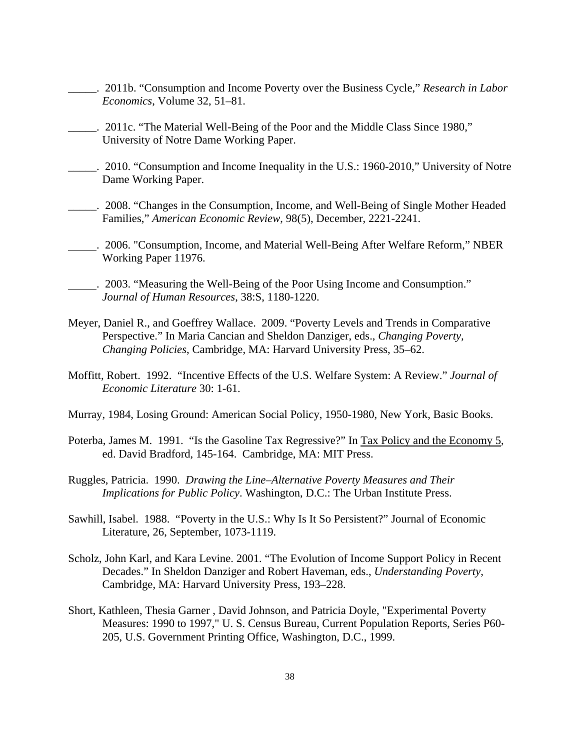_____. 2011b. "Consumption and Income Poverty over the Business Cycle," *Research in Labor Economics*, Volume 32, 51–81.

_____. 2011c. "The Material Well-Being of the Poor and the Middle Class Since 1980," University of Notre Dame Working Paper.

_____. 2010. "Consumption and Income Inequality in the U.S.: 1960-2010," University of Notre Dame Working Paper.

_____. 2008. "Changes in the Consumption, Income, and Well-Being of Single Mother Headed Families," *American Economic Review*, 98(5), December, 2221-2241.

_____. 2006. "Consumption, Income, and Material Well-Being After Welfare Reform," NBER Working Paper 11976.

_____. 2003. "Measuring the Well-Being of the Poor Using Income and Consumption." *Journal of Human Resources*, 38:S, 1180-1220.

Meyer, Daniel R., and Goeffrey Wallace. 2009. "Poverty Levels and Trends in Comparative Perspective." In Maria Cancian and Sheldon Danziger, eds., *Changing Poverty, Changing Policies*, Cambridge, MA: Harvard University Press, 35–62.

Moffitt, Robert. 1992. "Incentive Effects of the U.S. Welfare System: A Review." *Journal of Economic Literature* 30: 1-61.

Murray, 1984, Losing Ground: American Social Policy, 1950-1980, New York, Basic Books.

Poterba, James M. 1991. "Is the Gasoline Tax Regressive?" In Tax Policy and the Economy 5, ed. David Bradford, 145-164. Cambridge, MA: MIT Press.

Ruggles, Patricia. 1990. *Drawing the Line–Alternative Poverty Measures and Their Implications for Public Policy*. Washington, D.C.: The Urban Institute Press.

Sawhill, Isabel. 1988. "Poverty in the U.S.: Why Is It So Persistent?" Journal of Economic Literature, 26, September, 1073-1119.

Scholz, John Karl, and Kara Levine. 2001. "The Evolution of Income Support Policy in Recent Decades." In Sheldon Danziger and Robert Haveman, eds., *Understanding Poverty*, Cambridge, MA: Harvard University Press, 193–228.

Short, Kathleen, Thesia Garner , David Johnson, and Patricia Doyle, "Experimental Poverty Measures: 1990 to 1997," U. S. Census Bureau, Current Population Reports, Series P60-205, U.S. Government Printing Office, Washington, D.C., 1999.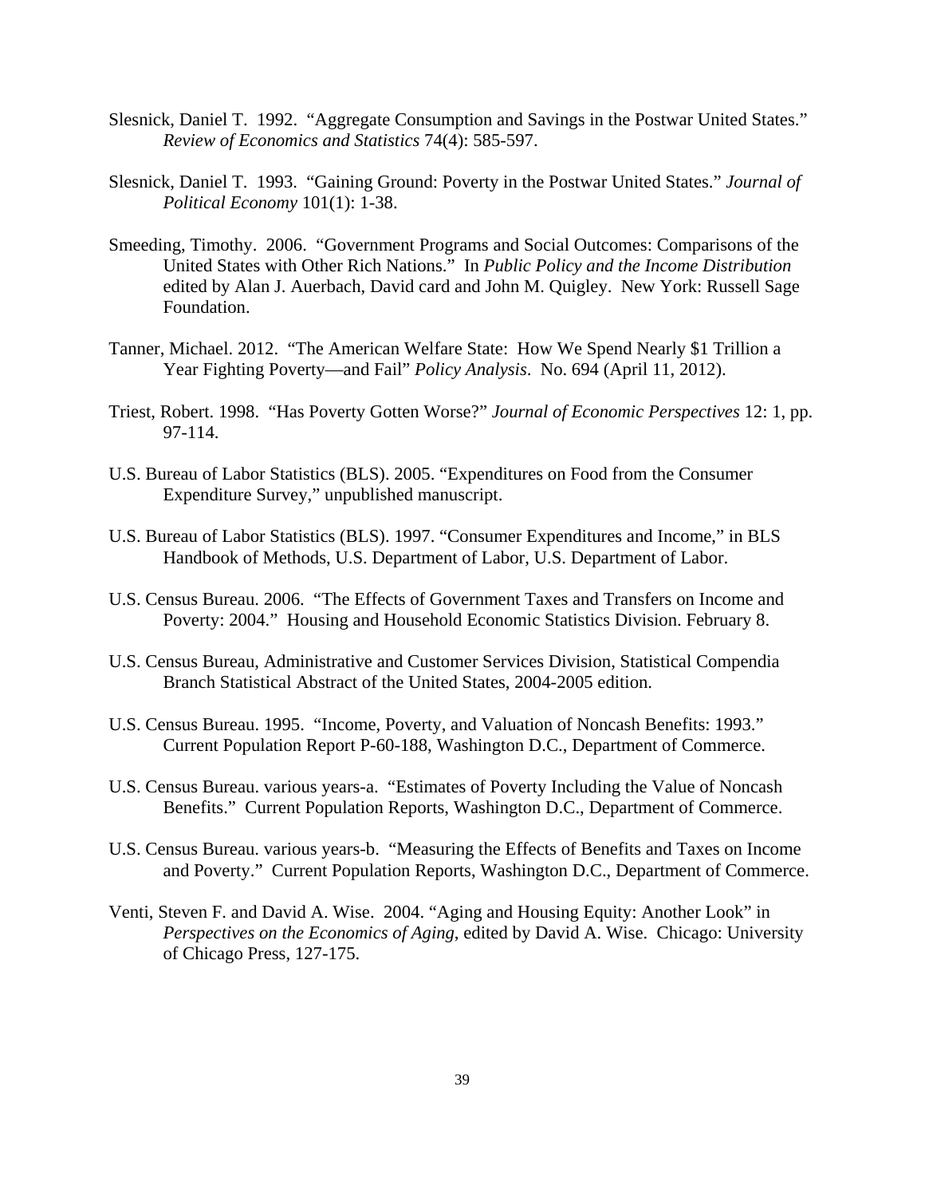Slesnick, Daniel T. 1992. "Aggregate Consumption and Savings in the Postwar United States." *Review of Economics and Statistics* 74(4): 585-597.

Slesnick, Daniel T. 1993. "Gaining Ground: Poverty in the Postwar United States." *Journal of Political Economy* 101(1): 1-38.

Smeeding, Timothy. 2006. "Government Programs and Social Outcomes: Comparisons of the United States with Other Rich Nations." In *Public Policy and the Income Distribution* edited by Alan J. Auerbach, David card and John M. Quigley. New York: Russell Sage Foundation.

Tanner, Michael. 2012. "The American Welfare State: How We Spend Nearly $1 Trillion a Year Fighting Poverty—and Fail" *Policy Analysis*. No. 694 (April 11, 2012).

Triest, Robert. 1998. "Has Poverty Gotten Worse?" *Journal of Economic Perspectives* 12: 1, pp. 97-114.

U.S. Bureau of Labor Statistics (BLS). 2005. "Expenditures on Food from the Consumer Expenditure Survey," unpublished manuscript.

U.S. Bureau of Labor Statistics (BLS). 1997. "Consumer Expenditures and Income," in BLS Handbook of Methods, U.S. Department of Labor, U.S. Department of Labor.

U.S. Census Bureau. 2006. "The Effects of Government Taxes and Transfers on Income and Poverty: 2004." Housing and Household Economic Statistics Division. February 8.

U.S. Census Bureau, Administrative and Customer Services Division, Statistical Compendia Branch Statistical Abstract of the United States, 2004-2005 edition.

U.S. Census Bureau. 1995. "Income, Poverty, and Valuation of Noncash Benefits: 1993." Current Population Report P-60-188, Washington D.C., Department of Commerce.

U.S. Census Bureau. various years-a. "Estimates of Poverty Including the Value of Noncash Benefits." Current Population Reports, Washington D.C., Department of Commerce.

U.S. Census Bureau. various years-b. "Measuring the Effects of Benefits and Taxes on Income and Poverty." Current Population Reports, Washington D.C., Department of Commerce.

Venti, Steven F. and David A. Wise. 2004. "Aging and Housing Equity: Another Look" in *Perspectives on the Economics of Aging*, edited by David A. Wise. Chicago: University of Chicago Press, 127-175.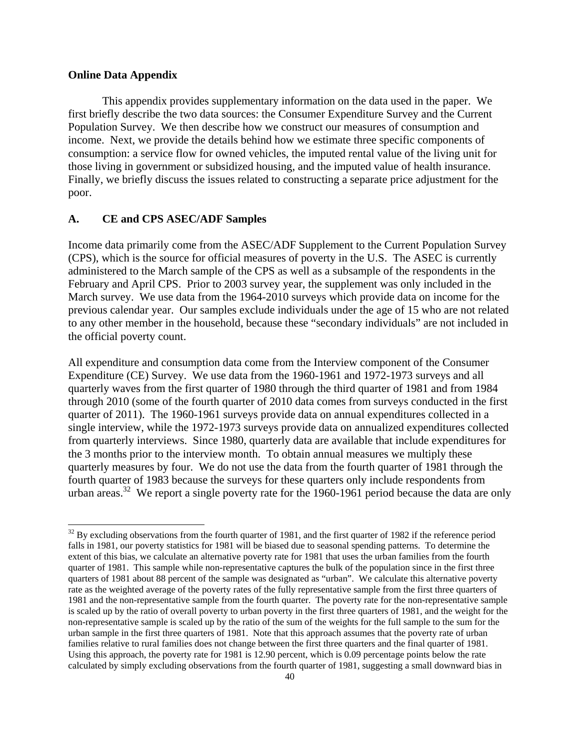**Online Data Appendix**

This appendix provides supplementary information on the data used in the paper. We first briefly describe the two data sources: the Consumer Expenditure Survey and the Current Population Survey. We then describe how we construct our measures of consumption and income. Next, we provide the details behind how we estimate three specific components of consumption: a service flow for owned vehicles, the imputed rental value of the living unit for those living in government or subsidized housing, and the imputed value of health insurance. Finally, we briefly discuss the issues related to constructing a separate price adjustment for the poor.

## A. CE and CPS ASEC/ADF Samples

Income data primarily come from the ASEC/ADF Supplement to the Current Population Survey (CPS), which is the source for official measures of poverty in the U.S. The ASEC is currently administered to the March sample of the CPS as well as a subsample of the respondents in the February and April CPS. Prior to 2003 survey year, the supplement was only included in the March survey. We use data from the 1964-2010 surveys which provide data on income for the previous calendar year. Our samples exclude individuals under the age of 15 who are not related to any other member in the household, because these "secondary individuals" are not included in the official poverty count.

All expenditure and consumption data come from the Interview component of the Consumer Expenditure (CE) Survey. We use data from the 1960-1961 and 1972-1973 surveys and all quarterly waves from the first quarter of 1980 through the third quarter of 1981 and from 1984 through 2010 (some of the fourth quarter of 2010 data comes from surveys conducted in the first quarter of 2011). The 1960-1961 surveys provide data on annual expenditures collected in a single interview, while the 1972-1973 surveys provide data on annualized expenditures collected from quarterly interviews. Since 1980, quarterly data are available that include expenditures for the 3 months prior to the interview month. To obtain annual measures we multiply these quarterly measures by four. We do not use the data from the fourth quarter of 1981 through the fourth quarter of 1983 because the surveys for these quarters only include respondents from urban areas.[32] We report a single poverty rate for the 1960-1961 period because the data are only

[32] By excluding observations from the fourth quarter of 1981, and the first quarter of 1982 if the reference period falls in 1981, our poverty statistics for 1981 will be biased due to seasonal spending patterns. To determine the extent of this bias, we calculate an alternative poverty rate for 1981 that uses the urban families from the fourth quarter of 1981. This sample while non-representative captures the bulk of the population since in the first three quarters of 1981 about 88 percent of the sample was designated as "urban". We calculate this alternative poverty rate as the weighted average of the poverty rates of the fully representative sample from the first three quarters of 1981 and the non-representative sample from the fourth quarter. The poverty rate for the non-representative sample is scaled up by the ratio of overall poverty to urban poverty in the first three quarters of 1981, and the weight for the non-representative sample is scaled up by the ratio of the sum of the weights for the full sample to the sum for the urban sample in the first three quarters of 1981. Note that this approach assumes that the poverty rate of urban families relative to rural families does not change between the first three quarters and the final quarter of 1981. Using this approach, the poverty rate for 1981 is 12.90 percent, which is 0.09 percentage points below the rate calculated by simply excluding observations from the fourth quarter of 1981, suggesting a small downward bias in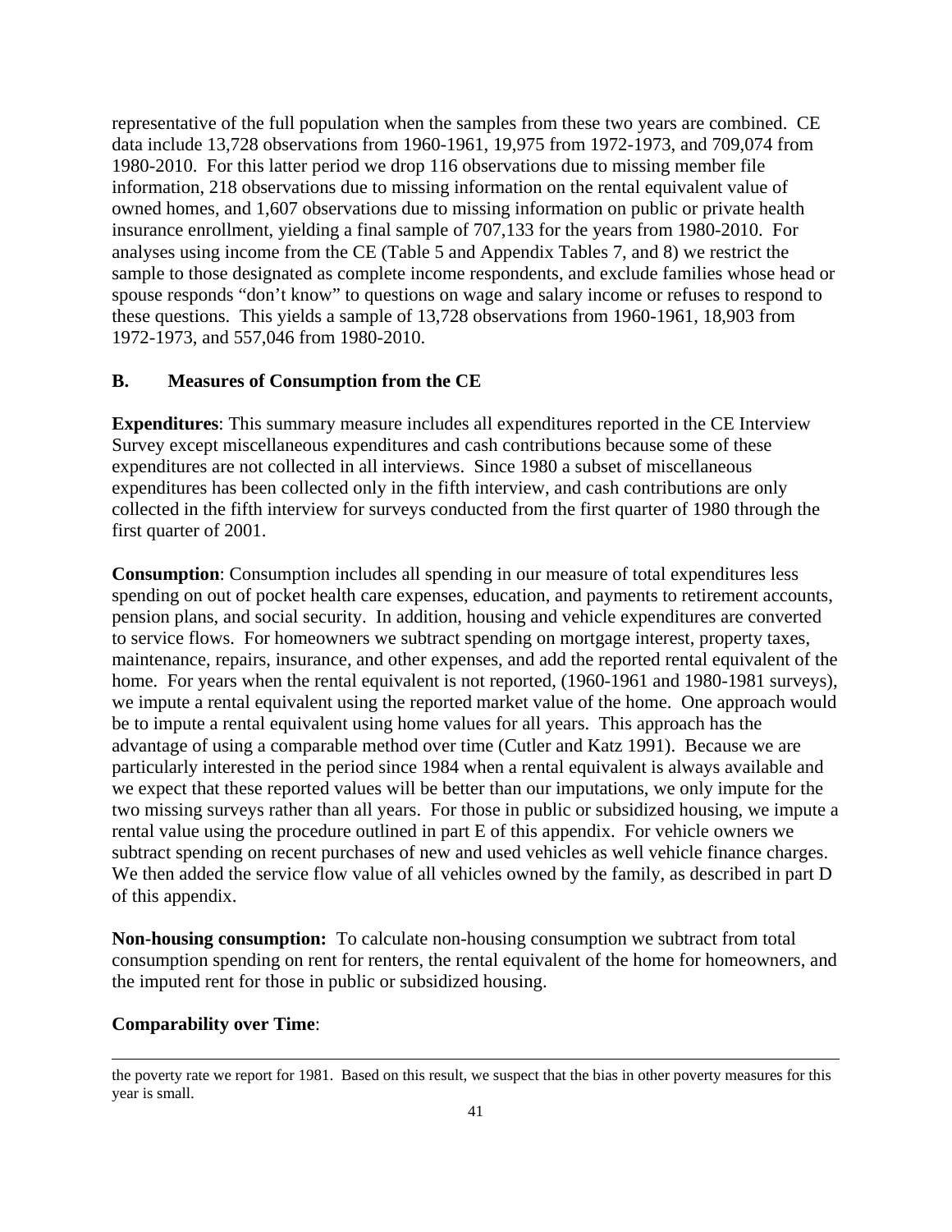representative of the full population when the samples from these two years are combined. CE data include 13,728 observations from 1960-1961, 19,975 from 1972-1973, and 709,074 from 1980-2010. For this latter period we drop 116 observations due to missing member file information, 218 observations due to missing information on the rental equivalent value of owned homes, and 1,607 observations due to missing information on public or private health insurance enrollment, yielding a final sample of 707,133 for the years from 1980-2010. For analyses using income from the CE (Table 5 and Appendix Tables 7, and 8) we restrict the sample to those designated as complete income respondents, and exclude families whose head or spouse responds "don't know" to questions on wage and salary income or refuses to respond to these questions. This yields a sample of 13,728 observations from 1960-1961, 18,903 from 1972-1973, and 557,046 from 1980-2010.

### B. Measures of Consumption from the CE

**Expenditures**: This summary measure includes all expenditures reported in the CE Interview Survey except miscellaneous expenditures and cash contributions because some of these expenditures are not collected in all interviews. Since 1980 a subset of miscellaneous expenditures has been collected only in the fifth interview, and cash contributions are only collected in the fifth interview for surveys conducted from the first quarter of 1980 through the first quarter of 2001.

**Consumption**: Consumption includes all spending in our measure of total expenditures less spending on out of pocket health care expenses, education, and payments to retirement accounts, pension plans, and social security. In addition, housing and vehicle expenditures are converted to service flows. For homeowners we subtract spending on mortgage interest, property taxes, maintenance, repairs, insurance, and other expenses, and add the reported rental equivalent of the home. For years when the rental equivalent is not reported, (1960-1961 and 1980-1981 surveys), we impute a rental equivalent using the reported market value of the home. One approach would be to impute a rental equivalent using home values for all years. This approach has the advantage of using a comparable method over time (Cutler and Katz 1991). Because we are particularly interested in the period since 1984 when a rental equivalent is always available and we expect that these reported values will be better than our imputations, we only impute for the two missing surveys rather than all years. For those in public or subsidized housing, we impute a rental value using the procedure outlined in part E of this appendix. For vehicle owners we subtract spending on recent purchases of new and used vehicles as well vehicle finance charges. We then added the service flow value of all vehicles owned by the family, as described in part D of this appendix.

**Non-housing consumption:** To calculate non-housing consumption we subtract from total consumption spending on rent for renters, the rental equivalent of the home for homeowners, and the imputed rent for those in public or subsidized housing.

**Comparability over Time**:

---

the poverty rate we report for 1981. Based on this result, we suspect that the bias in other poverty measures for this year is small.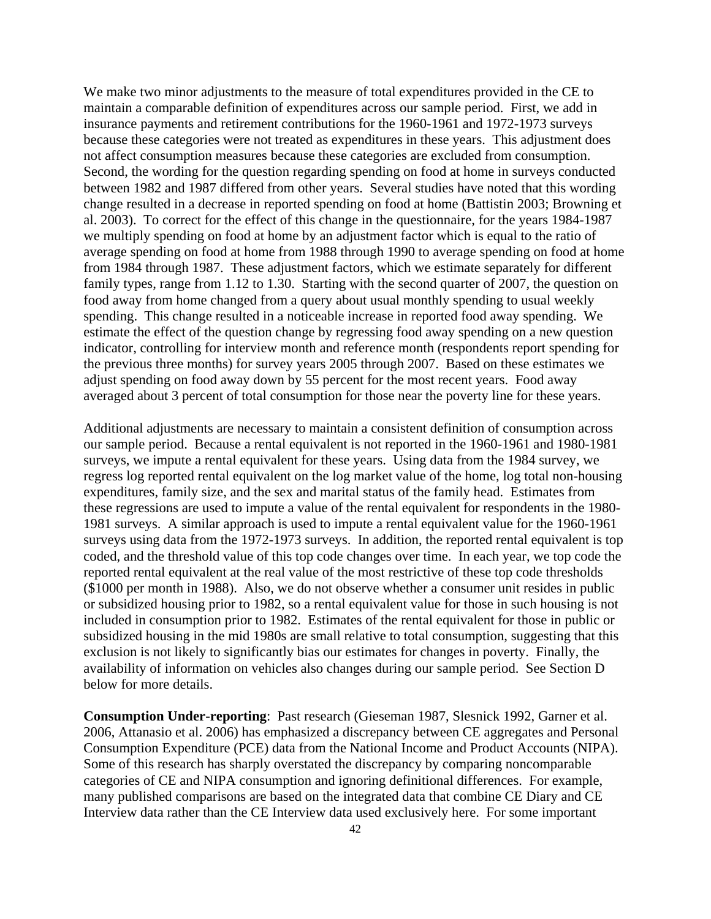We make two minor adjustments to the measure of total expenditures provided in the CE to maintain a comparable definition of expenditures across our sample period. First, we add in insurance payments and retirement contributions for the 1960-1961 and 1972-1973 surveys because these categories were not treated as expenditures in these years. This adjustment does not affect consumption measures because these categories are excluded from consumption. Second, the wording for the question regarding spending on food at home in surveys conducted between 1982 and 1987 differed from other years. Several studies have noted that this wording change resulted in a decrease in reported spending on food at home (Battistin 2003; Browning et al. 2003). To correct for the effect of this change in the questionnaire, for the years 1984-1987 we multiply spending on food at home by an adjustment factor which is equal to the ratio of average spending on food at home from 1988 through 1990 to average spending on food at home from 1984 through 1987. These adjustment factors, which we estimate separately for different family types, range from 1.12 to 1.30. Starting with the second quarter of 2007, the question on food away from home changed from a query about usual monthly spending to usual weekly spending. This change resulted in a noticeable increase in reported food away spending. We estimate the effect of the question change by regressing food away spending on a new question indicator, controlling for interview month and reference month (respondents report spending for the previous three months) for survey years 2005 through 2007. Based on these estimates we adjust spending on food away down by 55 percent for the most recent years. Food away averaged about 3 percent of total consumption for those near the poverty line for these years.

Additional adjustments are necessary to maintain a consistent definition of consumption across our sample period. Because a rental equivalent is not reported in the 1960-1961 and 1980-1981 surveys, we impute a rental equivalent for these years. Using data from the 1984 survey, we regress log reported rental equivalent on the log market value of the home, log total non-housing expenditures, family size, and the sex and marital status of the family head. Estimates from these regressions are used to impute a value of the rental equivalent for respondents in the 1980-1981 surveys. A similar approach is used to impute a rental equivalent value for the 1960-1961 surveys using data from the 1972-1973 surveys. In addition, the reported rental equivalent is top coded, and the threshold value of this top code changes over time. In each year, we top code the reported rental equivalent at the real value of the most restrictive of these top code thresholds ($1000 per month in 1988). Also, we do not observe whether a consumer unit resides in public or subsidized housing prior to 1982, so a rental equivalent value for those in such housing is not included in consumption prior to 1982. Estimates of the rental equivalent for those in public or subsidized housing in the mid 1980s are small relative to total consumption, suggesting that this exclusion is not likely to significantly bias our estimates for changes in poverty. Finally, the availability of information on vehicles also changes during our sample period. See Section D below for more details.

**Consumption Under-reporting**: Past research (Gieseman 1987, Slesnick 1992, Garner et al. 2006, Attanasio et al. 2006) has emphasized a discrepancy between CE aggregates and Personal Consumption Expenditure (PCE) data from the National Income and Product Accounts (NIPA). Some of this research has sharply overstated the discrepancy by comparing noncomparable categories of CE and NIPA consumption and ignoring definitional differences. For example, many published comparisons are based on the integrated data that combine CE Diary and CE Interview data rather than the CE Interview data used exclusively here. For some important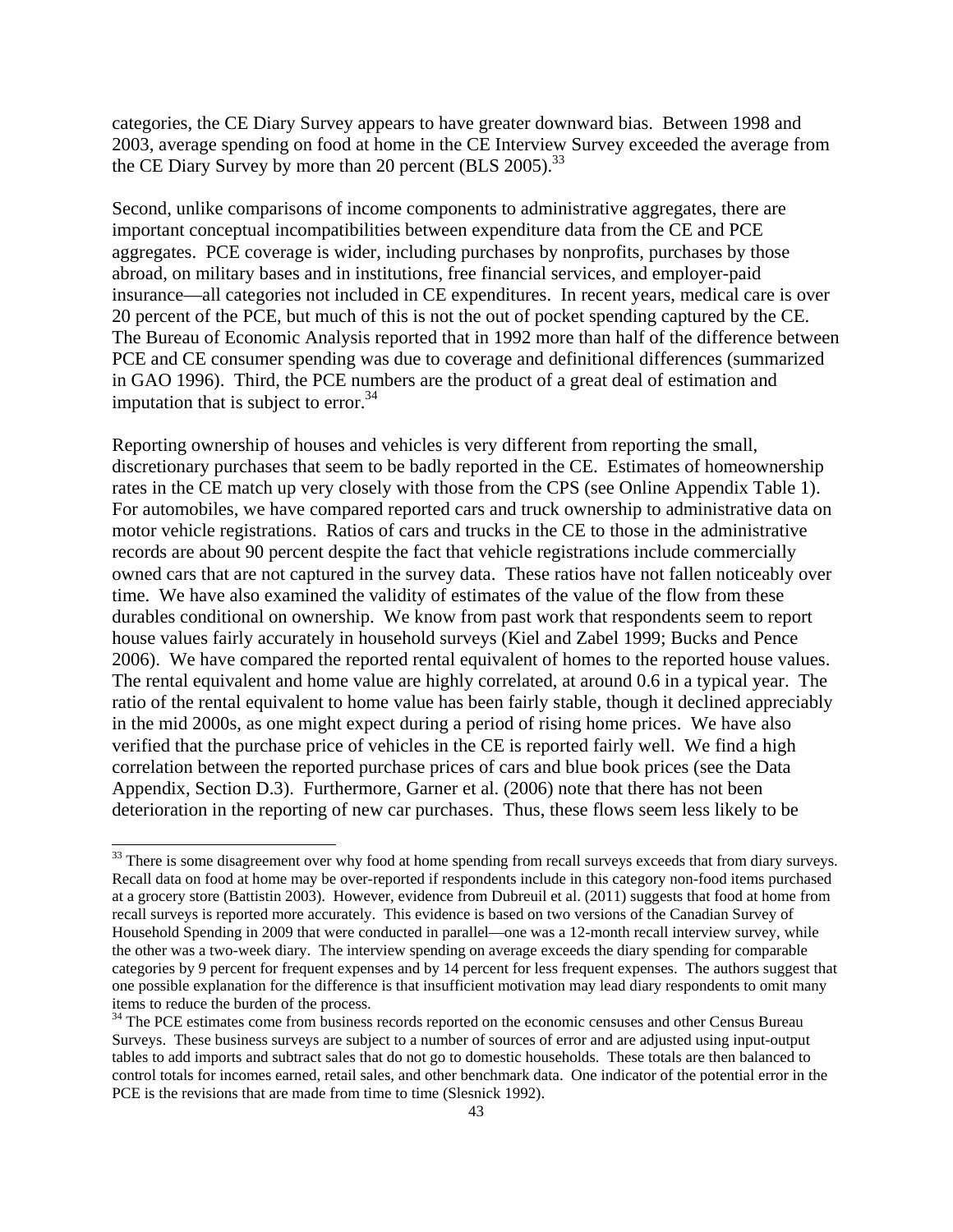categories, the CE Diary Survey appears to have greater downward bias. Between 1998 and 2003, average spending on food at home in the CE Interview Survey exceeded the average from the CE Diary Survey by more than 20 percent (BLS 2005).[33]

Second, unlike comparisons of income components to administrative aggregates, there are important conceptual incompatibilities between expenditure data from the CE and PCE aggregates. PCE coverage is wider, including purchases by nonprofits, purchases by those abroad, on military bases and in institutions, free financial services, and employer-paid insurance—all categories not included in CE expenditures. In recent years, medical care is over 20 percent of the PCE, but much of this is not the out of pocket spending captured by the CE. The Bureau of Economic Analysis reported that in 1992 more than half of the difference between PCE and CE consumer spending was due to coverage and definitional differences (summarized in GAO 1996). Third, the PCE numbers are the product of a great deal of estimation and imputation that is subject to error.[34]

Reporting ownership of houses and vehicles is very different from reporting the small, discretionary purchases that seem to be badly reported in the CE. Estimates of homeownership rates in the CE match up very closely with those from the CPS (see Online Appendix Table 1). For automobiles, we have compared reported cars and truck ownership to administrative data on motor vehicle registrations. Ratios of cars and trucks in the CE to those in the administrative records are about 90 percent despite the fact that vehicle registrations include commercially owned cars that are not captured in the survey data. These ratios have not fallen noticeably over time. We have also examined the validity of estimates of the value of the flow from these durables conditional on ownership. We know from past work that respondents seem to report house values fairly accurately in household surveys (Kiel and Zabel 1999; Bucks and Pence 2006). We have compared the reported rental equivalent of homes to the reported house values. The rental equivalent and home value are highly correlated, at around 0.6 in a typical year. The ratio of the rental equivalent to home value has been fairly stable, though it declined appreciably in the mid 2000s, as one might expect during a period of rising home prices. We have also verified that the purchase price of vehicles in the CE is reported fairly well. We find a high correlation between the reported purchase prices of cars and blue book prices (see the Data Appendix, Section D.3). Furthermore, Garner et al. (2006) note that there has not been deterioration in the reporting of new car purchases. Thus, these flows seem less likely to be

---

[33] There is some disagreement over why food at home spending from recall surveys exceeds that from diary surveys. Recall data on food at home may be over-reported if respondents include in this category non-food items purchased at a grocery store (Battistin 2003). However, evidence from Dubreuil et al. (2011) suggests that food at home from recall surveys is reported more accurately. This evidence is based on two versions of the Canadian Survey of Household Spending in 2009 that were conducted in parallel—one was a 12-month recall interview survey, while the other was a two-week diary. The interview spending on average exceeds the diary spending for comparable categories by 9 percent for frequent expenses and by 14 percent for less frequent expenses. The authors suggest that one possible explanation for the difference is that insufficient motivation may lead diary respondents to omit many items to reduce the burden of the process.

[34] The PCE estimates come from business records reported on the economic censuses and other Census Bureau Surveys. These business surveys are subject to a number of sources of error and are adjusted using input-output tables to add imports and subtract sales that do not go to domestic households. These totals are then balanced to control totals for incomes earned, retail sales, and other benchmark data. One indicator of the potential error in the PCE is the revisions that are made from time to time (Slesnick 1992).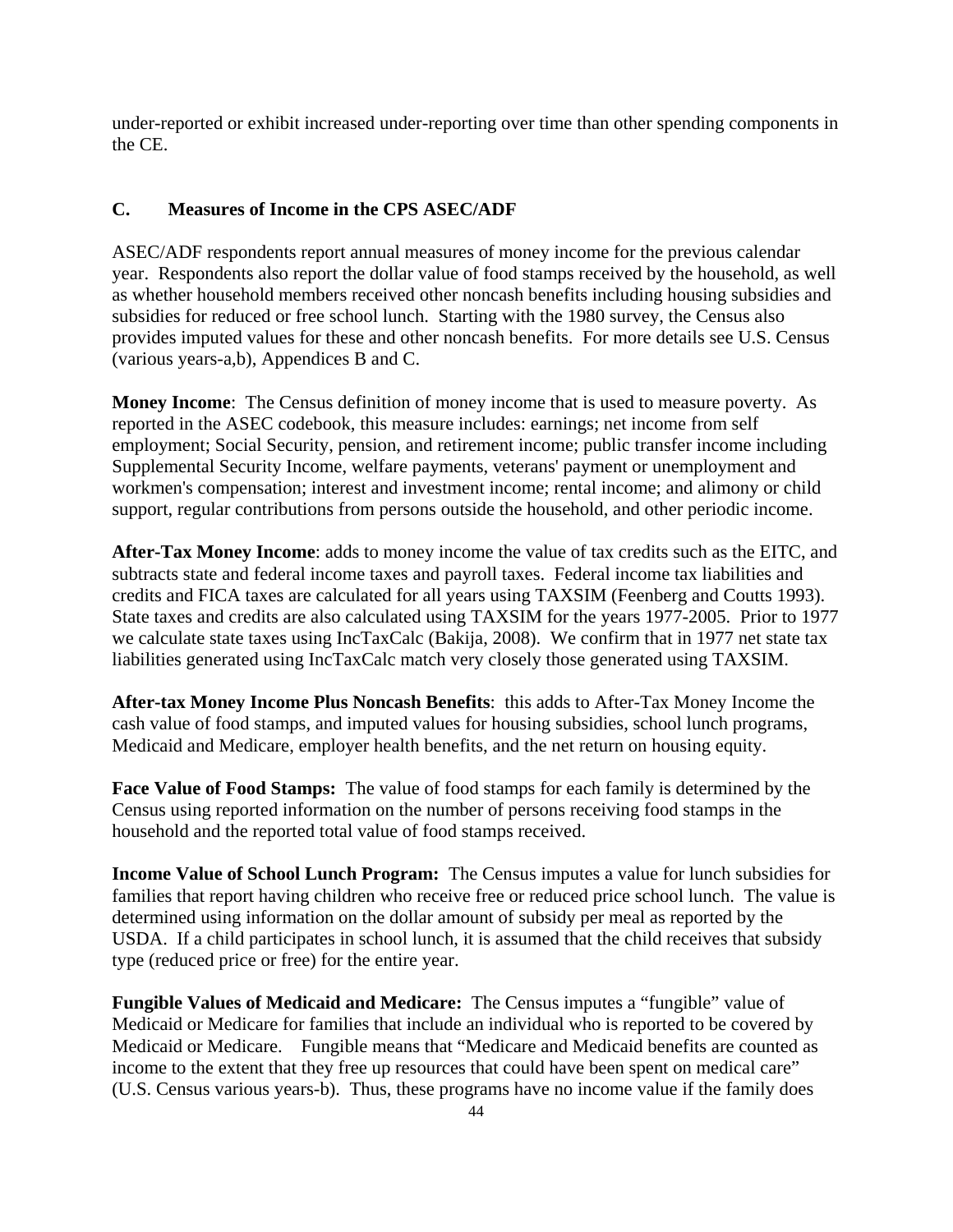under-reported or exhibit increased under-reporting over time than other spending components in the CE.

### C. Measures of Income in the CPS ASEC/ADF

ASEC/ADF respondents report annual measures of money income for the previous calendar year. Respondents also report the dollar value of food stamps received by the household, as well as whether household members received other noncash benefits including housing subsidies and subsidies for reduced or free school lunch. Starting with the 1980 survey, the Census also provides imputed values for these and other noncash benefits. For more details see U.S. Census (various years-a,b), Appendices B and C.

**Money Income**: The Census definition of money income that is used to measure poverty. As reported in the ASEC codebook, this measure includes: earnings; net income from self employment; Social Security, pension, and retirement income; public transfer income including Supplemental Security Income, welfare payments, veterans' payment or unemployment and workmen's compensation; interest and investment income; rental income; and alimony or child support, regular contributions from persons outside the household, and other periodic income.

**After-Tax Money Income**: adds to money income the value of tax credits such as the EITC, and subtracts state and federal income taxes and payroll taxes. Federal income tax liabilities and credits and FICA taxes are calculated for all years using TAXSIM (Feenberg and Coutts 1993). State taxes and credits are also calculated using TAXSIM for the years 1977-2005. Prior to 1977 we calculate state taxes using IncTaxCalc (Bakija, 2008). We confirm that in 1977 net state tax liabilities generated using IncTaxCalc match very closely those generated using TAXSIM.

**After-tax Money Income Plus Noncash Benefits**: this adds to After-Tax Money Income the cash value of food stamps, and imputed values for housing subsidies, school lunch programs, Medicaid and Medicare, employer health benefits, and the net return on housing equity.

**Face Value of Food Stamps:** The value of food stamps for each family is determined by the Census using reported information on the number of persons receiving food stamps in the household and the reported total value of food stamps received.

**Income Value of School Lunch Program:** The Census imputes a value for lunch subsidies for families that report having children who receive free or reduced price school lunch. The value is determined using information on the dollar amount of subsidy per meal as reported by the USDA. If a child participates in school lunch, it is assumed that the child receives that subsidy type (reduced price or free) for the entire year.

**Fungible Values of Medicaid and Medicare:** The Census imputes a "fungible" value of Medicaid or Medicare for families that include an individual who is reported to be covered by Medicaid or Medicare. Fungible means that "Medicare and Medicaid benefits are counted as income to the extent that they free up resources that could have been spent on medical care" (U.S. Census various years-b). Thus, these programs have no income value if the family does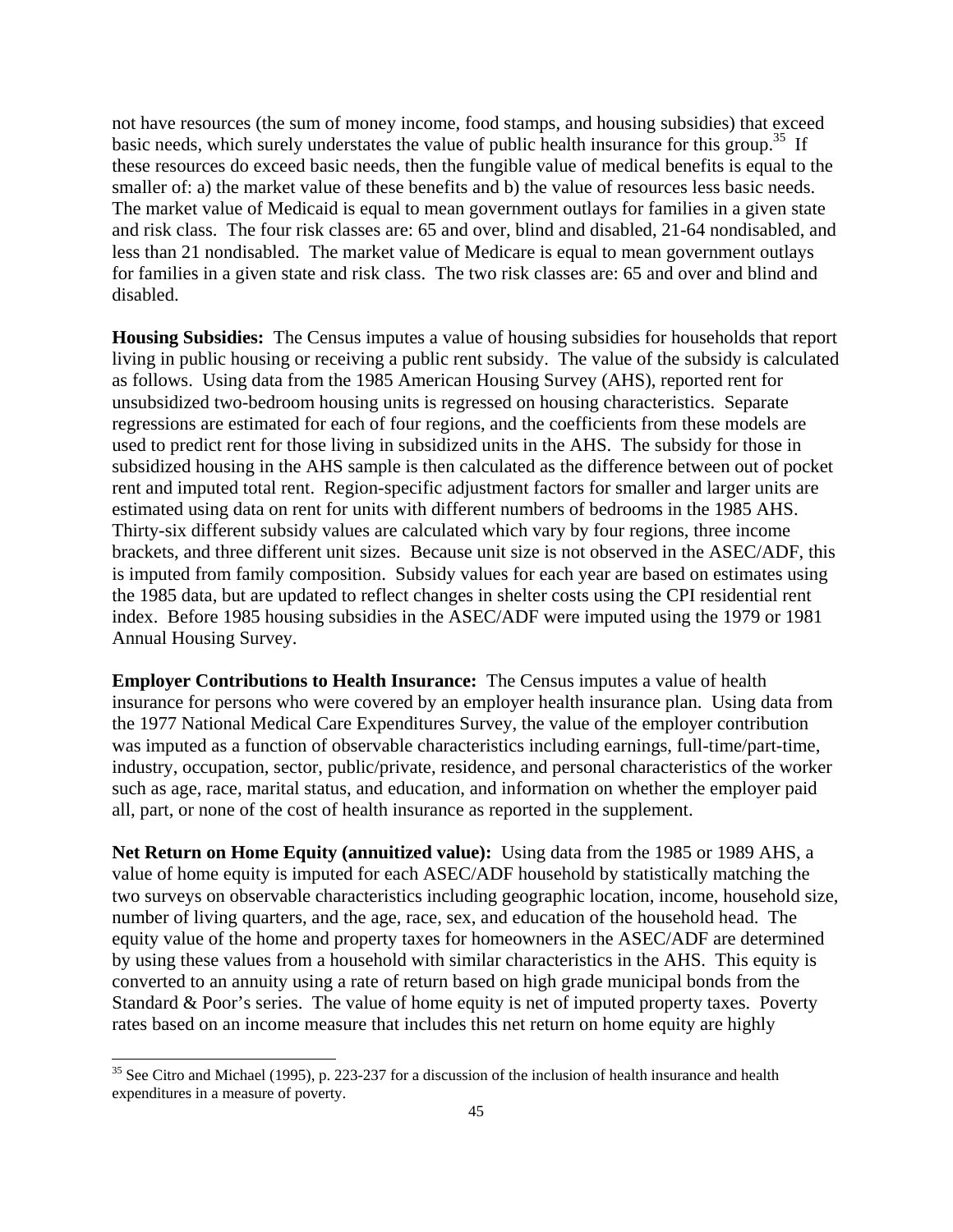not have resources (the sum of money income, food stamps, and housing subsidies) that exceed basic needs, which surely understates the value of public health insurance for this group.[35] If these resources do exceed basic needs, then the fungible value of medical benefits is equal to the smaller of: a) the market value of these benefits and b) the value of resources less basic needs. The market value of Medicaid is equal to mean government outlays for families in a given state and risk class. The four risk classes are: 65 and over, blind and disabled, 21-64 nondisabled, and less than 21 nondisabled. The market value of Medicare is equal to mean government outlays for families in a given state and risk class. The two risk classes are: 65 and over and blind and disabled.

**Housing Subsidies:** The Census imputes a value of housing subsidies for households that report living in public housing or receiving a public rent subsidy. The value of the subsidy is calculated as follows. Using data from the 1985 American Housing Survey (AHS), reported rent for unsubsidized two-bedroom housing units is regressed on housing characteristics. Separate regressions are estimated for each of four regions, and the coefficients from these models are used to predict rent for those living in subsidized units in the AHS. The subsidy for those in subsidized housing in the AHS sample is then calculated as the difference between out of pocket rent and imputed total rent. Region-specific adjustment factors for smaller and larger units are estimated using data on rent for units with different numbers of bedrooms in the 1985 AHS. Thirty-six different subsidy values are calculated which vary by four regions, three income brackets, and three different unit sizes. Because unit size is not observed in the ASEC/ADF, this is imputed from family composition. Subsidy values for each year are based on estimates using the 1985 data, but are updated to reflect changes in shelter costs using the CPI residential rent index. Before 1985 housing subsidies in the ASEC/ADF were imputed using the 1979 or 1981 Annual Housing Survey.

**Employer Contributions to Health Insurance:** The Census imputes a value of health insurance for persons who were covered by an employer health insurance plan. Using data from the 1977 National Medical Care Expenditures Survey, the value of the employer contribution was imputed as a function of observable characteristics including earnings, full-time/part-time, industry, occupation, sector, public/private, residence, and personal characteristics of the worker such as age, race, marital status, and education, and information on whether the employer paid all, part, or none of the cost of health insurance as reported in the supplement.

**Net Return on Home Equity (annuitized value):** Using data from the 1985 or 1989 AHS, a value of home equity is imputed for each ASEC/ADF household by statistically matching the two surveys on observable characteristics including geographic location, income, household size, number of living quarters, and the age, race, sex, and education of the household head. The equity value of the home and property taxes for homeowners in the ASEC/ADF are determined by using these values from a household with similar characteristics in the AHS. This equity is converted to an annuity using a rate of return based on high grade municipal bonds from the Standard & Poor's series. The value of home equity is net of imputed property taxes. Poverty rates based on an income measure that includes this net return on home equity are highly

[35] See Citro and Michael (1995), p. 223-237 for a discussion of the inclusion of health insurance and health expenditures in a measure of poverty.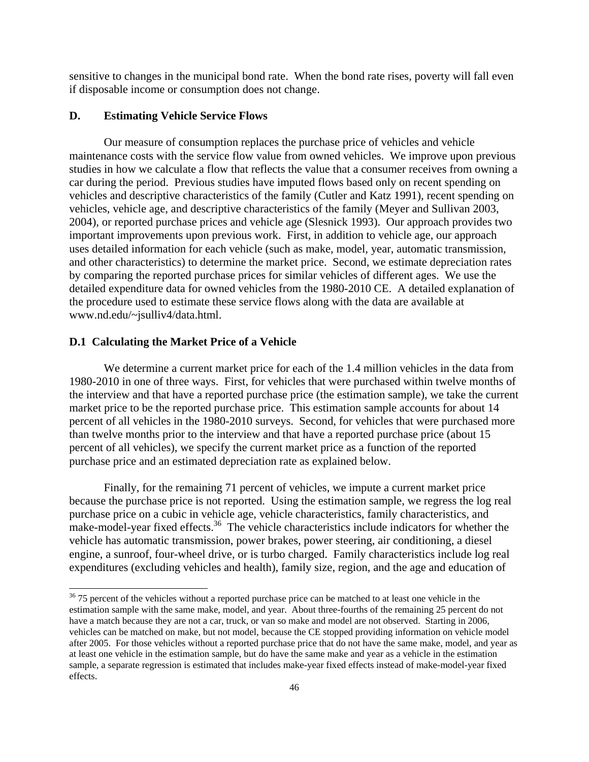sensitive to changes in the municipal bond rate. When the bond rate rises, poverty will fall even if disposable income or consumption does not change.

### D. Estimating Vehicle Service Flows

Our measure of consumption replaces the purchase price of vehicles and vehicle maintenance costs with the service flow value from owned vehicles. We improve upon previous studies in how we calculate a flow that reflects the value that a consumer receives from owning a car during the period. Previous studies have imputed flows based only on recent spending on vehicles and descriptive characteristics of the family (Cutler and Katz 1991), recent spending on vehicles, vehicle age, and descriptive characteristics of the family (Meyer and Sullivan 2003, 2004), or reported purchase prices and vehicle age (Slesnick 1993). Our approach provides two important improvements upon previous work. First, in addition to vehicle age, our approach uses detailed information for each vehicle (such as make, model, year, automatic transmission, and other characteristics) to determine the market price. Second, we estimate depreciation rates by comparing the reported purchase prices for similar vehicles of different ages. We use the detailed expenditure data for owned vehicles from the 1980-2010 CE. A detailed explanation of the procedure used to estimate these service flows along with the data are available at www.nd.edu/~jsulliv4/data.html.

#### D.1 Calculating the Market Price of a Vehicle

We determine a current market price for each of the 1.4 million vehicles in the data from 1980-2010 in one of three ways. First, for vehicles that were purchased within twelve months of the interview and that have a reported purchase price (the estimation sample), we take the current market price to be the reported purchase price. This estimation sample accounts for about 14 percent of all vehicles in the 1980-2010 surveys. Second, for vehicles that were purchased more than twelve months prior to the interview and that have a reported purchase price (about 15 percent of all vehicles), we specify the current market price as a function of the reported purchase price and an estimated depreciation rate as explained below.

Finally, for the remaining 71 percent of vehicles, we impute a current market price because the purchase price is not reported. Using the estimation sample, we regress the log real purchase price on a cubic in vehicle age, vehicle characteristics, family characteristics, and make-model-year fixed effects.[36] The vehicle characteristics include indicators for whether the vehicle has automatic transmission, power brakes, power steering, air conditioning, a diesel engine, a sunroof, four-wheel drive, or is turbo charged. Family characteristics include log real expenditures (excluding vehicles and health), family size, region, and the age and education of

[36] 75 percent of the vehicles without a reported purchase price can be matched to at least one vehicle in the estimation sample with the same make, model, and year. About three-fourths of the remaining 25 percent do not have a match because they are not a car, truck, or van so make and model are not observed. Starting in 2006, vehicles can be matched on make, but not model, because the CE stopped providing information on vehicle model after 2005. For those vehicles without a reported purchase price that do not have the same make, model, and year as at least one vehicle in the estimation sample, but do have the same make and year as a vehicle in the estimation sample, a separate regression is estimated that includes make-year fixed effects instead of make-model-year fixed effects.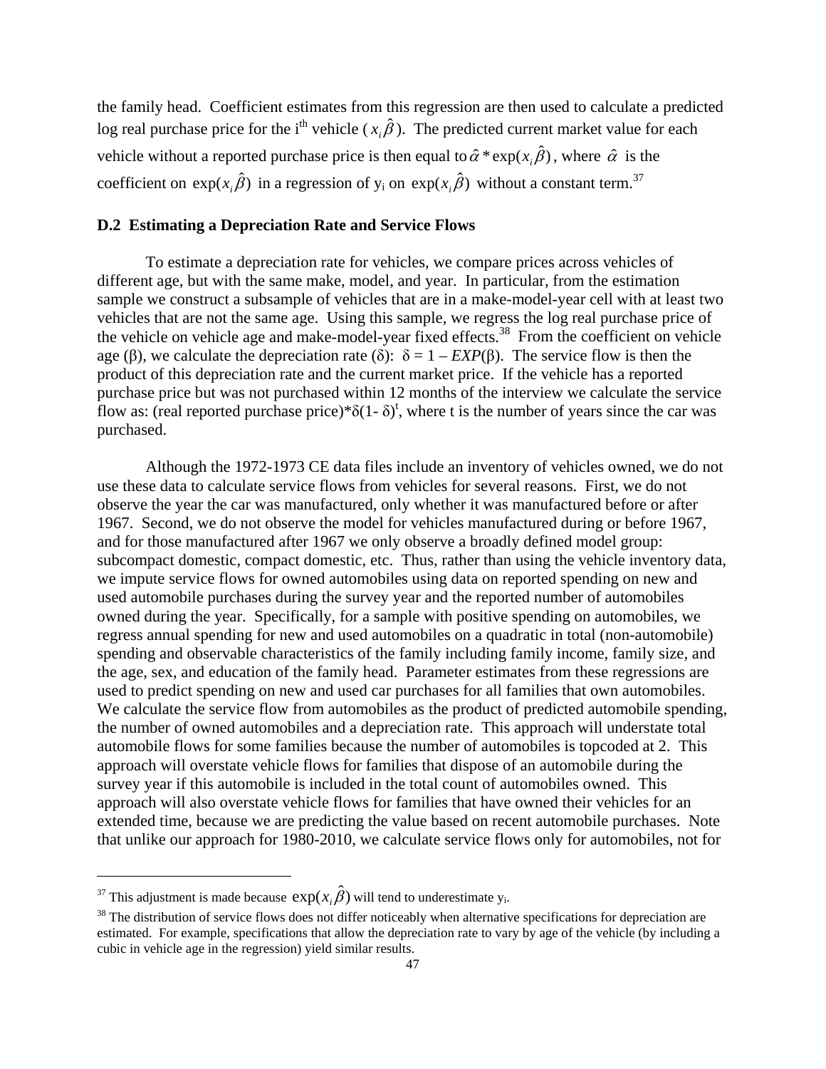the family head. Coefficient estimates from this regression are then used to calculate a predicted log real purchase price for the i[th] vehicle ($x_i\hat{\beta}$). The predicted current market value for each vehicle without a reported purchase price is then equal to $\hat{\alpha} * \exp(x_i\hat{\beta})$, where $\hat{\alpha}$ is the coefficient on $\exp(x_i\hat{\beta})$ in a regression of $y_i$ on $\exp(x_i\hat{\beta})$ without a constant term.[37]

### D.2 Estimating a Depreciation Rate and Service Flows

To estimate a depreciation rate for vehicles, we compare prices across vehicles of different age, but with the same make, model, and year. In particular, from the estimation sample we construct a subsample of vehicles that are in a make-model-year cell with at least two vehicles that are not the same age. Using this sample, we regress the log real purchase price of the vehicle on vehicle age and make-model-year fixed effects.[38] From the coefficient on vehicle age ($\beta$), we calculate the depreciation rate ($\delta$): $\delta = 1 - EXP(\beta)$. The service flow is then the product of this depreciation rate and the current market price. If the vehicle has a reported purchase price but was not purchased within 12 months of the interview we calculate the service flow as: (real reported purchase price)*$\delta(1-\delta)^t$, where t is the number of years since the car was purchased.

Although the 1972-1973 CE data files include an inventory of vehicles owned, we do not use these data to calculate service flows from vehicles for several reasons. First, we do not observe the year the car was manufactured, only whether it was manufactured before or after 1967. Second, we do not observe the model for vehicles manufactured during or before 1967, and for those manufactured after 1967 we only observe a broadly defined model group: subcompact domestic, compact domestic, etc. Thus, rather than using the vehicle inventory data, we impute service flows for owned automobiles using data on reported spending on new and used automobile purchases during the survey year and the reported number of automobiles owned during the year. Specifically, for a sample with positive spending on automobiles, we regress annual spending for new and used automobiles on a quadratic in total (non-automobile) spending and observable characteristics of the family including family income, family size, and the age, sex, and education of the family head. Parameter estimates from these regressions are used to predict spending on new and used car purchases for all families that own automobiles. We calculate the service flow from automobiles as the product of predicted automobile spending, the number of owned automobiles and a depreciation rate. This approach will understate total automobile flows for some families because the number of automobiles is topcoded at 2. This approach will overstate vehicle flows for families that dispose of an automobile during the survey year if this automobile is included in the total count of automobiles owned. This approach will also overstate vehicle flows for families that have owned their vehicles for an extended time, because we are predicting the value based on recent automobile purchases. Note that unlike our approach for 1980-2010, we calculate service flows only for automobiles, not for

---

[37] This adjustment is made because $\exp(x_i\hat{\beta})$ will tend to underestimate $y_i$.

[38] The distribution of service flows does not differ noticeably when alternative specifications for depreciation are estimated. For example, specifications that allow the depreciation rate to vary by age of the vehicle (by including a cubic in vehicle age in the regression) yield similar results.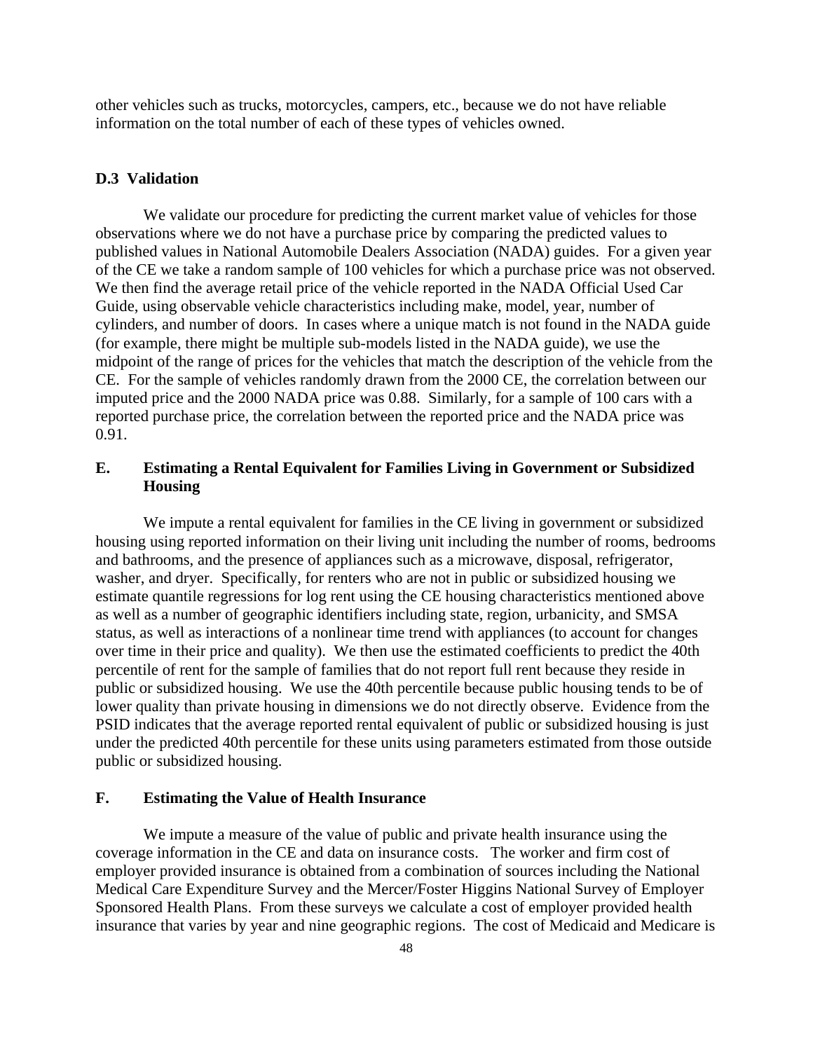other vehicles such as trucks, motorcycles, campers, etc., because we do not have reliable information on the total number of each of these types of vehicles owned.

### D.3 Validation

We validate our procedure for predicting the current market value of vehicles for those observations where we do not have a purchase price by comparing the predicted values to published values in National Automobile Dealers Association (NADA) guides. For a given year of the CE we take a random sample of 100 vehicles for which a purchase price was not observed. We then find the average retail price of the vehicle reported in the NADA Official Used Car Guide, using observable vehicle characteristics including make, model, year, number of cylinders, and number of doors. In cases where a unique match is not found in the NADA guide (for example, there might be multiple sub-models listed in the NADA guide), we use the midpoint of the range of prices for the vehicles that match the description of the vehicle from the CE. For the sample of vehicles randomly drawn from the 2000 CE, the correlation between our imputed price and the 2000 NADA price was 0.88. Similarly, for a sample of 100 cars with a reported purchase price, the correlation between the reported price and the NADA price was 0.91.

## E. Estimating a Rental Equivalent for Families Living in Government or Subsidized Housing

We impute a rental equivalent for families in the CE living in government or subsidized housing using reported information on their living unit including the number of rooms, bedrooms and bathrooms, and the presence of appliances such as a microwave, disposal, refrigerator, washer, and dryer. Specifically, for renters who are not in public or subsidized housing we estimate quantile regressions for log rent using the CE housing characteristics mentioned above as well as a number of geographic identifiers including state, region, urbanicity, and SMSA status, as well as interactions of a nonlinear time trend with appliances (to account for changes over time in their price and quality). We then use the estimated coefficients to predict the 40th percentile of rent for the sample of families that do not report full rent because they reside in public or subsidized housing. We use the 40th percentile because public housing tends to be of lower quality than private housing in dimensions we do not directly observe. Evidence from the PSID indicates that the average reported rental equivalent of public or subsidized housing is just under the predicted 40th percentile for these units using parameters estimated from those outside public or subsidized housing.

## F. Estimating the Value of Health Insurance

We impute a measure of the value of public and private health insurance using the coverage information in the CE and data on insurance costs. The worker and firm cost of employer provided insurance is obtained from a combination of sources including the National Medical Care Expenditure Survey and the Mercer/Foster Higgins National Survey of Employer Sponsored Health Plans. From these surveys we calculate a cost of employer provided health insurance that varies by year and nine geographic regions. The cost of Medicaid and Medicare is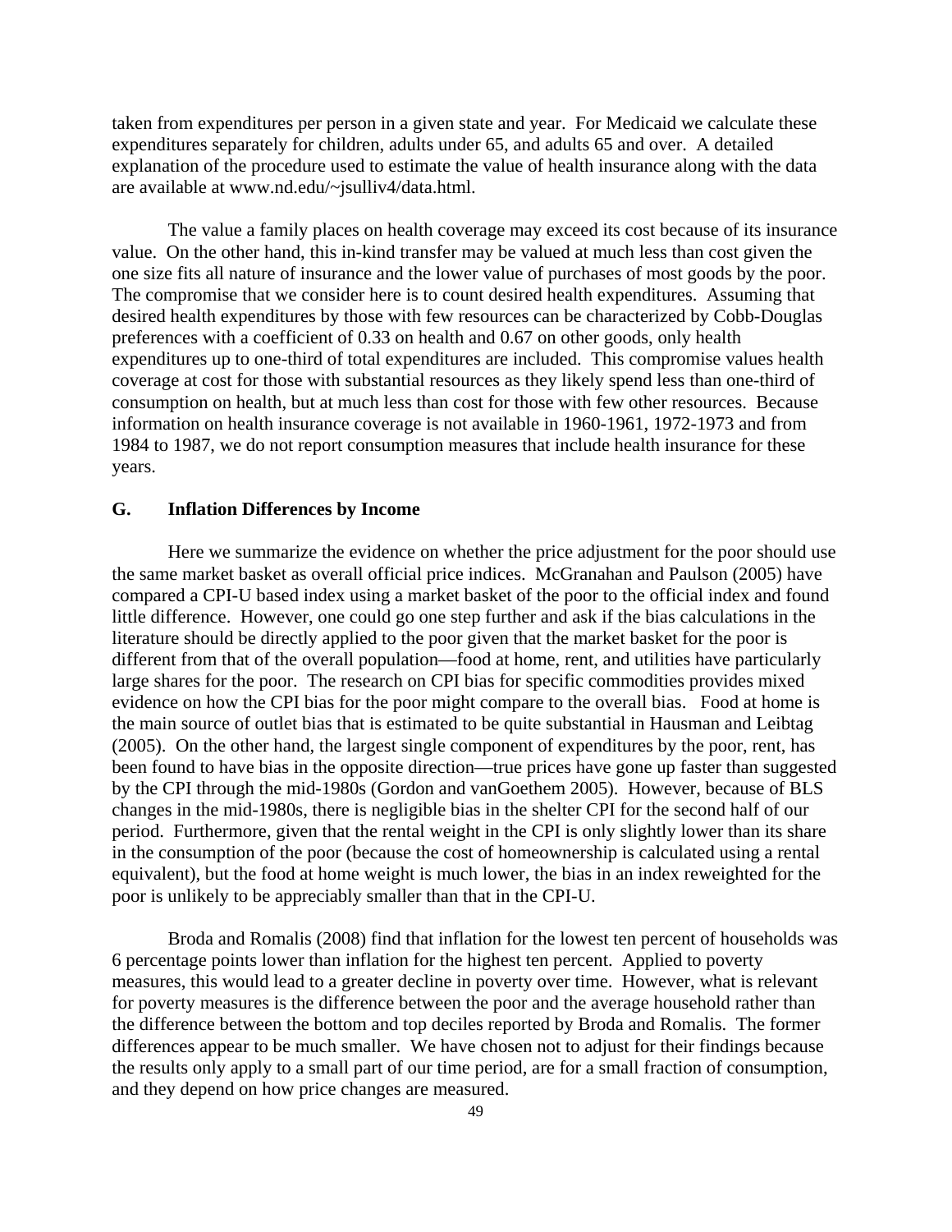taken from expenditures per person in a given state and year. For Medicaid we calculate these expenditures separately for children, adults under 65, and adults 65 and over. A detailed explanation of the procedure used to estimate the value of health insurance along with the data are available at www.nd.edu/~jsulliv4/data.html.

The value a family places on health coverage may exceed its cost because of its insurance value. On the other hand, this in-kind transfer may be valued at much less than cost given the one size fits all nature of insurance and the lower value of purchases of most goods by the poor. The compromise that we consider here is to count desired health expenditures. Assuming that desired health expenditures by those with few resources can be characterized by Cobb-Douglas preferences with a coefficient of 0.33 on health and 0.67 on other goods, only health expenditures up to one-third of total expenditures are included. This compromise values health coverage at cost for those with substantial resources as they likely spend less than one-third of consumption on health, but at much less than cost for those with few other resources. Because information on health insurance coverage is not available in 1960-1961, 1972-1973 and from 1984 to 1987, we do not report consumption measures that include health insurance for these years.

### G. Inflation Differences by Income

Here we summarize the evidence on whether the price adjustment for the poor should use the same market basket as overall official price indices. McGranahan and Paulson (2005) have compared a CPI-U based index using a market basket of the poor to the official index and found little difference. However, one could go one step further and ask if the bias calculations in the literature should be directly applied to the poor given that the market basket for the poor is different from that of the overall population—food at home, rent, and utilities have particularly large shares for the poor. The research on CPI bias for specific commodities provides mixed evidence on how the CPI bias for the poor might compare to the overall bias. Food at home is the main source of outlet bias that is estimated to be quite substantial in Hausman and Leibtag (2005). On the other hand, the largest single component of expenditures by the poor, rent, has been found to have bias in the opposite direction—true prices have gone up faster than suggested by the CPI through the mid-1980s (Gordon and vanGoethem 2005). However, because of BLS changes in the mid-1980s, there is negligible bias in the shelter CPI for the second half of our period. Furthermore, given that the rental weight in the CPI is only slightly lower than its share in the consumption of the poor (because the cost of homeownership is calculated using a rental equivalent), but the food at home weight is much lower, the bias in an index reweighted for the poor is unlikely to be appreciably smaller than that in the CPI-U.

Broda and Romalis (2008) find that inflation for the lowest ten percent of households was 6 percentage points lower than inflation for the highest ten percent. Applied to poverty measures, this would lead to a greater decline in poverty over time. However, what is relevant for poverty measures is the difference between the poor and the average household rather than the difference between the bottom and top deciles reported by Broda and Romalis. The former differences appear to be much smaller. We have chosen not to adjust for their findings because the results only apply to a small part of our time period, are for a small fraction of consumption, and they depend on how price changes are measured.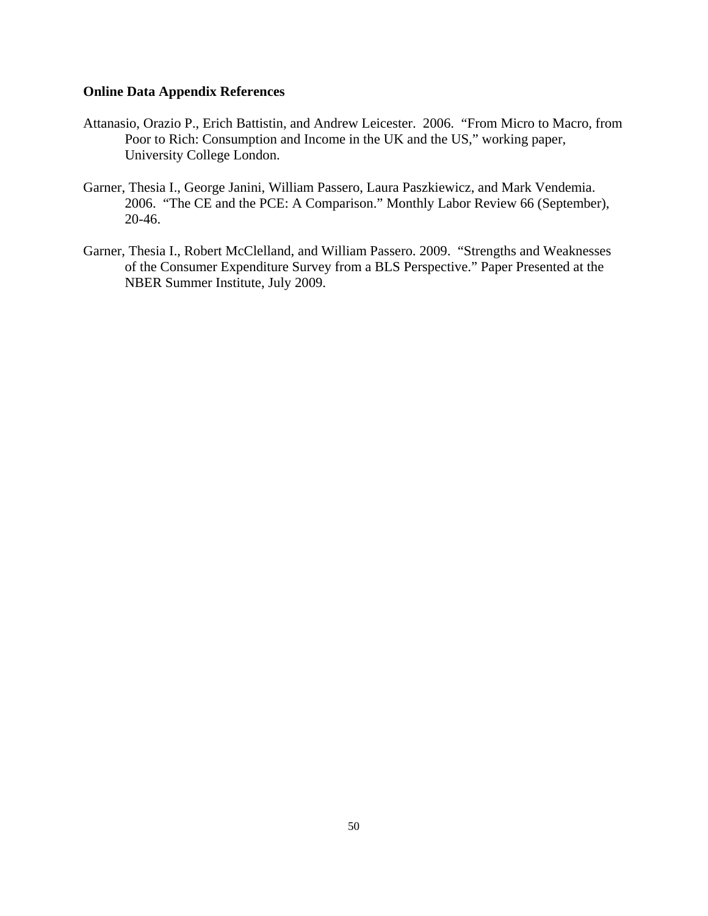**Online Data Appendix References**

Attanasio, Orazio P., Erich Battistin, and Andrew Leicester. 2006. "From Micro to Macro, from Poor to Rich: Consumption and Income in the UK and the US," working paper, University College London.

Garner, Thesia I., George Janini, William Passero, Laura Paszkiewicz, and Mark Vendemia. 2006. "The CE and the PCE: A Comparison." Monthly Labor Review 66 (September), 20-46.

Garner, Thesia I., Robert McClelland, and William Passero. 2009. "Strengths and Weaknesses of the Consumer Expenditure Survey from a BLS Perspective." Paper Presented at the NBER Summer Institute, July 2009.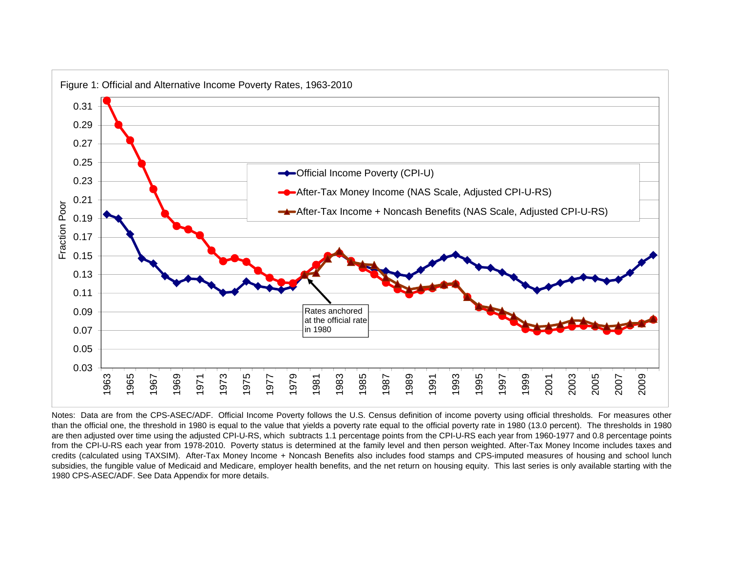Figure 1: Official and Alternative Income Poverty Rates, 1963-2010

Notes: Data are from the CPS-ASEC/ADF. Official Income Poverty follows the U.S. Census definition of income poverty using official thresholds. For measures other than the official one, the threshold in 1980 is equal to the value that yields a poverty rate equal to the official poverty rate in 1980 (13.0 percent). The thresholds in 1980 are then adjusted over time using the adjusted CPI-U-RS, which subtracts 1.1 percentage points from the CPI-U-RS each year from 1960-1977 and 0.8 percentage points from the CPI-U-RS each year from 1978-2010. Poverty status is determined at the family level and then person weighted. After-Tax Money Income includes taxes and credits (calculated using TAXSIM). After-Tax Money Income + Noncash Benefits also includes food stamps and CPS-imputed measures of housing and school lunch subsidies, the fungible value of Medicaid and Medicare, employer health benefits, and the net return on housing equity. This last series is only available starting with the 1980 CPS-ASEC/ADF. See Data Appendix for more details.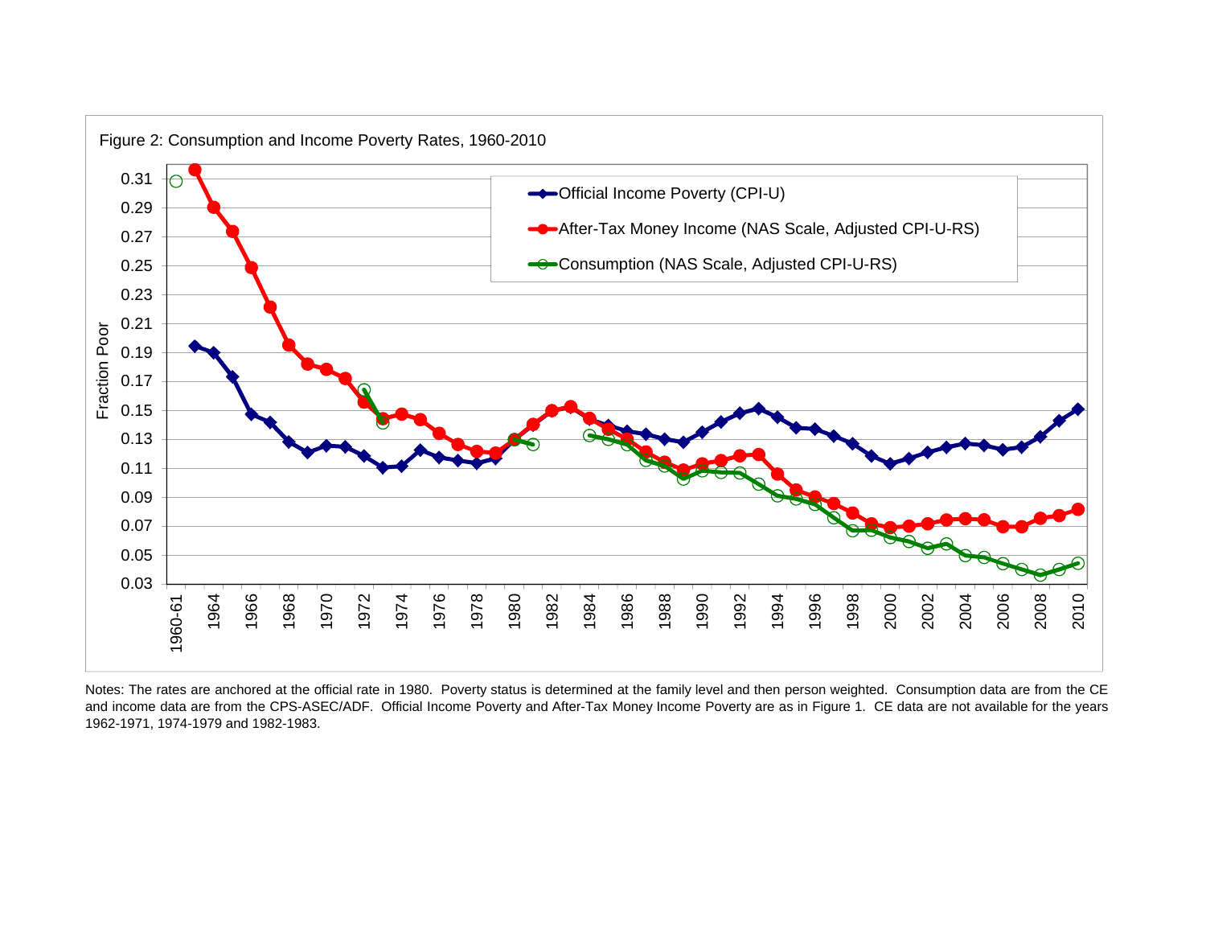Figure 2: Consumption and Income Poverty Rates, 1960-2010

Notes: The rates are anchored at the official rate in 1980. Poverty status is determined at the family level and then person weighted. Consumption data are from the CE and income data are from the CPS-ASEC/ADF. Official Income Poverty and After-Tax Money Income Poverty are as in Figure 1. CE data are not available for the years 1962-1971, 1974-1979 and 1982-1983.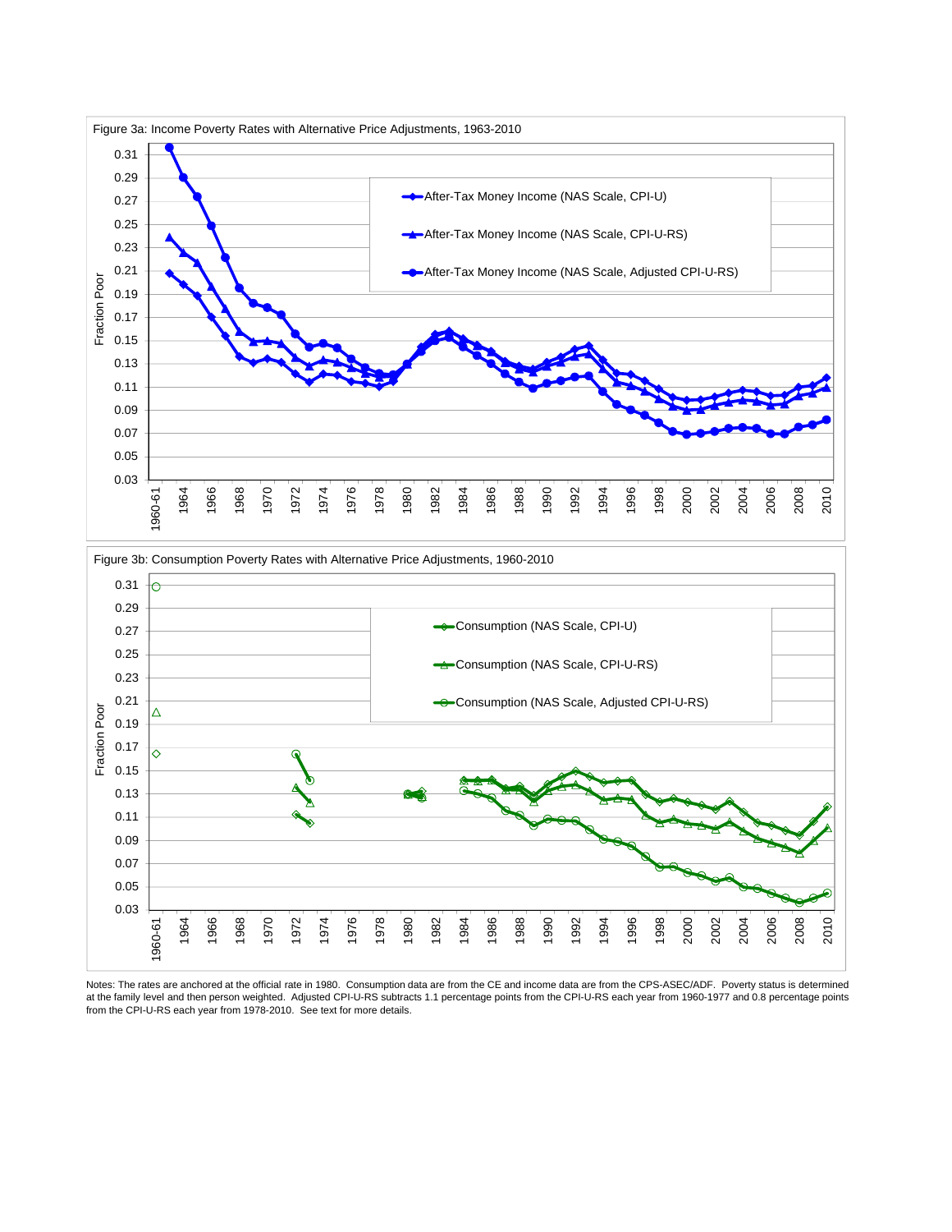Figure 3a: Income Poverty Rates with Alternative Price Adjustments, 1963-2010

Figure 3b: Consumption Poverty Rates with Alternative Price Adjustments, 1960-2010

Notes: The rates are anchored at the official rate in 1980. Consumption data are from the CE and income data are from the CPS-ASEC/ADF. Poverty status is determined at the family level and then person weighted. Adjusted CPI-U-RS subtracts 1.1 percentage points from the CPI-U-RS each year from 1960-1977 and 0.8 percentage points from the CPI-U-RS each year from 1978-2010. See text for more details.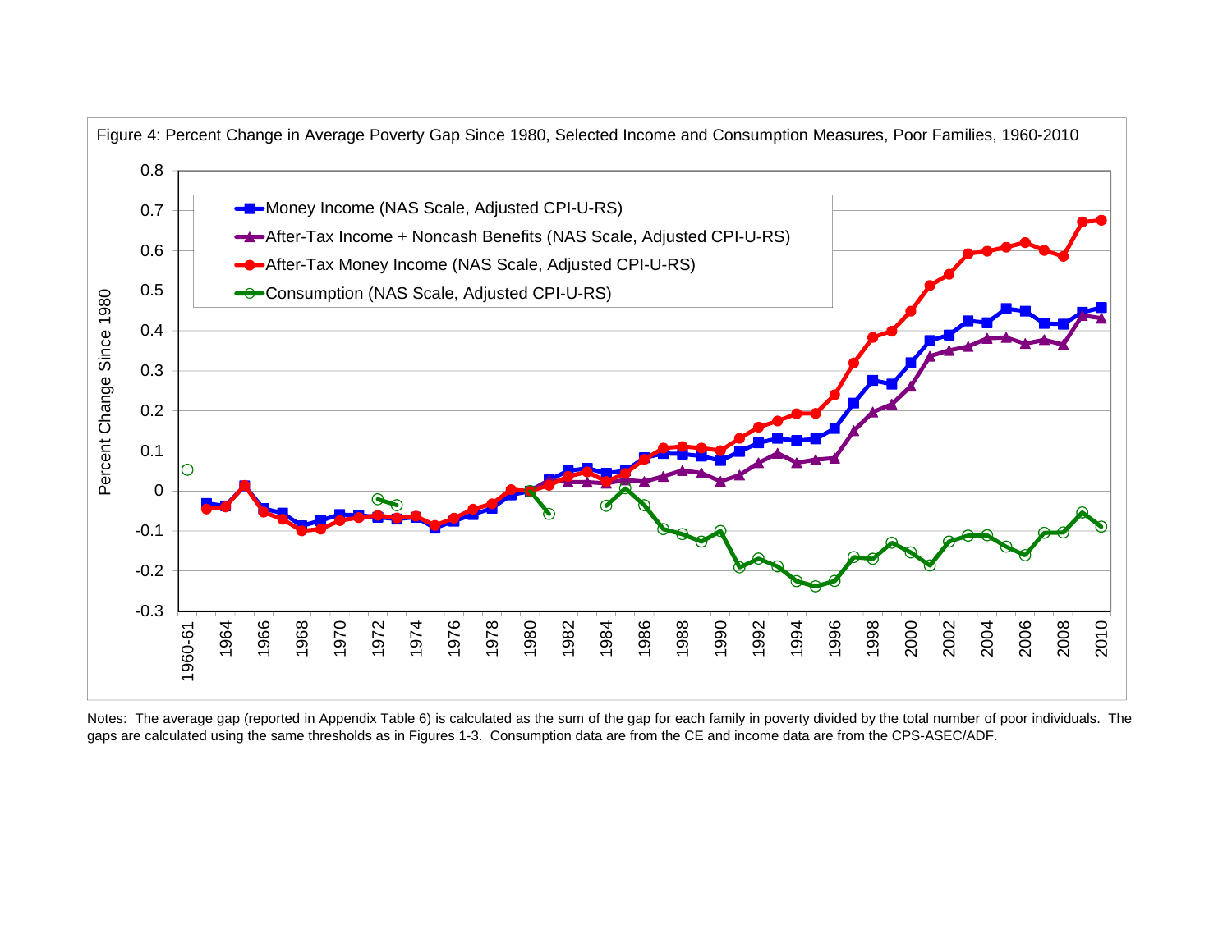Figure 4: Percent Change in Average Poverty Gap Since 1980, Selected Income and Consumption Measures, Poor Families, 1960-2010

Notes: The average gap (reported in Appendix Table 6) is calculated as the sum of the gap for each family in poverty divided by the total number of poor individuals. The gaps are calculated using the same thresholds as in Figures 1-3. Consumption data are from the CE and income data are from the CPS-ASEC/ADF.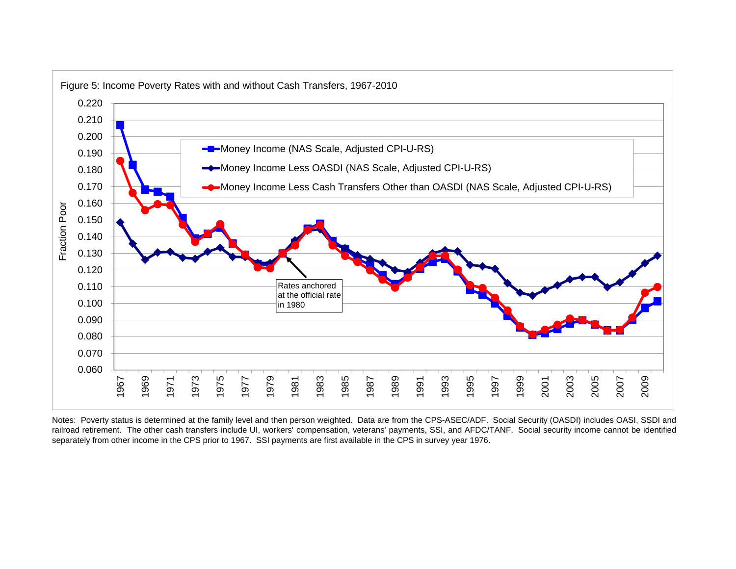Figure 5: Income Poverty Rates with and without Cash Transfers, 1967-2010

Notes: Poverty status is determined at the family level and then person weighted. Data are from the CPS-ASEC/ADF. Social Security (OASDI) includes OASI, SSDI and railroad retirement. The other cash transfers include UI, workers' compensation, veterans' payments, SSI, and AFDC/TANF. Social security income cannot be identified separately from other income in the CPS prior to 1967. SSI payments are first available in the CPS in survey year 1976.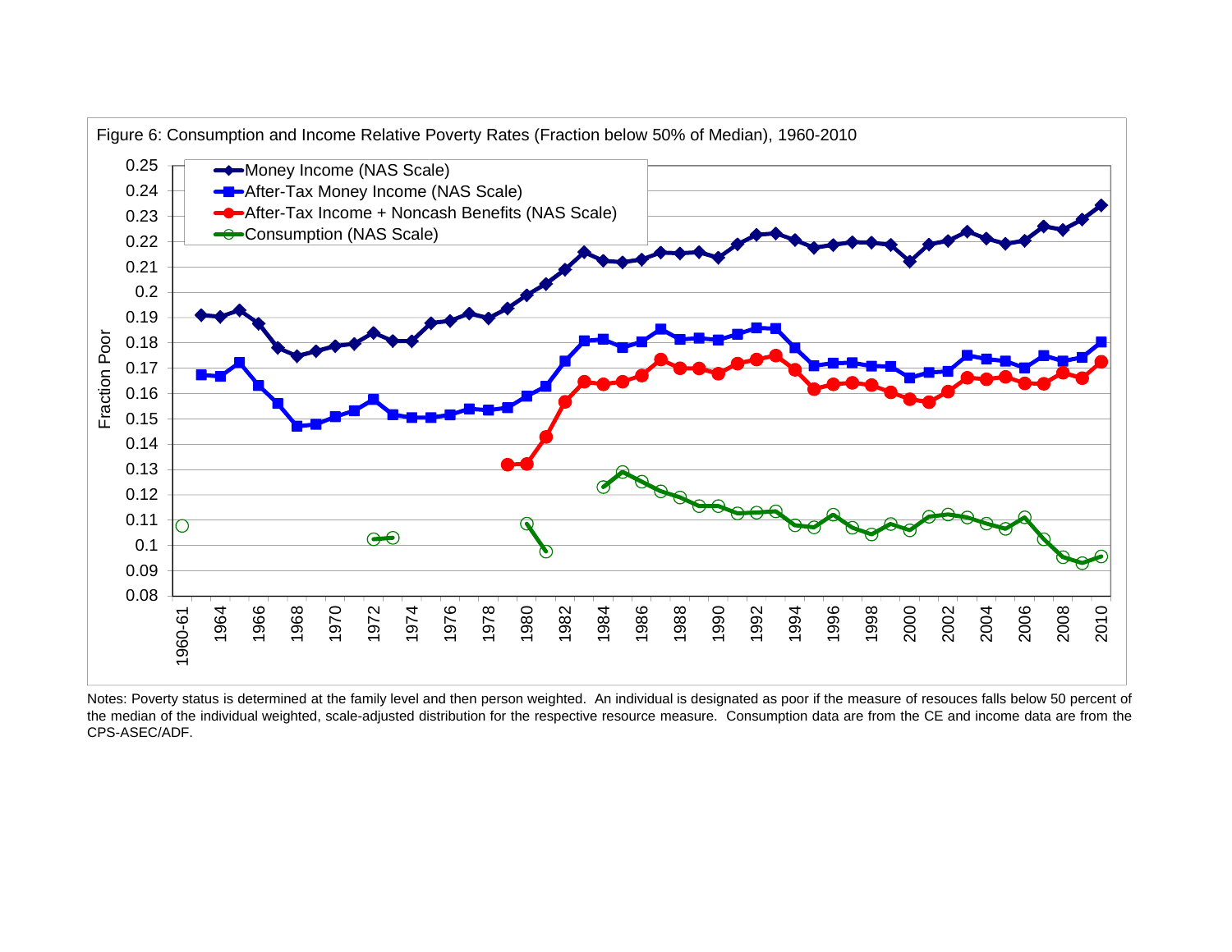Figure 6: Consumption and Income Relative Poverty Rates (Fraction below 50% of Median), 1960-2010

Notes: Poverty status is determined at the family level and then person weighted. An individual is designated as poor if the measure of resouces falls below 50 percent of the median of the individual weighted, scale-adjusted distribution for the respective resource measure. Consumption data are from the CE and income data are from the CPS-ASEC/ADF.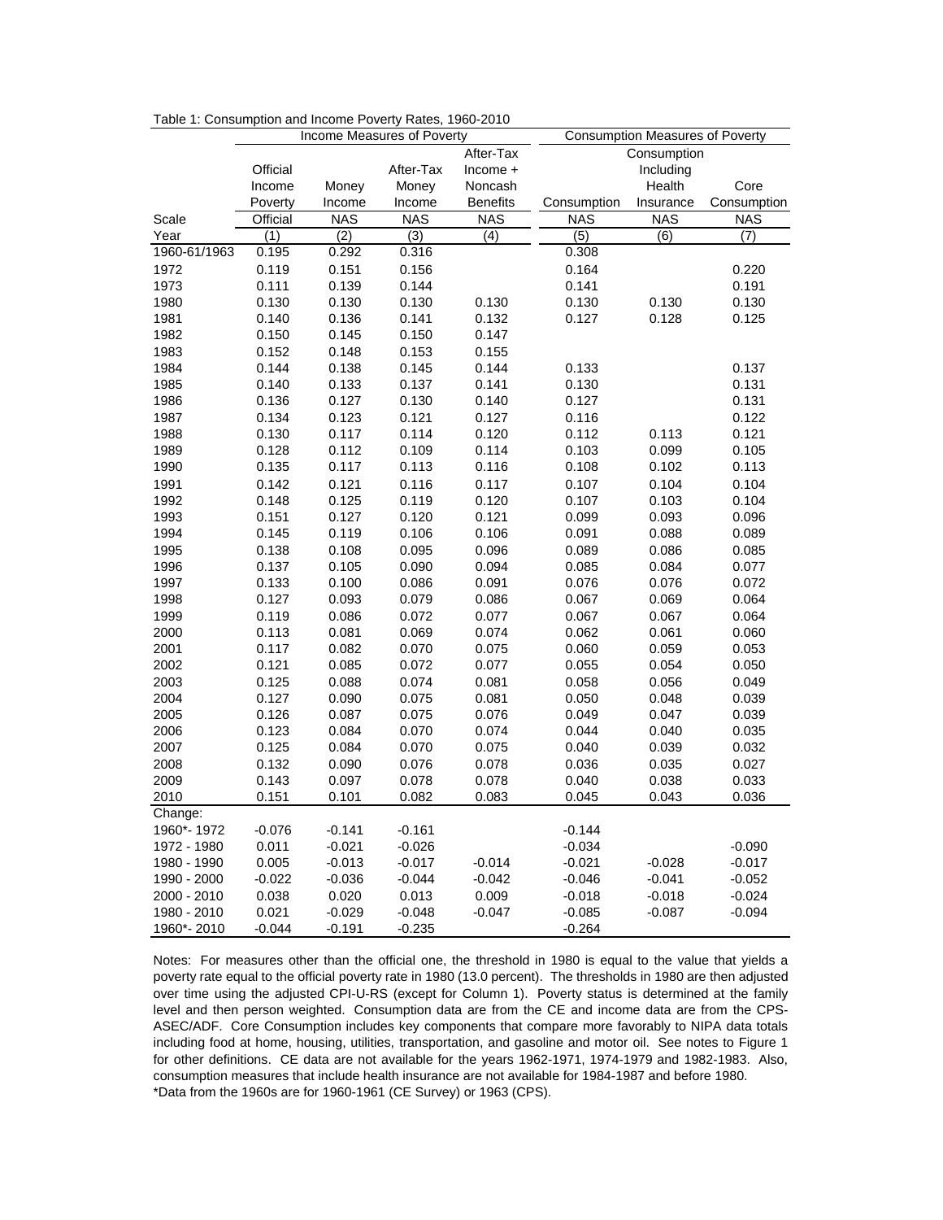Table 1: Consumption and Income Poverty Rates, 1960-2010

| | Income Measures of Poverty | | | | Consumption Measures of Poverty | | |
|---|---|---|---|---|---|---|---|
| | Official Income Poverty | Money Income | After-Tax Money Income | After-Tax Income + Noncash Benefits | Consumption | Consumption Including Health Insurance | Core Consumption |
| Scale | Official | NAS | NAS | NAS | NAS | NAS | NAS |
| Year | (1) | (2) | (3) | (4) | (5) | (6) | (7) |
| 1960-61/1963 | 0.195 | 0.292 | 0.316 | | 0.308 | | |
| 1972 | 0.119 | 0.151 | 0.156 | | 0.164 | | 0.220 |
| 1973 | 0.111 | 0.139 | 0.144 | | 0.141 | | 0.191 |
| 1980 | 0.130 | 0.130 | 0.130 | 0.130 | 0.130 | 0.130 | 0.130 |
| 1981 | 0.140 | 0.136 | 0.141 | 0.132 | 0.127 | 0.128 | 0.125 |
| 1982 | 0.150 | 0.145 | 0.150 | 0.147 | | | |
| 1983 | 0.152 | 0.148 | 0.153 | 0.155 | | | |
| 1984 | 0.144 | 0.138 | 0.145 | 0.144 | 0.133 | | 0.137 |
| 1985 | 0.140 | 0.133 | 0.137 | 0.141 | 0.130 | | 0.131 |
| 1986 | 0.136 | 0.127 | 0.130 | 0.140 | 0.127 | | 0.131 |
| 1987 | 0.134 | 0.123 | 0.121 | 0.127 | 0.116 | | 0.122 |
| 1988 | 0.130 | 0.117 | 0.114 | 0.120 | 0.112 | 0.113 | 0.121 |
| 1989 | 0.128 | 0.112 | 0.109 | 0.114 | 0.103 | 0.099 | 0.105 |
| 1990 | 0.135 | 0.117 | 0.113 | 0.116 | 0.108 | 0.102 | 0.113 |
| 1991 | 0.142 | 0.121 | 0.116 | 0.117 | 0.107 | 0.104 | 0.104 |
| 1992 | 0.148 | 0.125 | 0.119 | 0.120 | 0.107 | 0.103 | 0.104 |
| 1993 | 0.151 | 0.127 | 0.120 | 0.121 | 0.099 | 0.093 | 0.096 |
| 1994 | 0.145 | 0.119 | 0.106 | 0.106 | 0.091 | 0.088 | 0.089 |
| 1995 | 0.138 | 0.108 | 0.095 | 0.096 | 0.089 | 0.086 | 0.085 |
| 1996 | 0.137 | 0.105 | 0.090 | 0.094 | 0.085 | 0.084 | 0.077 |
| 1997 | 0.133 | 0.100 | 0.086 | 0.091 | 0.076 | 0.076 | 0.072 |
| 1998 | 0.127 | 0.093 | 0.079 | 0.086 | 0.067 | 0.069 | 0.064 |
| 1999 | 0.119 | 0.086 | 0.072 | 0.077 | 0.067 | 0.067 | 0.064 |
| 2000 | 0.113 | 0.081 | 0.069 | 0.074 | 0.062 | 0.061 | 0.060 |
| 2001 | 0.117 | 0.082 | 0.070 | 0.075 | 0.060 | 0.059 | 0.053 |
| 2002 | 0.121 | 0.085 | 0.072 | 0.077 | 0.055 | 0.054 | 0.050 |
| 2003 | 0.125 | 0.088 | 0.074 | 0.081 | 0.058 | 0.056 | 0.049 |
| 2004 | 0.127 | 0.090 | 0.075 | 0.081 | 0.050 | 0.048 | 0.039 |
| 2005 | 0.126 | 0.087 | 0.075 | 0.076 | 0.049 | 0.047 | 0.039 |
| 2006 | 0.123 | 0.084 | 0.070 | 0.074 | 0.044 | 0.040 | 0.035 |
| 2007 | 0.125 | 0.084 | 0.070 | 0.075 | 0.040 | 0.039 | 0.032 |
| 2008 | 0.132 | 0.090 | 0.076 | 0.078 | 0.036 | 0.035 | 0.027 |
| 2009 | 0.143 | 0.097 | 0.078 | 0.078 | 0.040 | 0.038 | 0.033 |
| 2010 | 0.151 | 0.101 | 0.082 | 0.083 | 0.045 | 0.043 | 0.036 |
| Change: | | | | | | | |
| 1960*- 1972 | -0.076 | -0.141 | -0.161 | | -0.144 | | |
| 1972 - 1980 | 0.011 | -0.021 | -0.026 | | -0.034 | | -0.090 |
| 1980 - 1990 | 0.005 | -0.013 | -0.017 | -0.014 | -0.021 | -0.028 | -0.017 |
| 1990 - 2000 | -0.022 | -0.036 | -0.044 | -0.042 | -0.046 | -0.041 | -0.052 |
| 2000 - 2010 | 0.038 | 0.020 | 0.013 | 0.009 | -0.018 | -0.018 | -0.024 |
| 1980 - 2010 | 0.021 | -0.029 | -0.048 | -0.047 | -0.085 | -0.087 | -0.094 |
| 1960*- 2010 | -0.044 | -0.191 | -0.235 | | -0.264 | | |

Notes: For measures other than the official one, the threshold in 1980 is equal to the value that yields a poverty rate equal to the official poverty rate in 1980 (13.0 percent). The thresholds in 1980 are then adjusted over time using the adjusted CPI-U-RS (except for Column 1). Poverty status is determined at the family level and then person weighted. Consumption data are from the CE and income data are from the CPS-ASEC/ADF. Core Consumption includes key components that compare more favorably to NIPA data totals including food at home, housing, utilities, transportation, and gasoline and motor oil. See notes to Figure 1 for other definitions. CE data are not available for the years 1962-1971, 1974-1979 and 1982-1983. Also, consumption measures that include health insurance are not available for 1984-1987 and before 1980.
*Data from the 1960s are for 1960-1961 (CE Survey) or 1963 (CPS).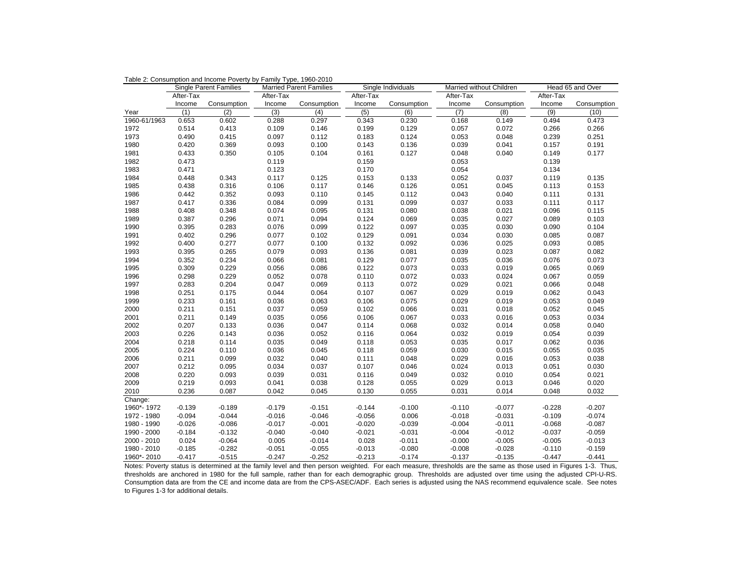Table 2: Consumption and Income Poverty by Family Type, 1960-2010

| | Single Parent Families | | Married Parent Families | | Single Individuals | | Married without Children | | Head 65 and Over | |
|---|---|---|---|---|---|---|---|---|---|---|
| | After-Tax Income | Consumption | After-Tax Income | Consumption | After-Tax Income | Consumption | After-Tax Income | Consumption | After-Tax Income | Consumption |
| Year | (1) | (2) | (3) | (4) | (5) | (6) | (7) | (8) | (9) | (10) |
| 1960-61/1963 | 0.653 | 0.602 | 0.288 | 0.297 | 0.343 | 0.230 | 0.168 | 0.149 | 0.494 | 0.473 |
| 1972 | 0.514 | 0.413 | 0.109 | 0.146 | 0.199 | 0.129 | 0.057 | 0.072 | 0.266 | 0.266 |
| 1973 | 0.490 | 0.415 | 0.097 | 0.112 | 0.183 | 0.124 | 0.053 | 0.048 | 0.239 | 0.251 |
| 1980 | 0.420 | 0.369 | 0.093 | 0.100 | 0.143 | 0.136 | 0.039 | 0.041 | 0.157 | 0.191 |
| 1981 | 0.433 | 0.350 | 0.105 | 0.104 | 0.161 | 0.127 | 0.048 | 0.040 | 0.149 | 0.177 |
| 1982 | 0.473 | | 0.119 | | 0.159 | | 0.053 | | 0.139 | |
| 1983 | 0.471 | | 0.123 | | 0.170 | | 0.054 | | 0.134 | |
| 1984 | 0.448 | 0.343 | 0.117 | 0.125 | 0.153 | 0.133 | 0.052 | 0.037 | 0.119 | 0.135 |
| 1985 | 0.438 | 0.316 | 0.106 | 0.117 | 0.146 | 0.126 | 0.051 | 0.045 | 0.113 | 0.153 |
| 1986 | 0.442 | 0.352 | 0.093 | 0.110 | 0.145 | 0.112 | 0.043 | 0.040 | 0.111 | 0.131 |
| 1987 | 0.417 | 0.336 | 0.084 | 0.099 | 0.131 | 0.099 | 0.037 | 0.033 | 0.111 | 0.117 |
| 1988 | 0.408 | 0.348 | 0.074 | 0.095 | 0.131 | 0.080 | 0.038 | 0.021 | 0.096 | 0.115 |
| 1989 | 0.387 | 0.296 | 0.071 | 0.094 | 0.124 | 0.069 | 0.035 | 0.027 | 0.089 | 0.103 |
| 1990 | 0.395 | 0.283 | 0.076 | 0.099 | 0.122 | 0.097 | 0.035 | 0.030 | 0.090 | 0.104 |
| 1991 | 0.402 | 0.296 | 0.077 | 0.102 | 0.129 | 0.091 | 0.034 | 0.030 | 0.085 | 0.087 |
| 1992 | 0.400 | 0.277 | 0.077 | 0.100 | 0.132 | 0.092 | 0.036 | 0.025 | 0.093 | 0.085 |
| 1993 | 0.395 | 0.265 | 0.079 | 0.093 | 0.136 | 0.081 | 0.039 | 0.023 | 0.087 | 0.082 |
| 1994 | 0.352 | 0.234 | 0.066 | 0.081 | 0.129 | 0.077 | 0.035 | 0.036 | 0.076 | 0.073 |
| 1995 | 0.309 | 0.229 | 0.056 | 0.086 | 0.122 | 0.073 | 0.033 | 0.019 | 0.065 | 0.069 |
| 1996 | 0.298 | 0.229 | 0.052 | 0.078 | 0.110 | 0.072 | 0.033 | 0.024 | 0.067 | 0.059 |
| 1997 | 0.283 | 0.204 | 0.047 | 0.069 | 0.113 | 0.072 | 0.029 | 0.021 | 0.066 | 0.048 |
| 1998 | 0.251 | 0.175 | 0.044 | 0.064 | 0.107 | 0.067 | 0.029 | 0.019 | 0.062 | 0.043 |
| 1999 | 0.233 | 0.161 | 0.036 | 0.063 | 0.106 | 0.075 | 0.029 | 0.019 | 0.053 | 0.049 |
| 2000 | 0.211 | 0.151 | 0.037 | 0.059 | 0.102 | 0.066 | 0.031 | 0.018 | 0.052 | 0.045 |
| 2001 | 0.211 | 0.149 | 0.035 | 0.056 | 0.106 | 0.067 | 0.033 | 0.016 | 0.053 | 0.034 |
| 2002 | 0.207 | 0.133 | 0.036 | 0.047 | 0.114 | 0.068 | 0.032 | 0.014 | 0.058 | 0.040 |
| 2003 | 0.226 | 0.143 | 0.036 | 0.052 | 0.116 | 0.064 | 0.032 | 0.019 | 0.054 | 0.039 |
| 2004 | 0.218 | 0.114 | 0.035 | 0.049 | 0.118 | 0.053 | 0.035 | 0.017 | 0.062 | 0.036 |
| 2005 | 0.224 | 0.110 | 0.036 | 0.045 | 0.118 | 0.059 | 0.030 | 0.015 | 0.055 | 0.035 |
| 2006 | 0.211 | 0.099 | 0.032 | 0.040 | 0.111 | 0.048 | 0.029 | 0.016 | 0.053 | 0.038 |
| 2007 | 0.212 | 0.095 | 0.034 | 0.037 | 0.107 | 0.046 | 0.024 | 0.013 | 0.051 | 0.030 |
| 2008 | 0.220 | 0.093 | 0.039 | 0.031 | 0.116 | 0.049 | 0.032 | 0.010 | 0.054 | 0.021 |
| 2009 | 0.219 | 0.093 | 0.041 | 0.038 | 0.128 | 0.055 | 0.029 | 0.013 | 0.046 | 0.020 |
| 2010 | 0.236 | 0.087 | 0.042 | 0.045 | 0.130 | 0.055 | 0.031 | 0.014 | 0.048 | 0.032 |
| Change: | | | | | | | | | | |
| 1960*- 1972 | -0.139 | -0.189 | -0.179 | -0.151 | -0.144 | -0.100 | -0.110 | -0.077 | -0.228 | -0.207 |
| 1972 - 1980 | -0.094 | -0.044 | -0.016 | -0.046 | -0.056 | 0.006 | -0.018 | -0.031 | -0.109 | -0.074 |
| 1980 - 1990 | -0.026 | -0.086 | -0.017 | -0.001 | -0.020 | -0.039 | -0.004 | -0.011 | -0.068 | -0.087 |
| 1990 - 2000 | -0.184 | -0.132 | -0.040 | -0.040 | -0.021 | -0.031 | -0.004 | -0.012 | -0.037 | -0.059 |
| 2000 - 2010 | 0.024 | -0.064 | 0.005 | -0.014 | 0.028 | -0.011 | -0.000 | -0.005 | -0.005 | -0.013 |
| 1980 - 2010 | -0.185 | -0.282 | -0.051 | -0.055 | -0.013 | -0.080 | -0.008 | -0.028 | -0.110 | -0.159 |
| 1960*- 2010 | -0.417 | -0.515 | -0.247 | -0.252 | -0.213 | -0.174 | -0.137 | -0.135 | -0.447 | -0.441 |

Notes: Poverty status is determined at the family level and then person weighted. For each measure, thresholds are the same as those used in Figures 1-3. Thus, thresholds are anchored in 1980 for the full sample, rather than for each demographic group. Thresholds are adjusted over time using the adjusted CPI-U-RS. Consumption data are from the CE and income data are from the CPS-ASEC/ADF. Each series is adjusted using the NAS recommend equivalence scale. See notes to Figures 1-3 for additional details.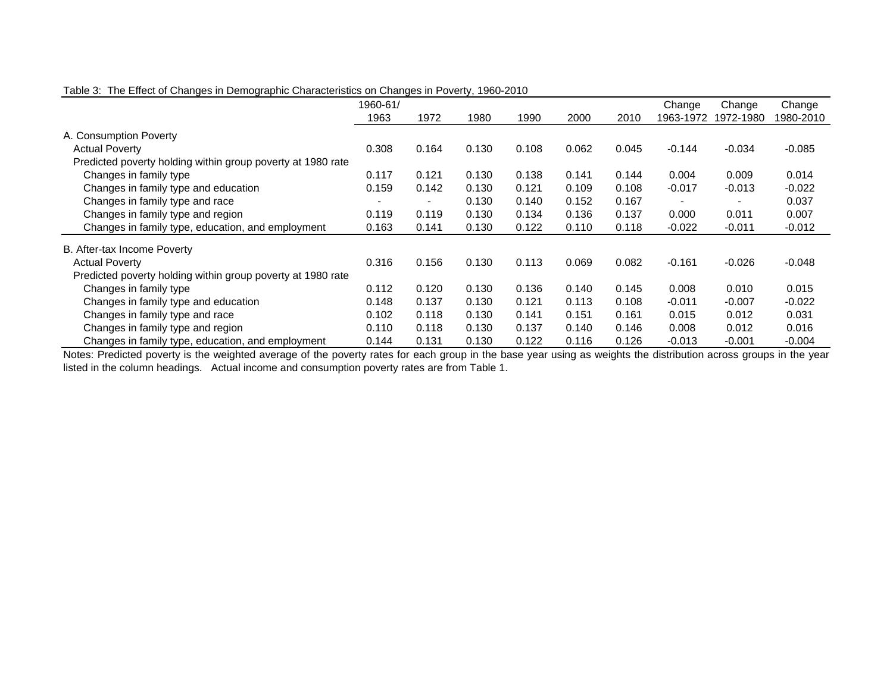Table 3: The Effect of Changes in Demographic Characteristics on Changes in Poverty, 1960-2010

| | 1960-61/ 1963 | 1972 | 1980 | 1990 | 2000 | 2010 | Change 1963-1972 | Change 1972-1980 | Change 1980-2010 |
|---|---|---|---|---|---|---|---|---|---|
| A. Consumption Poverty | | | | | | | | | |
| Actual Poverty | 0.308 | 0.164 | 0.130 | 0.108 | 0.062 | 0.045 | -0.144 | -0.034 | -0.085 |
| Predicted poverty holding within group poverty at 1980 rate | | | | | | | | | |
| Changes in family type | 0.117 | 0.121 | 0.130 | 0.138 | 0.141 | 0.144 | 0.004 | 0.009 | 0.014 |
| Changes in family type and education | 0.159 | 0.142 | 0.130 | 0.121 | 0.109 | 0.108 | -0.017 | -0.013 | -0.022 |
| Changes in family type and race | - | - | 0.130 | 0.140 | 0.152 | 0.167 | - | - | 0.037 |
| Changes in family type and region | 0.119 | 0.119 | 0.130 | 0.134 | 0.136 | 0.137 | 0.000 | 0.011 | 0.007 |
| Changes in family type, education, and employment | 0.163 | 0.141 | 0.130 | 0.122 | 0.110 | 0.118 | -0.022 | -0.011 | -0.012 |
| B. After-tax Income Poverty | | | | | | | | | |
| Actual Poverty | 0.316 | 0.156 | 0.130 | 0.113 | 0.069 | 0.082 | -0.161 | -0.026 | -0.048 |
| Predicted poverty holding within group poverty at 1980 rate | | | | | | | | | |
| Changes in family type | 0.112 | 0.120 | 0.130 | 0.136 | 0.140 | 0.145 | 0.008 | 0.010 | 0.015 |
| Changes in family type and education | 0.148 | 0.137 | 0.130 | 0.121 | 0.113 | 0.108 | -0.011 | -0.007 | -0.022 |
| Changes in family type and race | 0.102 | 0.118 | 0.130 | 0.141 | 0.151 | 0.161 | 0.015 | 0.012 | 0.031 |
| Changes in family type and region | 0.110 | 0.118 | 0.130 | 0.137 | 0.140 | 0.146 | 0.008 | 0.012 | 0.016 |
| Changes in family type, education, and employment | 0.144 | 0.131 | 0.130 | 0.122 | 0.116 | 0.126 | -0.013 | -0.001 | -0.004 |

Notes: Predicted poverty is the weighted average of the poverty rates for each group in the base year using as weights the distribution across groups in the year listed in the column headings. Actual income and consumption poverty rates are from Table 1.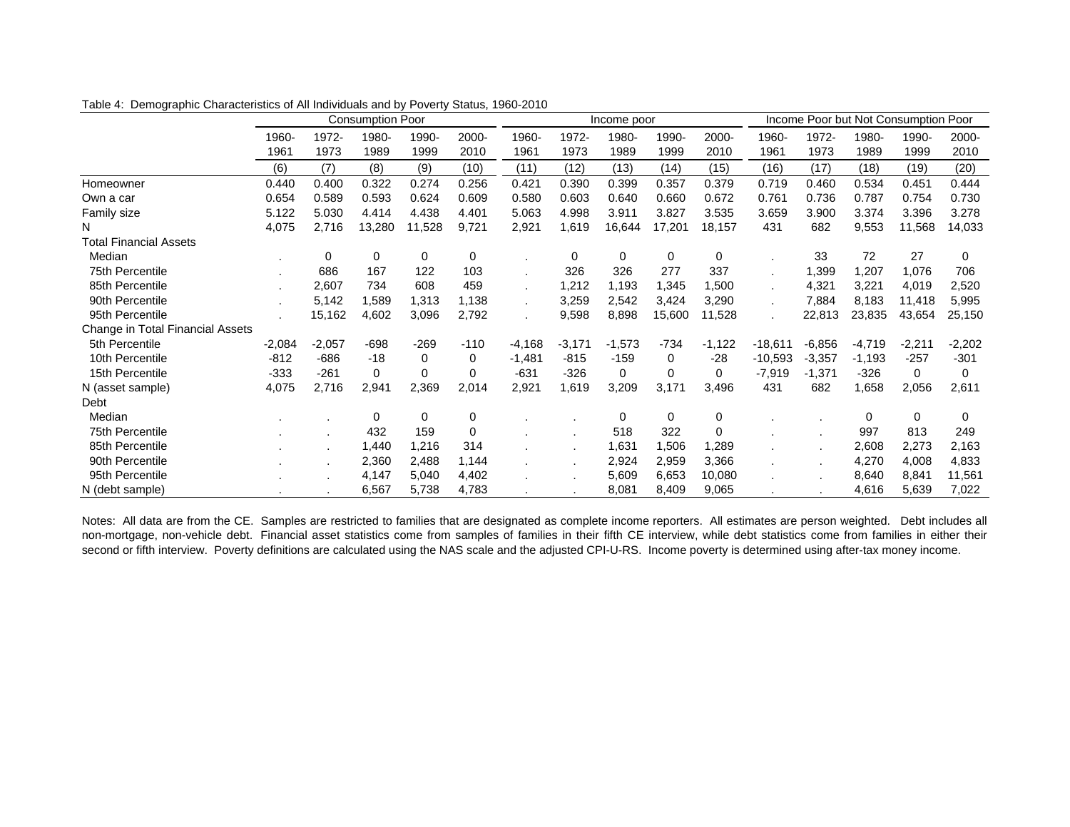Table 4: Demographic Characteristics of All Individuals and by Poverty Status, 1960-2010

| | Consumption Poor | | | | | Income poor | | | | | Income Poor but Not Consumption Poor | | | | |
|---|---|---|---|---|---|---|---|---|---|---|---|---|---|---|---|
| | 1960-1961 | 1972-1973 | 1980-1989 | 1990-1999 | 2000-2010 | 1960-1961 | 1972-1973 | 1980-1989 | 1990-1999 | 2000-2010 | 1960-1961 | 1972-1973 | 1980-1989 | 1990-1999 | 2000-2010 |
| | (6) | (7) | (8) | (9) | (10) | (11) | (12) | (13) | (14) | (15) | (16) | (17) | (18) | (19) | (20) |
| Homeowner | 0.440 | 0.400 | 0.322 | 0.274 | 0.256 | 0.421 | 0.390 | 0.399 | 0.357 | 0.379 | 0.719 | 0.460 | 0.534 | 0.451 | 0.444 |
| Own a car | 0.654 | 0.589 | 0.593 | 0.624 | 0.609 | 0.580 | 0.603 | 0.640 | 0.660 | 0.672 | 0.761 | 0.736 | 0.787 | 0.754 | 0.730 |
| Family size | 5.122 | 5.030 | 4.414 | 4.438 | 4.401 | 5.063 | 4.998 | 3.911 | 3.827 | 3.535 | 3.659 | 3.900 | 3.374 | 3.396 | 3.278 |
| N | 4,075 | 2,716 | 13,280 | 11,528 | 9,721 | 2,921 | 1,619 | 16,644 | 17,201 | 18,157 | 431 | 682 | 9,553 | 11,568 | 14,033 |
| Total Financial Assets | | | | | | | | | | | | | | | |
| Median | . | 0 | 0 | 0 | 0 | . | 0 | 0 | 0 | 0 | . | 33 | 72 | 27 | 0 |
| 75th Percentile | . | 686 | 167 | 122 | 103 | . | 326 | 326 | 277 | 337 | . | 1,399 | 1,207 | 1,076 | 706 |
| 85th Percentile | . | 2,607 | 734 | 608 | 459 | . | 1,212 | 1,193 | 1,345 | 1,500 | . | 4,321 | 3,221 | 4,019 | 2,520 |
| 90th Percentile | . | 5,142 | 1,589 | 1,313 | 1,138 | . | 3,259 | 2,542 | 3,424 | 3,290 | . | 7,884 | 8,183 | 11,418 | 5,995 |
| 95th Percentile | . | 15,162 | 4,602 | 3,096 | 2,792 | . | 9,598 | 8,898 | 15,600 | 11,528 | . | 22,813 | 23,835 | 43,654 | 25,150 |
| Change in Total Financial Assets | | | | | | | | | | | | | | | |
| 5th Percentile | -2,084 | -2,057 | -698 | -269 | -110 | -4,168 | -3,171 | -1,573 | -734 | -1,122 | -18,611 | -6,856 | -4,719 | -2,211 | -2,202 |
| 10th Percentile | -812 | -686 | -18 | 0 | 0 | -1,481 | -815 | -159 | 0 | -28 | -10,593 | -3,357 | -1,193 | -257 | -301 |
| 15th Percentile | -333 | -261 | 0 | 0 | 0 | -631 | -326 | 0 | 0 | 0 | -7,919 | -1,371 | -326 | 0 | 0 |
| N (asset sample) | 4,075 | 2,716 | 2,941 | 2,369 | 2,014 | 2,921 | 1,619 | 3,209 | 3,171 | 3,496 | 431 | 682 | 1,658 | 2,056 | 2,611 |
| Debt | | | | | | | | | | | | | | | |
| Median | . | . | 0 | 0 | 0 | . | . | 0 | 0 | 0 | . | . | 0 | 0 | 0 |
| 75th Percentile | . | . | 432 | 159 | 0 | . | . | 518 | 322 | 0 | . | . | 997 | 813 | 249 |
| 85th Percentile | . | . | 1,440 | 1,216 | 314 | . | . | 1,631 | 1,506 | 1,289 | . | . | 2,608 | 2,273 | 2,163 |
| 90th Percentile | . | . | 2,360 | 2,488 | 1,144 | . | . | 2,924 | 2,959 | 3,366 | . | . | 4,270 | 4,008 | 4,833 |
| 95th Percentile | . | . | 4,147 | 5,040 | 4,402 | . | . | 5,609 | 6,653 | 10,080 | . | . | 8,640 | 8,841 | 11,561 |
| N (debt sample) | . | . | 6,567 | 5,738 | 4,783 | . | . | 8,081 | 8,409 | 9,065 | . | . | 4,616 | 5,639 | 7,022 |

Notes: All data are from the CE. Samples are restricted to families that are designated as complete income reporters. All estimates are person weighted. Debt includes all non-mortgage, non-vehicle debt. Financial asset statistics come from samples of families in their fifth CE interview, while debt statistics come from families in either their second or fifth interview. Poverty definitions are calculated using the NAS scale and the adjusted CPI-U-RS. Income poverty is determined using after-tax money income.